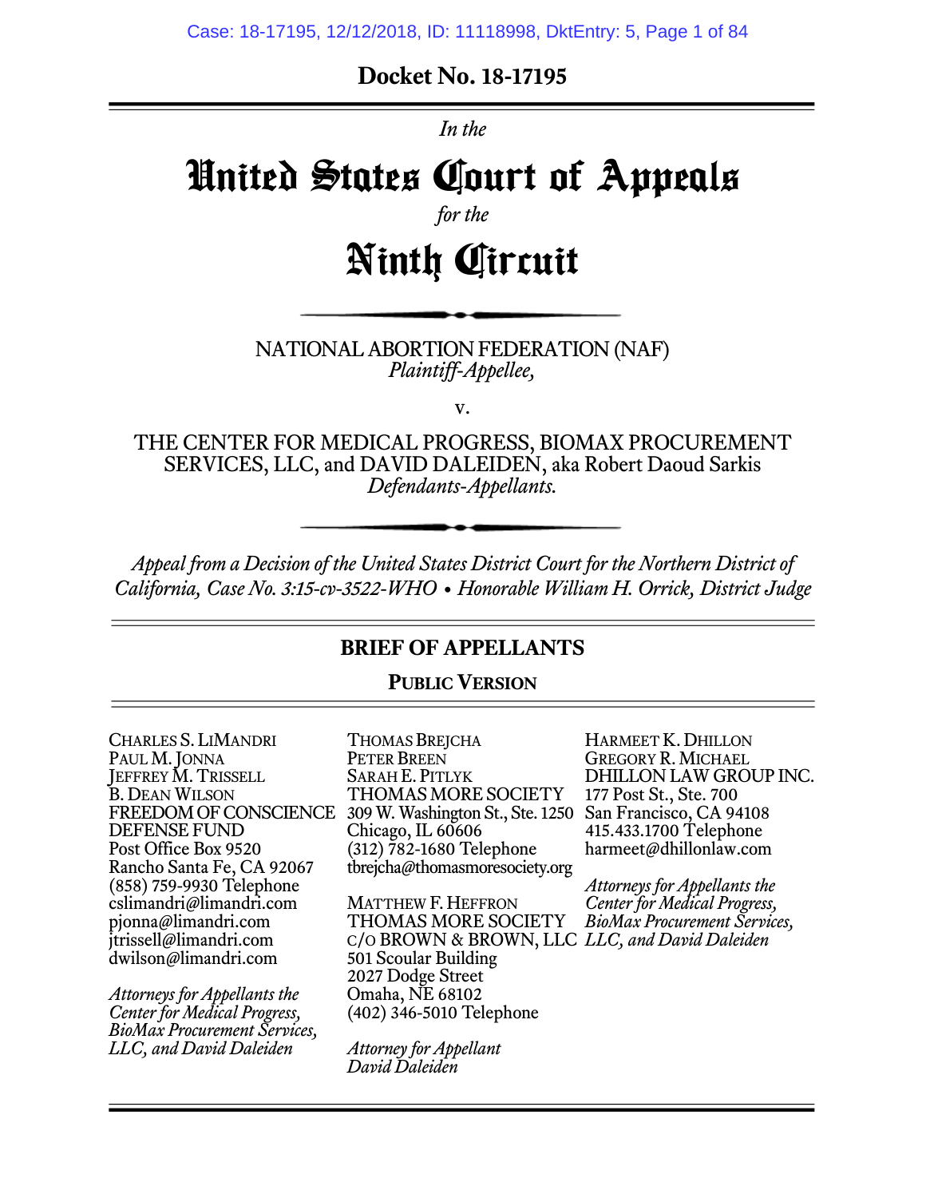**Docket No. 18-17195**

*In the*

# United States Court of Appeals

*for the*

# Ninth Circuit

NATIONAL ABORTION FEDERATION (NAF)
*Plaintiff-Appellee,*

v.

THE CENTER FOR MEDICAL PROGRESS, BIOMAX PROCUREMENT SERVICES, LLC, and DAVID DALEIDEN, aka Robert Daoud Sarkis
*Defendants-Appellants.*

*Appeal from a Decision of the United States District Court for the Northern District of California, Case No. 3:15-cv-3522-WHO • Honorable William H. Orrick, District Judge*

## BRIEF OF APPELLANTS

**PUBLIC VERSION**

CHARLES S. LIMANDRI
PAUL M. JONNA
JEFFREY M. TRISSELL
B. DEAN WILSON
FREEDOM OF CONSCIENCE DEFENSE FUND
Post Office Box 9520
Rancho Santa Fe, CA 92067
(858) 759-9930 Telephone
cslimandri@limandri.com
pjonna@limandri.com
jtrissell@limandri.com
dwilson@limandri.com

*Attorneys for Appellants the Center for Medical Progress, BioMax Procurement Services, LLC, and David Daleiden*

THOMAS BREJCHA
PETER BREEN
SARAH E. PITLYK
THOMAS MORE SOCIETY
309 W. Washington St., Ste. 1250
Chicago, IL 60606
(312) 782-1680 Telephone
tbrejcha@thomasmoresociety.org

MATTHEW F. HEFFRON
THOMAS MORE SOCIETY
C/O BROWN & BROWN, LLC
501 Scoular Building
2027 Dodge Street
Omaha, NE 68102
(402) 346-5010 Telephone

*Attorney for Appellant David Daleiden*

HARMEET K. DHILLON
GREGORY R. MICHAEL
DHILLON LAW GROUP INC.
177 Post St., Ste. 700
San Francisco, CA 94108
415.433.1700 Telephone
harmeet@dhillonlaw.com

*Attorneys for Appellants the Center for Medical Progress, BioMax Procurement Services, LLC, and David Daleiden*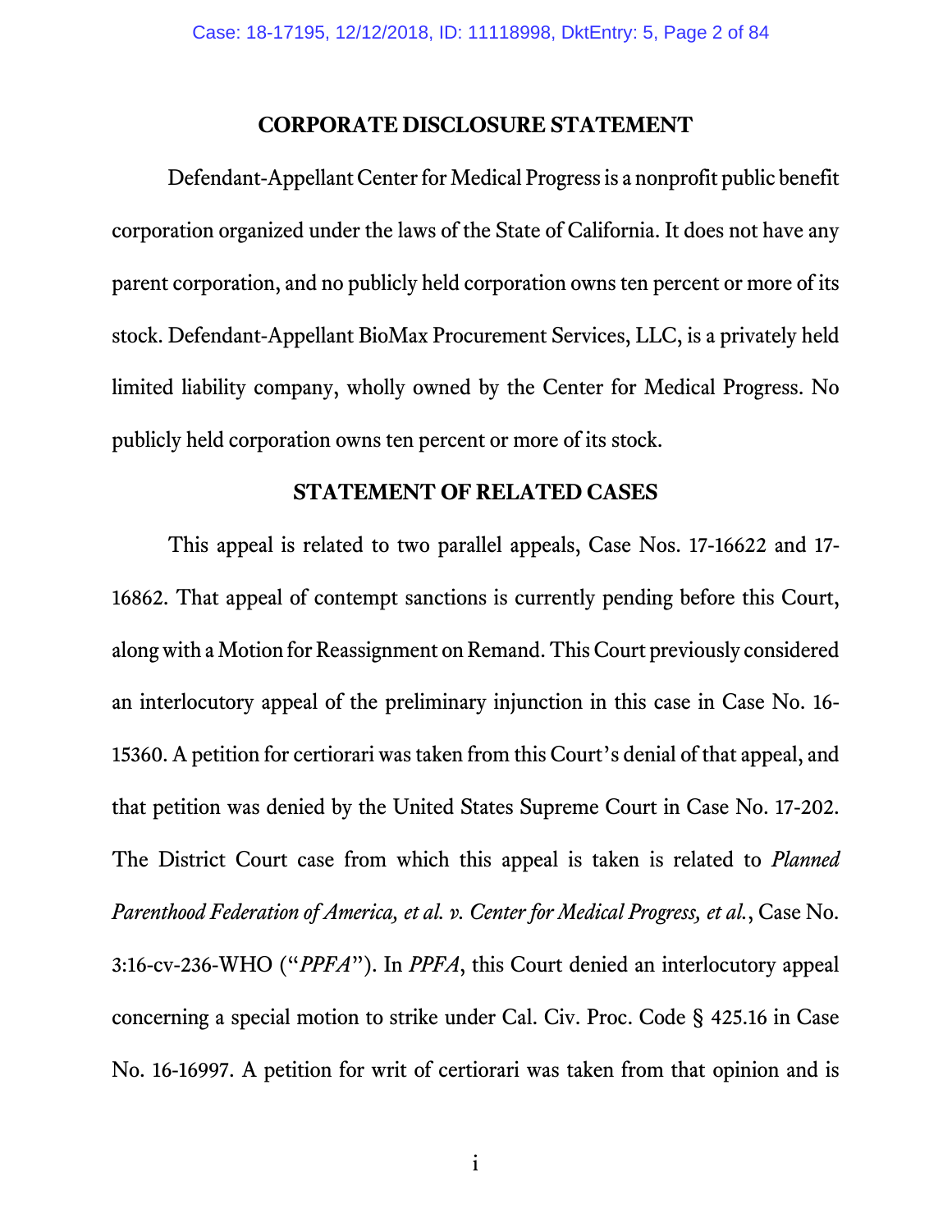## CORPORATE DISCLOSURE STATEMENT

Defendant-Appellant Center for Medical Progress is a nonprofit public benefit corporation organized under the laws of the State of California. It does not have any parent corporation, and no publicly held corporation owns ten percent or more of its stock. Defendant-Appellant BioMax Procurement Services, LLC, is a privately held limited liability company, wholly owned by the Center for Medical Progress. No publicly held corporation owns ten percent or more of its stock.

## STATEMENT OF RELATED CASES

This appeal is related to two parallel appeals, Case Nos. 17-16622 and 17-16862. That appeal of contempt sanctions is currently pending before this Court, along with a Motion for Reassignment on Remand. This Court previously considered an interlocutory appeal of the preliminary injunction in this case in Case No. 16-15360. A petition for certiorari was taken from this Court's denial of that appeal, and that petition was denied by the United States Supreme Court in Case No. 17-202. The District Court case from which this appeal is taken is related to *Planned Parenthood Federation of America, et al. v. Center for Medical Progress, et al.*, Case No. 3:16-cv-236-WHO ("*PPFA*"). In *PPFA*, this Court denied an interlocutory appeal concerning a special motion to strike under Cal. Civ. Proc. Code § 425.16 in Case No. 16-16997. A petition for writ of certiorari was taken from that opinion and is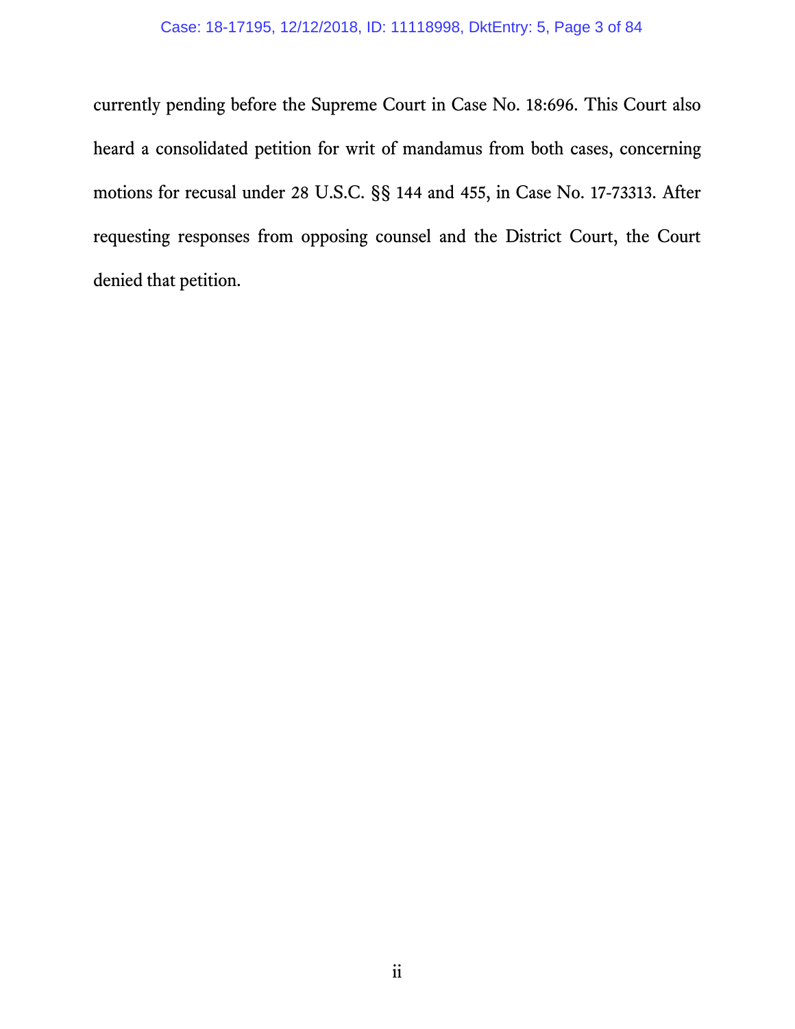currently pending before the Supreme Court in Case No. 18:696. This Court also heard a consolidated petition for writ of mandamus from both cases, concerning motions for recusal under 28 U.S.C. §§ 144 and 455, in Case No. 17-73313. After requesting responses from opposing counsel and the District Court, the Court denied that petition.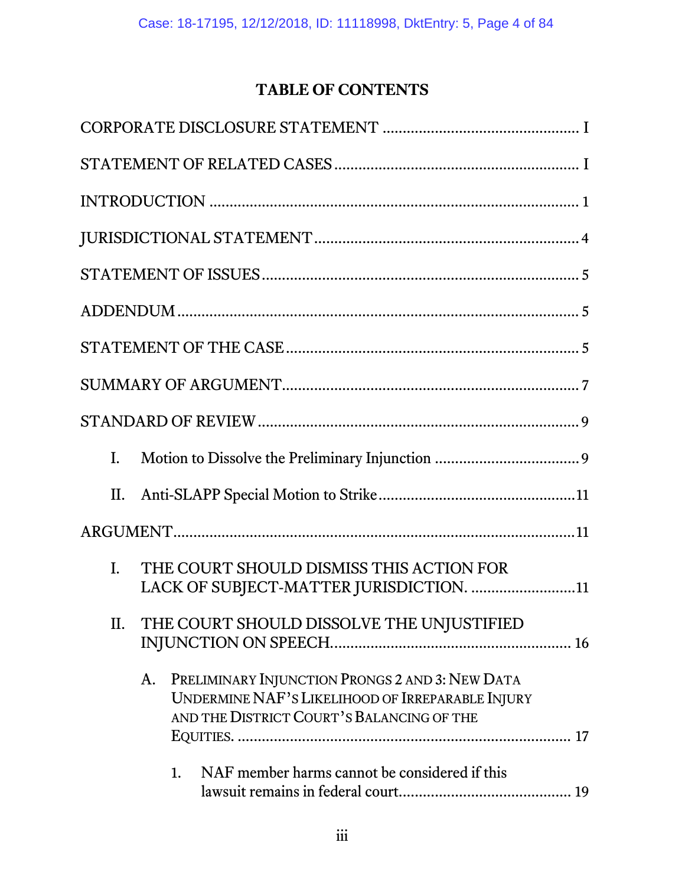# TABLE OF CONTENTS

CORPORATE DISCLOSURE STATEMENT ................................................ I

STATEMENT OF RELATED CASES ............................................................ I

INTRODUCTION ........................................................................................... 1

JURISDICTIONAL STATEMENT .................................................................. 4

STATEMENT OF ISSUES ............................................................................. 5

ADDENDUM .................................................................................................. 5

STATEMENT OF THE CASE ........................................................................ 5

SUMMARY OF ARGUMENT ........................................................................ 7

STANDARD OF REVIEW ............................................................................... 9

- I. Motion to Dissolve the Preliminary Injunction .................................... 9
- II. Anti-SLAPP Special Motion to Strike ................................................. 11

ARGUMENT ................................................................................................... 11

- I. THE COURT SHOULD DISMISS THIS ACTION FOR LACK OF SUBJECT-MATTER JURISDICTION. .......................... 11
- II. THE COURT SHOULD DISSOLVE THE UNJUSTIFIED INJUNCTION ON SPEECH. .......................................................... 16
  - A. PRELIMINARY INJUNCTION PRONGS 2 AND 3: NEW DATA UNDERMINE NAF'S LIKELIHOOD OF IRREPARABLE INJURY AND THE DISTRICT COURT'S BALANCING OF THE EQUITIES. ................................................................................ 17
    - 1. NAF member harms cannot be considered if this lawsuit remains in federal court. ......................................... 19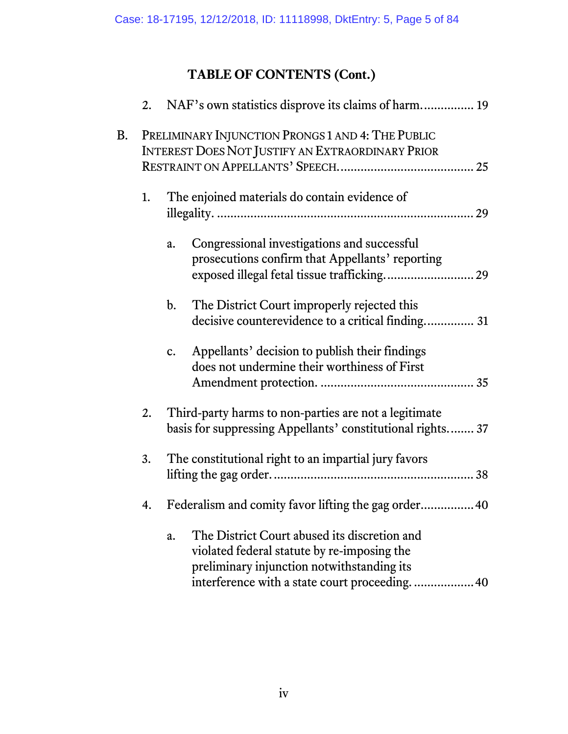## TABLE OF CONTENTS (Cont.)

2. NAF's own statistics disprove its claims of harm. ............... 19

B. PRELIMINARY INJUNCTION PRONGS 1 AND 4: THE PUBLIC INTEREST DOES NOT JUSTIFY AN EXTRAORDINARY PRIOR RESTRAINT ON APPELLANTS' SPEECH. ....................................... 25

1. The enjoined materials do contain evidence of illegality. ........................................................................... 29

   a. Congressional investigations and successful prosecutions confirm that Appellants' reporting exposed illegal fetal tissue trafficking. ......................... 29

   b. The District Court improperly rejected this decisive counterevidence to a critical finding. ............. 31

   c. Appellants' decision to publish their findings does not undermine their worthiness of First Amendment protection. ............................................. 35

2. Third-party harms to non-parties are not a legitimate basis for suppressing Appellants' constitutional rights. ....... 37

3. The constitutional right to an impartial jury favors lifting the gag order. .......................................................... 38

4. Federalism and comity favor lifting the gag order ............... 40

   a. The District Court abused its discretion and violated federal statute by re-imposing the preliminary injunction notwithstanding its interference with a state court proceeding. .................. 40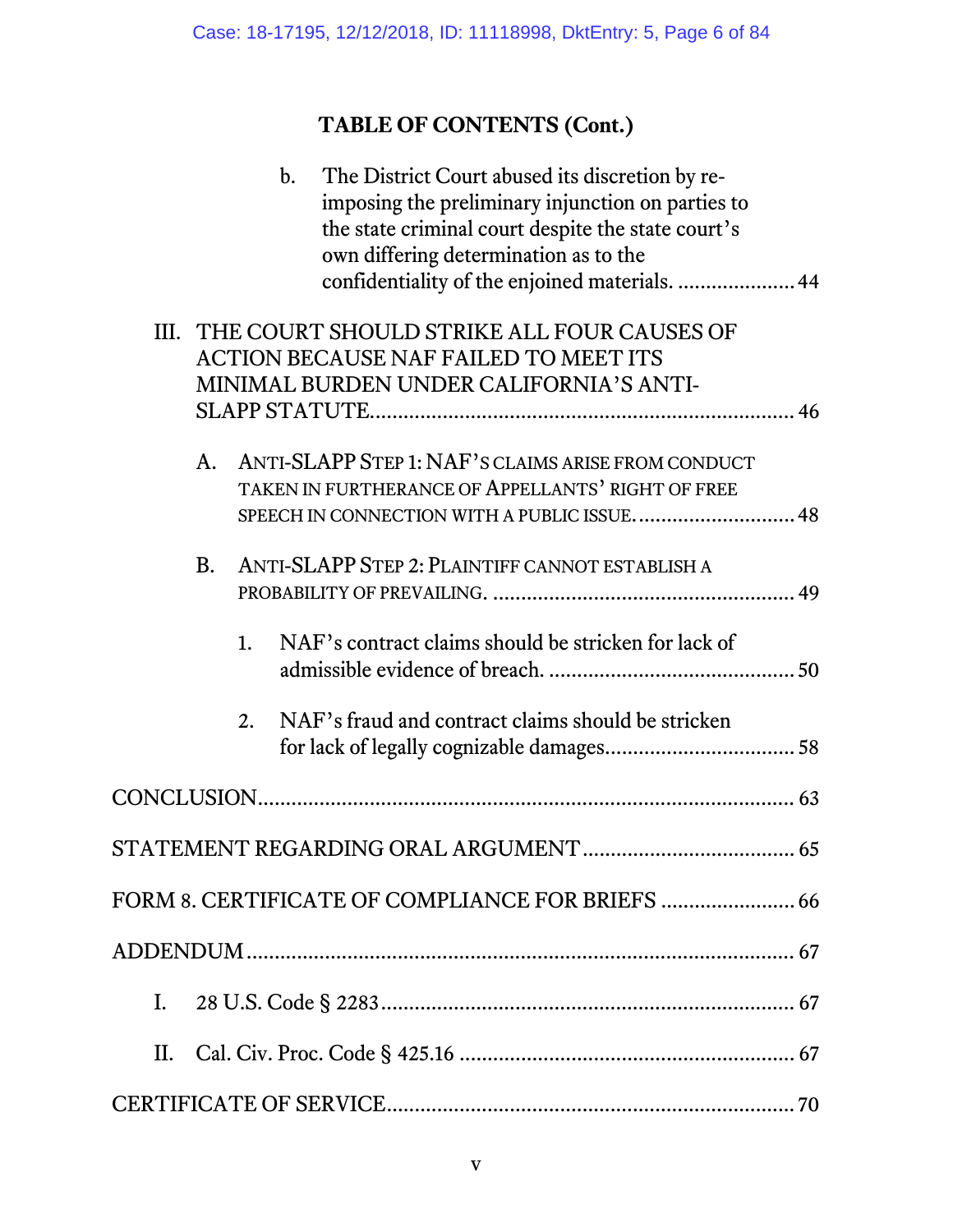## TABLE OF CONTENTS (Cont.)

b. The District Court abused its discretion by re-imposing the preliminary injunction on parties to the state criminal court despite the state court's own differing determination as to the confidentiality of the enjoined materials. .................... 44

III. THE COURT SHOULD STRIKE ALL FOUR CAUSES OF ACTION BECAUSE NAF FAILED TO MEET ITS MINIMAL BURDEN UNDER CALIFORNIA'S ANTI-SLAPP STATUTE. .................................................................... 46

A. ANTI-SLAPP STEP 1: NAF'S CLAIMS ARISE FROM CONDUCT TAKEN IN FURTHERANCE OF APPELLANTS' RIGHT OF FREE SPEECH IN CONNECTION WITH A PUBLIC ISSUE. .......................... 48

B. ANTI-SLAPP STEP 2: PLAINTIFF CANNOT ESTABLISH A PROBABILITY OF PREVAILING. .................................................... 49

1. NAF's contract claims should be stricken for lack of admissible evidence of breach. .......................................... 50

2. NAF's fraud and contract claims should be stricken for lack of legally cognizable damages................................ 58

CONCLUSION........................................................................................... 63

STATEMENT REGARDING ORAL ARGUMENT .................................... 65

FORM 8. CERTIFICATE OF COMPLIANCE FOR BRIEFS ...................... 66

ADDENDUM ............................................................................................. 67

I. 28 U.S. Code § 2283 ................................................................... 67

II. Cal. Civ. Proc. Code § 425.16 ...................................................... 67

CERTIFICATE OF SERVICE...................................................................... 70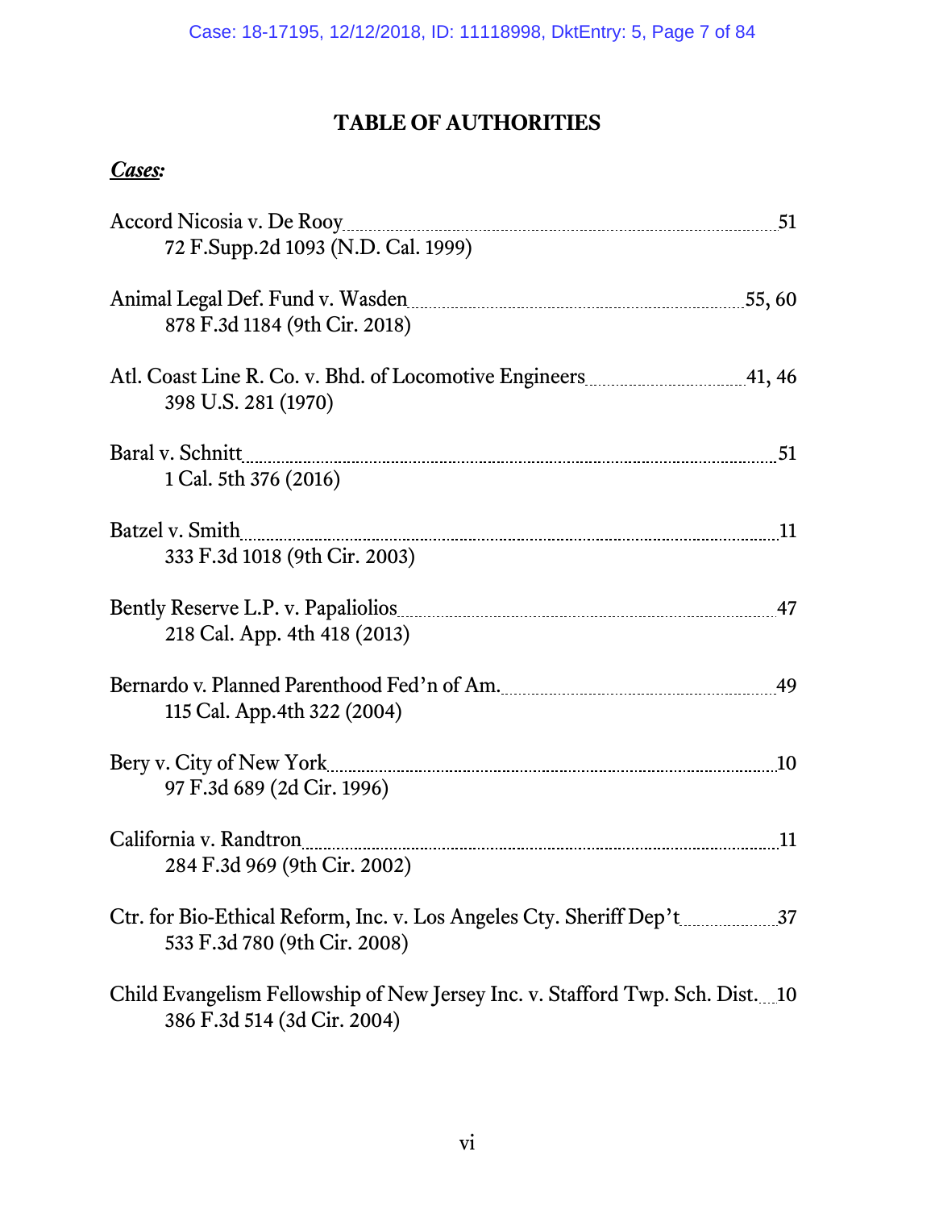# TABLE OF AUTHORITIES

***Cases:***

Accord Nicosia v. De Rooy ........................................................ 51
72 F.Supp.2d 1093 (N.D. Cal. 1999)

Animal Legal Def. Fund v. Wasden ........................................................ 55, 60
878 F.3d 1184 (9th Cir. 2018)

Atl. Coast Line R. Co. v. Bhd. of Locomotive Engineers ........................................................ 41, 46
398 U.S. 281 (1970)

Baral v. Schnitt ........................................................ 51
1 Cal. 5th 376 (2016)

Batzel v. Smith ........................................................ 11
333 F.3d 1018 (9th Cir. 2003)

Bently Reserve L.P. v. Papaliolios ........................................................ 47
218 Cal. App. 4th 418 (2013)

Bernardo v. Planned Parenthood Fed'n of Am. ........................................................ 49
115 Cal. App.4th 322 (2004)

Bery v. City of New York ........................................................ 10
97 F.3d 689 (2d Cir. 1996)

California v. Randtron ........................................................ 11
284 F.3d 969 (9th Cir. 2002)

Ctr. for Bio-Ethical Reform, Inc. v. Los Angeles Cty. Sheriff Dep't ........................................................ 37
533 F.3d 780 (9th Cir. 2008)

Child Evangelism Fellowship of New Jersey Inc. v. Stafford Twp. Sch. Dist. ........................................................ 10
386 F.3d 514 (3d Cir. 2004)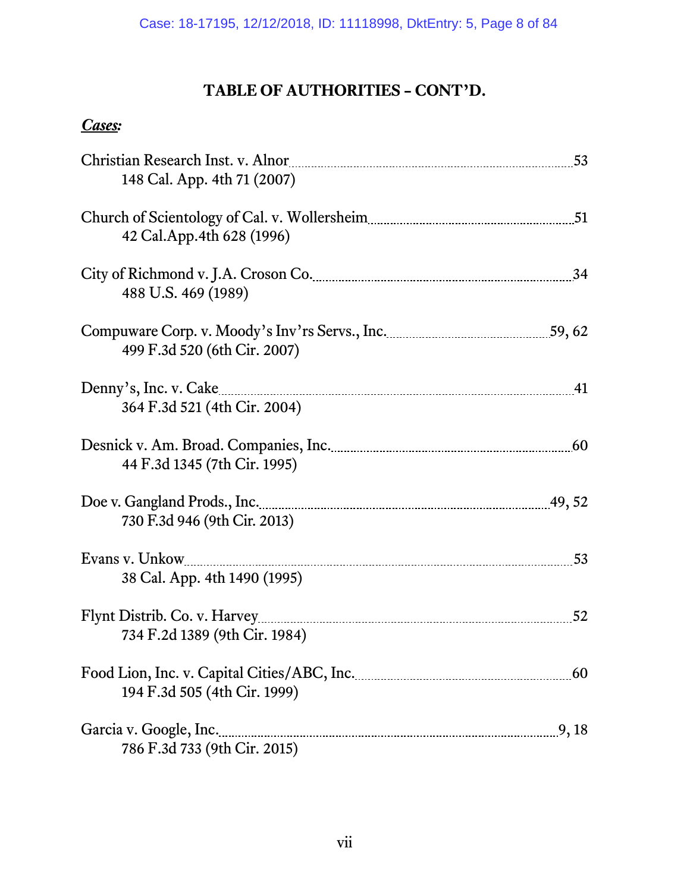## TABLE OF AUTHORITIES – CONT'D.

***Cases:***

Christian Research Inst. v. Alnor ........................................ 53
  148 Cal. App. 4th 71 (2007)

Church of Scientology of Cal. v. Wollersheim ........................................ 51
  42 Cal.App.4th 628 (1996)

City of Richmond v. J.A. Croson Co. ........................................ 34
  488 U.S. 469 (1989)

Compuware Corp. v. Moody's Inv'rs Servs., Inc. ........................................ 59, 62
  499 F.3d 520 (6th Cir. 2007)

Denny's, Inc. v. Cake ........................................ 41
  364 F.3d 521 (4th Cir. 2004)

Desnick v. Am. Broad. Companies, Inc. ........................................ 60
  44 F.3d 1345 (7th Cir. 1995)

Doe v. Gangland Prods., Inc. ........................................ 49, 52
  730 F.3d 946 (9th Cir. 2013)

Evans v. Unkow ........................................ 53
  38 Cal. App. 4th 1490 (1995)

Flynt Distrib. Co. v. Harvey ........................................ 52
  734 F.2d 1389 (9th Cir. 1984)

Food Lion, Inc. v. Capital Cities/ABC, Inc. ........................................ 60
  194 F.3d 505 (4th Cir. 1999)

Garcia v. Google, Inc. ........................................ 9, 18
  786 F.3d 733 (9th Cir. 2015)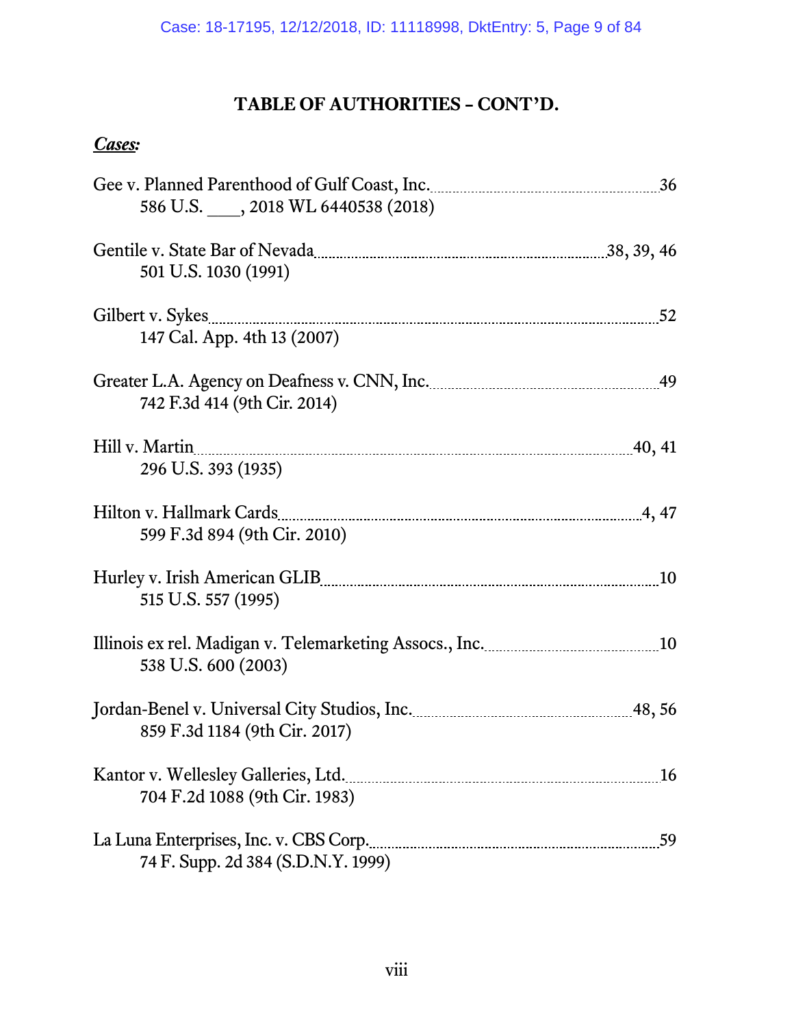## TABLE OF AUTHORITIES – CONT'D.

***Cases:***

Gee v. Planned Parenthood of Gulf Coast, Inc. .......... 36
586 U.S. ___, 2018 WL 6440538 (2018)

Gentile v. State Bar of Nevada .......... 38, 39, 46
501 U.S. 1030 (1991)

Gilbert v. Sykes .......... 52
147 Cal. App. 4th 13 (2007)

Greater L.A. Agency on Deafness v. CNN, Inc. .......... 49
742 F.3d 414 (9th Cir. 2014)

Hill v. Martin .......... 40, 41
296 U.S. 393 (1935)

Hilton v. Hallmark Cards .......... 4, 47
599 F.3d 894 (9th Cir. 2010)

Hurley v. Irish American GLIB .......... 10
515 U.S. 557 (1995)

Illinois ex rel. Madigan v. Telemarketing Assocs., Inc. .......... 10
538 U.S. 600 (2003)

Jordan-Benel v. Universal City Studios, Inc. .......... 48, 56
859 F.3d 1184 (9th Cir. 2017)

Kantor v. Wellesley Galleries, Ltd. .......... 16
704 F.2d 1088 (9th Cir. 1983)

La Luna Enterprises, Inc. v. CBS Corp. .......... 59
74 F. Supp. 2d 384 (S.D.N.Y. 1999)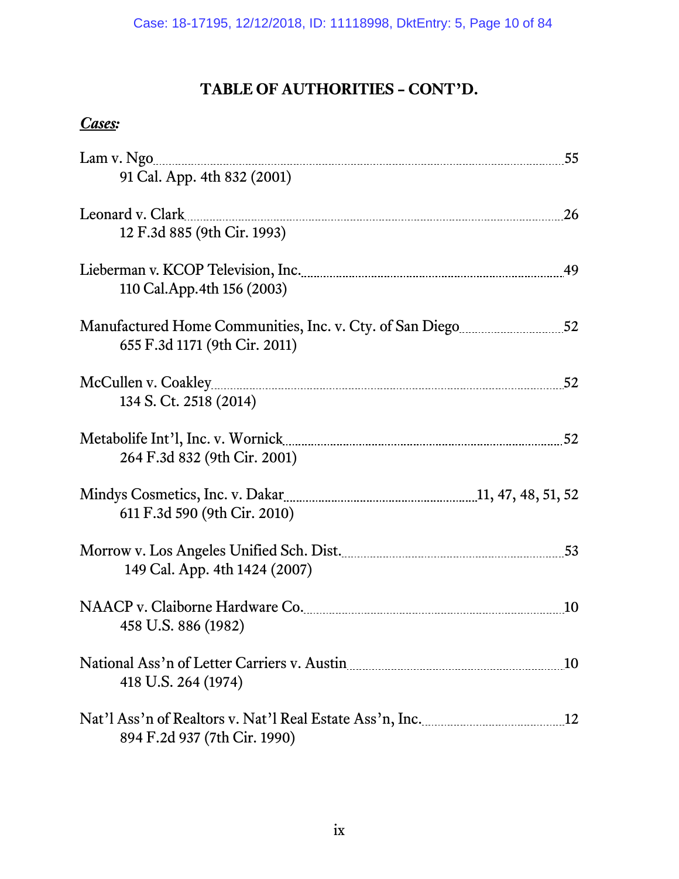## TABLE OF AUTHORITIES – CONT'D.

***Cases:***

Lam v. Ngo .......... 55
    91 Cal. App. 4th 832 (2001)

Leonard v. Clark .......... 26
    12 F.3d 885 (9th Cir. 1993)

Lieberman v. KCOP Television, Inc. .......... 49
    110 Cal.App.4th 156 (2003)

Manufactured Home Communities, Inc. v. Cty. of San Diego .......... 52
    655 F.3d 1171 (9th Cir. 2011)

McCullen v. Coakley .......... 52
    134 S. Ct. 2518 (2014)

Metabolife Int'l, Inc. v. Wornick .......... 52
    264 F.3d 832 (9th Cir. 2001)

Mindys Cosmetics, Inc. v. Dakar .......... 11, 47, 48, 51, 52
    611 F.3d 590 (9th Cir. 2010)

Morrow v. Los Angeles Unified Sch. Dist. .......... 53
    149 Cal. App. 4th 1424 (2007)

NAACP v. Claiborne Hardware Co. .......... 10
    458 U.S. 886 (1982)

National Ass'n of Letter Carriers v. Austin .......... 10
    418 U.S. 264 (1974)

Nat'l Ass'n of Realtors v. Nat'l Real Estate Ass'n, Inc. .......... 12
    894 F.2d 937 (7th Cir. 1990)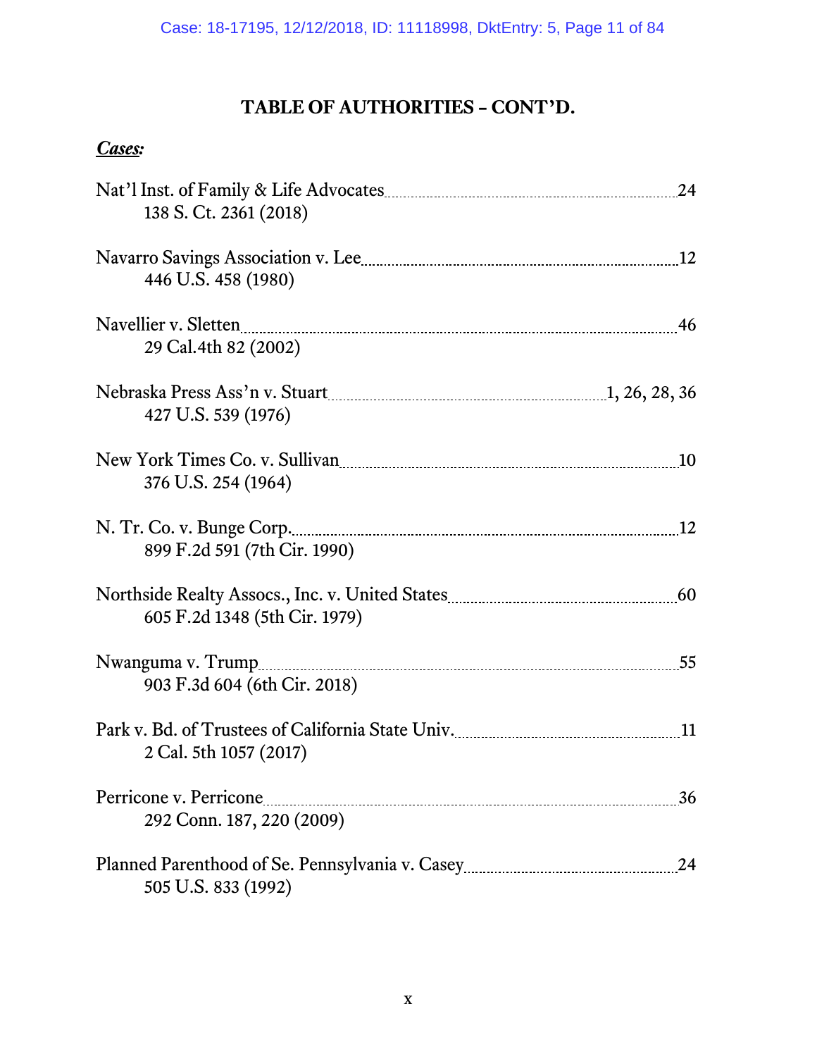## TABLE OF AUTHORITIES – CONT'D.

***Cases:***

Nat'l Inst. of Family & Life Advocates ..... 24
138 S. Ct. 2361 (2018)

Navarro Savings Association v. Lee ..... 12
446 U.S. 458 (1980)

Navellier v. Sletten ..... 46
29 Cal.4th 82 (2002)

Nebraska Press Ass'n v. Stuart ..... 1, 26, 28, 36
427 U.S. 539 (1976)

New York Times Co. v. Sullivan ..... 10
376 U.S. 254 (1964)

N. Tr. Co. v. Bunge Corp. ..... 12
899 F.2d 591 (7th Cir. 1990)

Northside Realty Assocs., Inc. v. United States ..... 60
605 F.2d 1348 (5th Cir. 1979)

Nwanguma v. Trump ..... 55
903 F.3d 604 (6th Cir. 2018)

Park v. Bd. of Trustees of California State Univ. ..... 11
2 Cal. 5th 1057 (2017)

Perricone v. Perricone ..... 36
292 Conn. 187, 220 (2009)

Planned Parenthood of Se. Pennsylvania v. Casey ..... 24
505 U.S. 833 (1992)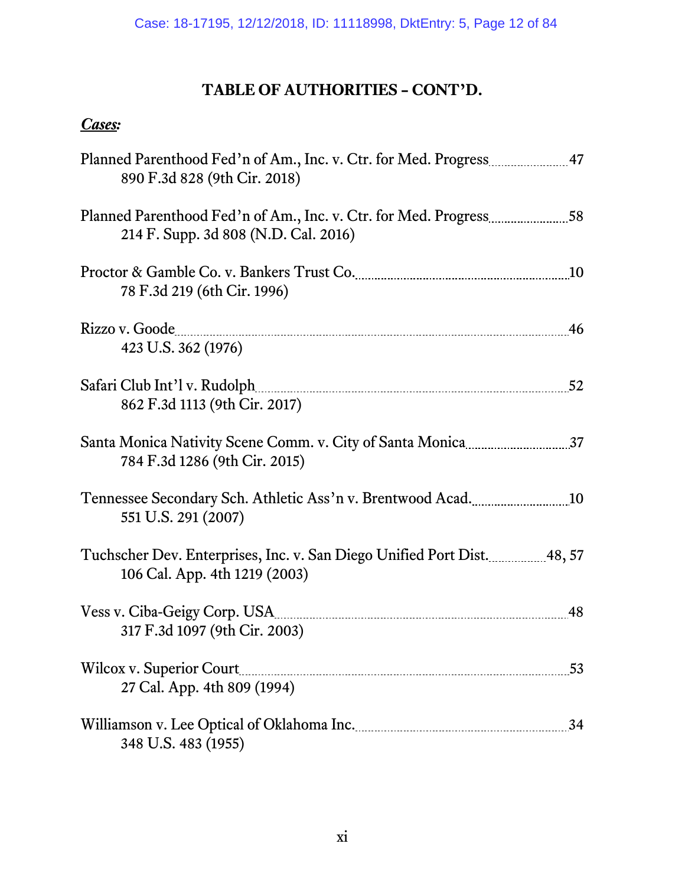# TABLE OF AUTHORITIES – CONT'D.

***Cases:***

Planned Parenthood Fed'n of Am., Inc. v. Ctr. for Med. Progress .......... 47
890 F.3d 828 (9th Cir. 2018)

Planned Parenthood Fed'n of Am., Inc. v. Ctr. for Med. Progress .......... 58
214 F. Supp. 3d 808 (N.D. Cal. 2016)

Proctor & Gamble Co. v. Bankers Trust Co. .......... 10
78 F.3d 219 (6th Cir. 1996)

Rizzo v. Goode .......... 46
423 U.S. 362 (1976)

Safari Club Int'l v. Rudolph .......... 52
862 F.3d 1113 (9th Cir. 2017)

Santa Monica Nativity Scene Comm. v. City of Santa Monica .......... 37
784 F.3d 1286 (9th Cir. 2015)

Tennessee Secondary Sch. Athletic Ass'n v. Brentwood Acad. .......... 10
551 U.S. 291 (2007)

Tuchscher Dev. Enterprises, Inc. v. San Diego Unified Port Dist. .......... 48, 57
106 Cal. App. 4th 1219 (2003)

Vess v. Ciba-Geigy Corp. USA .......... 48
317 F.3d 1097 (9th Cir. 2003)

Wilcox v. Superior Court .......... 53
27 Cal. App. 4th 809 (1994)

Williamson v. Lee Optical of Oklahoma Inc. .......... 34
348 U.S. 483 (1955)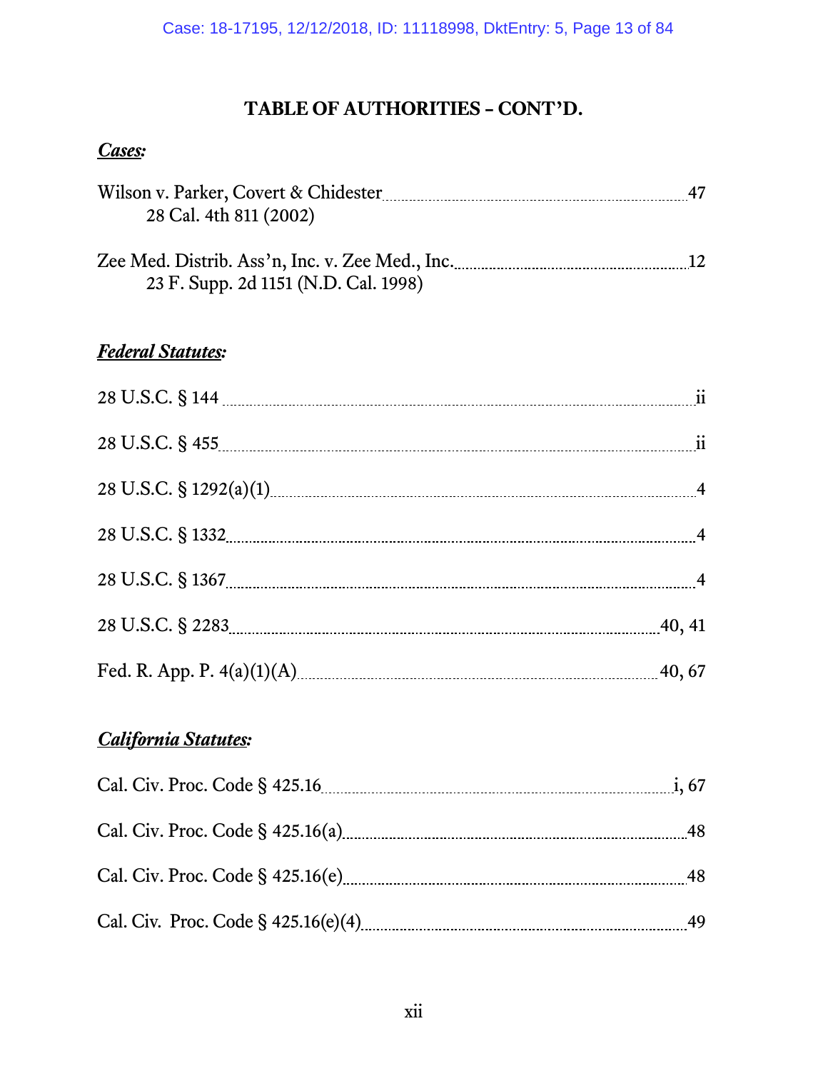# TABLE OF AUTHORITIES – CONT'D.

***Cases:***

Wilson v. Parker, Covert & Chidester ........................................ 47
    28 Cal. 4th 811 (2002)

Zee Med. Distrib. Ass'n, Inc. v. Zee Med., Inc. ........................................ 12
    23 F. Supp. 2d 1151 (N.D. Cal. 1998)

***Federal Statutes:***

28 U.S.C. § 144 ........................................ ii

28 U.S.C. § 455 ........................................ ii

28 U.S.C. § 1292(a)(1) ........................................ 4

28 U.S.C. § 1332 ........................................ 4

28 U.S.C. § 1367 ........................................ 4

28 U.S.C. § 2283 ........................................ 40, 41

Fed. R. App. P. 4(a)(1)(A) ........................................ 40, 67

***California Statutes:***

Cal. Civ. Proc. Code § 425.16 ........................................ i, 67

Cal. Civ. Proc. Code § 425.16(a) ........................................ 48

Cal. Civ. Proc. Code § 425.16(e) ........................................ 48

Cal. Civ. Proc. Code § 425.16(e)(4) ........................................ 49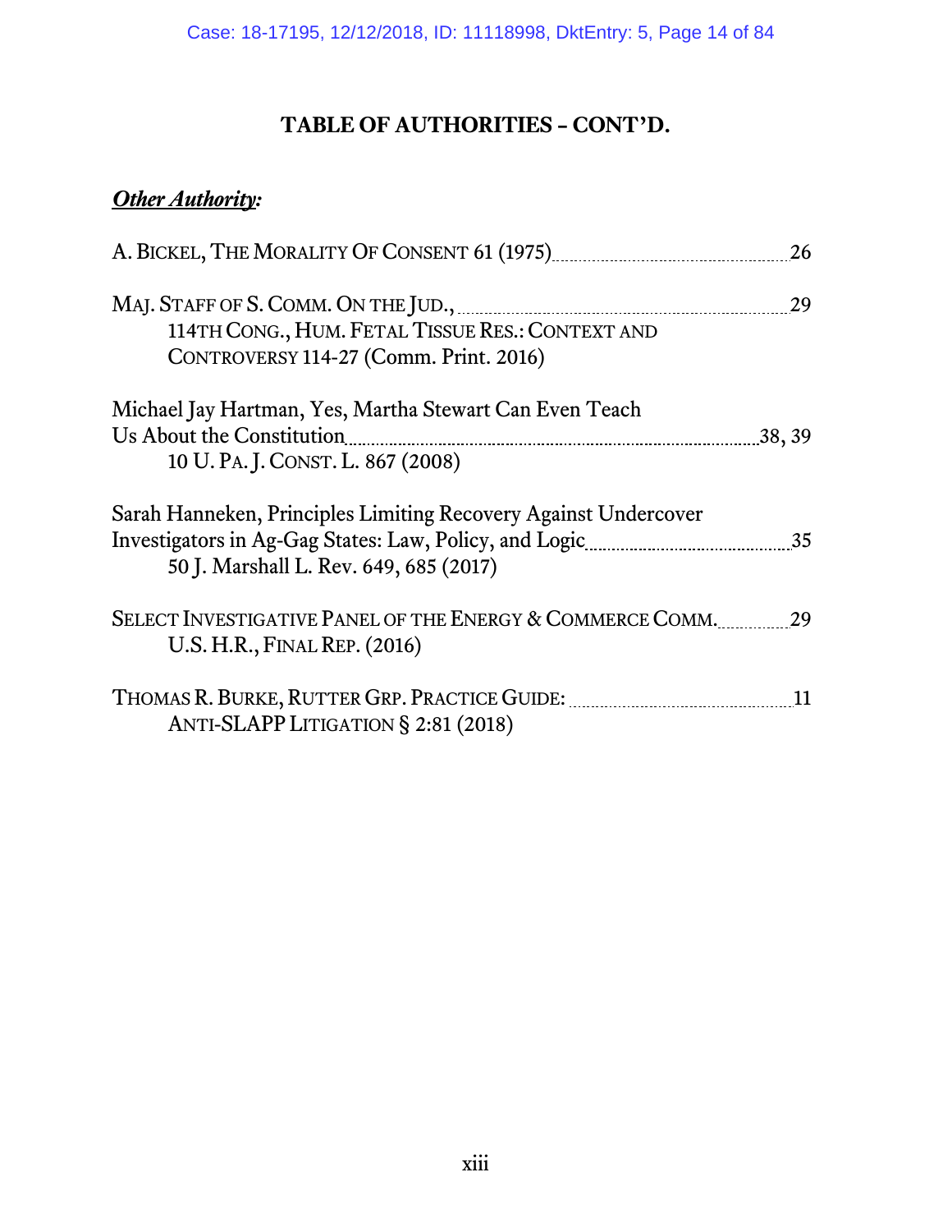# TABLE OF AUTHORITIES – CONT'D.

***Other Authority:***

A. BICKEL, THE MORALITY OF CONSENT 61 (1975) ........ 26

MAJ. STAFF OF S. COMM. ON THE JUD., ........ 29
114TH CONG., HUM. FETAL TISSUE RES.: CONTEXT AND CONTROVERSY 114-27 (Comm. Print. 2016)

Michael Jay Hartman, Yes, Martha Stewart Can Even Teach Us About the Constitution ........ 38, 39
10 U. PA. J. CONST. L. 867 (2008)

Sarah Hanneken, Principles Limiting Recovery Against Undercover Investigators in Ag-Gag States: Law, Policy, and Logic ........ 35
50 J. Marshall L. Rev. 649, 685 (2017)

SELECT INVESTIGATIVE PANEL OF THE ENERGY & COMMERCE COMM. ........ 29
U.S. H.R., FINAL REP. (2016)

THOMAS R. BURKE, RUTTER GRP. PRACTICE GUIDE: ........ 11
ANTI-SLAPP LITIGATION § 2:81 (2018)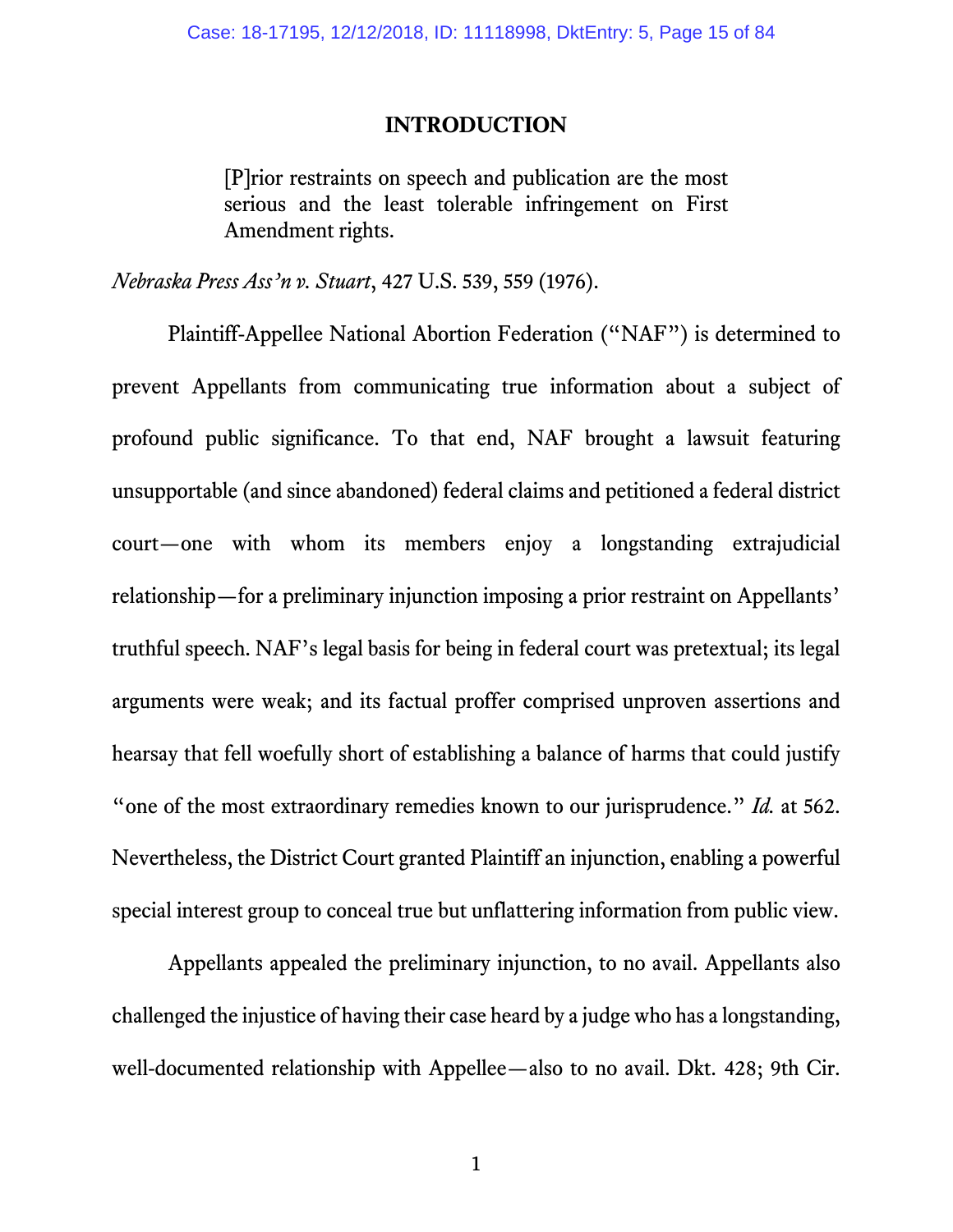## INTRODUCTION

> [P]rior restraints on speech and publication are the most serious and the least tolerable infringement on First Amendment rights.

*Nebraska Press Ass'n v. Stuart*, 427 U.S. 539, 559 (1976).

Plaintiff-Appellee National Abortion Federation ("NAF") is determined to prevent Appellants from communicating true information about a subject of profound public significance. To that end, NAF brought a lawsuit featuring unsupportable (and since abandoned) federal claims and petitioned a federal district court—one with whom its members enjoy a longstanding extrajudicial relationship—for a preliminary injunction imposing a prior restraint on Appellants' truthful speech. NAF's legal basis for being in federal court was pretextual; its legal arguments were weak; and its factual proffer comprised unproven assertions and hearsay that fell woefully short of establishing a balance of harms that could justify "one of the most extraordinary remedies known to our jurisprudence." *Id.* at 562. Nevertheless, the District Court granted Plaintiff an injunction, enabling a powerful special interest group to conceal true but unflattering information from public view.

Appellants appealed the preliminary injunction, to no avail. Appellants also challenged the injustice of having their case heard by a judge who has a longstanding, well-documented relationship with Appellee—also to no avail. Dkt. 428; 9th Cir.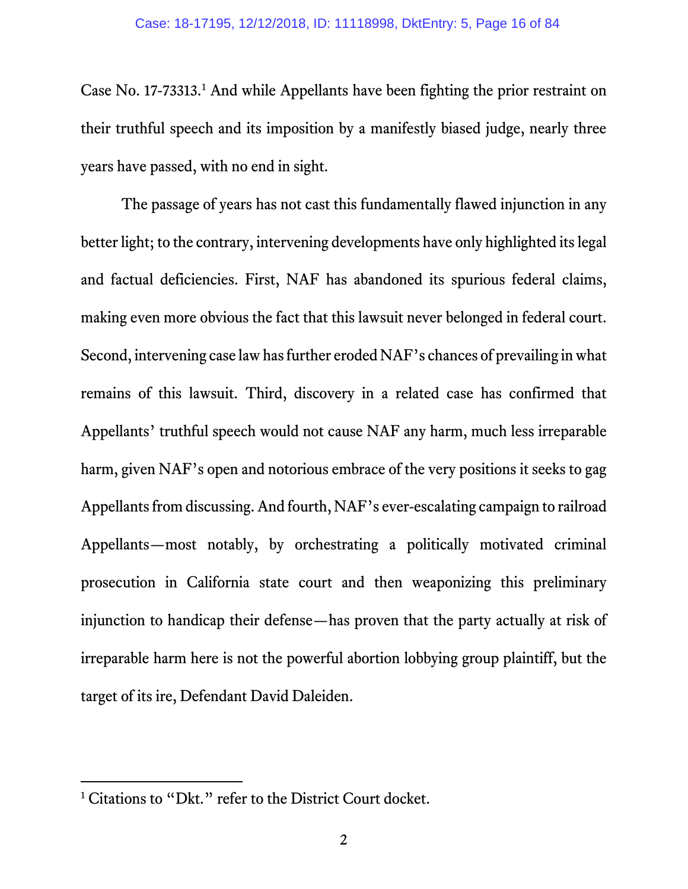Case No. 17-73313.[1] And while Appellants have been fighting the prior restraint on their truthful speech and its imposition by a manifestly biased judge, nearly three years have passed, with no end in sight.

The passage of years has not cast this fundamentally flawed injunction in any better light; to the contrary, intervening developments have only highlighted its legal and factual deficiencies. First, NAF has abandoned its spurious federal claims, making even more obvious the fact that this lawsuit never belonged in federal court. Second, intervening case law has further eroded NAF's chances of prevailing in what remains of this lawsuit. Third, discovery in a related case has confirmed that Appellants' truthful speech would not cause NAF any harm, much less irreparable harm, given NAF's open and notorious embrace of the very positions it seeks to gag Appellants from discussing. And fourth, NAF's ever-escalating campaign to railroad Appellants—most notably, by orchestrating a politically motivated criminal prosecution in California state court and then weaponizing this preliminary injunction to handicap their defense—has proven that the party actually at risk of irreparable harm here is not the powerful abortion lobbying group plaintiff, but the target of its ire, Defendant David Daleiden.

---

[1] Citations to "Dkt." refer to the District Court docket.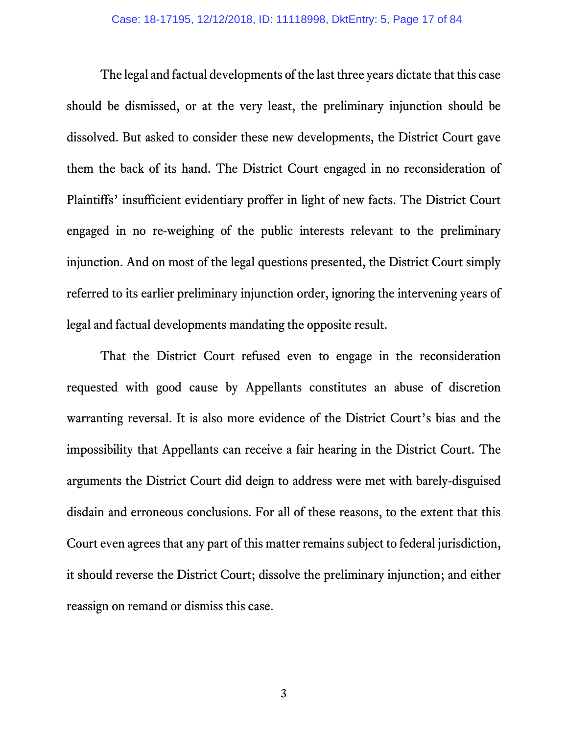The legal and factual developments of the last three years dictate that this case should be dismissed, or at the very least, the preliminary injunction should be dissolved. But asked to consider these new developments, the District Court gave them the back of its hand. The District Court engaged in no reconsideration of Plaintiffs' insufficient evidentiary proffer in light of new facts. The District Court engaged in no re-weighing of the public interests relevant to the preliminary injunction. And on most of the legal questions presented, the District Court simply referred to its earlier preliminary injunction order, ignoring the intervening years of legal and factual developments mandating the opposite result.

That the District Court refused even to engage in the reconsideration requested with good cause by Appellants constitutes an abuse of discretion warranting reversal. It is also more evidence of the District Court's bias and the impossibility that Appellants can receive a fair hearing in the District Court. The arguments the District Court did deign to address were met with barely-disguised disdain and erroneous conclusions. For all of these reasons, to the extent that this Court even agrees that any part of this matter remains subject to federal jurisdiction, it should reverse the District Court; dissolve the preliminary injunction; and either reassign on remand or dismiss this case.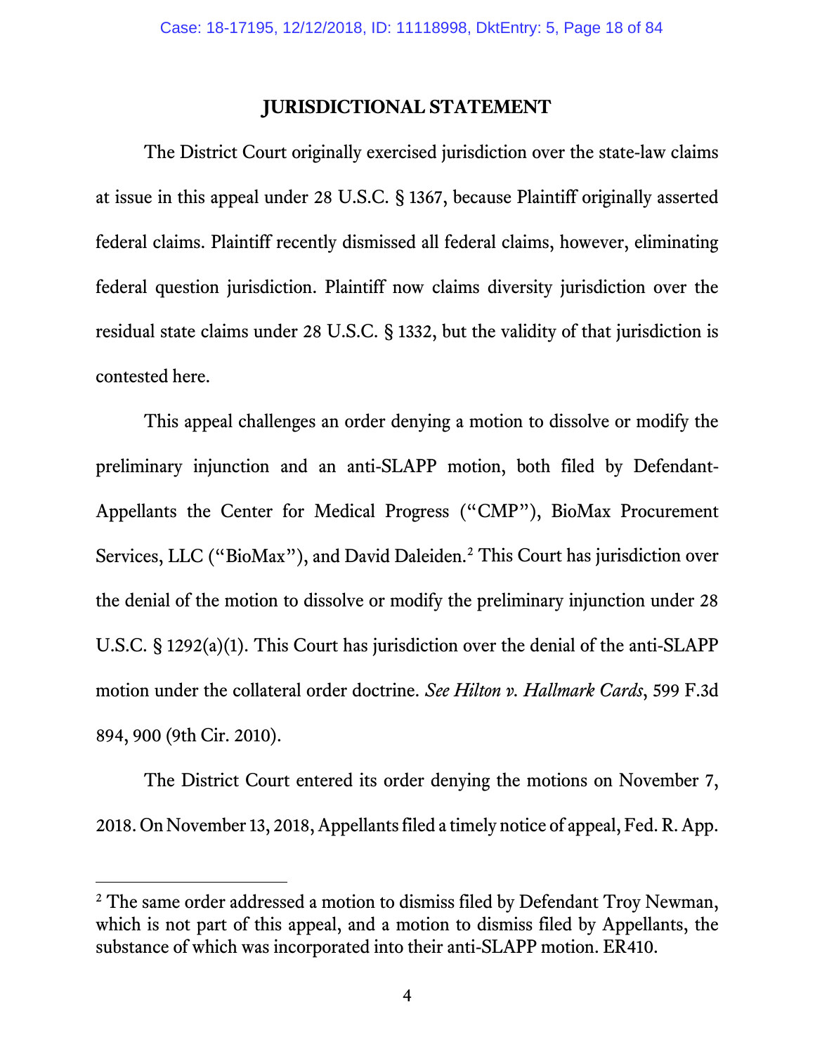# JURISDICTIONAL STATEMENT

The District Court originally exercised jurisdiction over the state-law claims at issue in this appeal under 28 U.S.C. § 1367, because Plaintiff originally asserted federal claims. Plaintiff recently dismissed all federal claims, however, eliminating federal question jurisdiction. Plaintiff now claims diversity jurisdiction over the residual state claims under 28 U.S.C. § 1332, but the validity of that jurisdiction is contested here.

This appeal challenges an order denying a motion to dissolve or modify the preliminary injunction and an anti-SLAPP motion, both filed by Defendant-Appellants the Center for Medical Progress ("CMP"), BioMax Procurement Services, LLC ("BioMax"), and David Daleiden.[2] This Court has jurisdiction over the denial of the motion to dissolve or modify the preliminary injunction under 28 U.S.C. § 1292(a)(1). This Court has jurisdiction over the denial of the anti-SLAPP motion under the collateral order doctrine. *See Hilton v. Hallmark Cards*, 599 F.3d 894, 900 (9th Cir. 2010).

The District Court entered its order denying the motions on November 7, 2018. On November 13, 2018, Appellants filed a timely notice of appeal, Fed. R. App.

---

[2] The same order addressed a motion to dismiss filed by Defendant Troy Newman, which is not part of this appeal, and a motion to dismiss filed by Appellants, the substance of which was incorporated into their anti-SLAPP motion. ER410.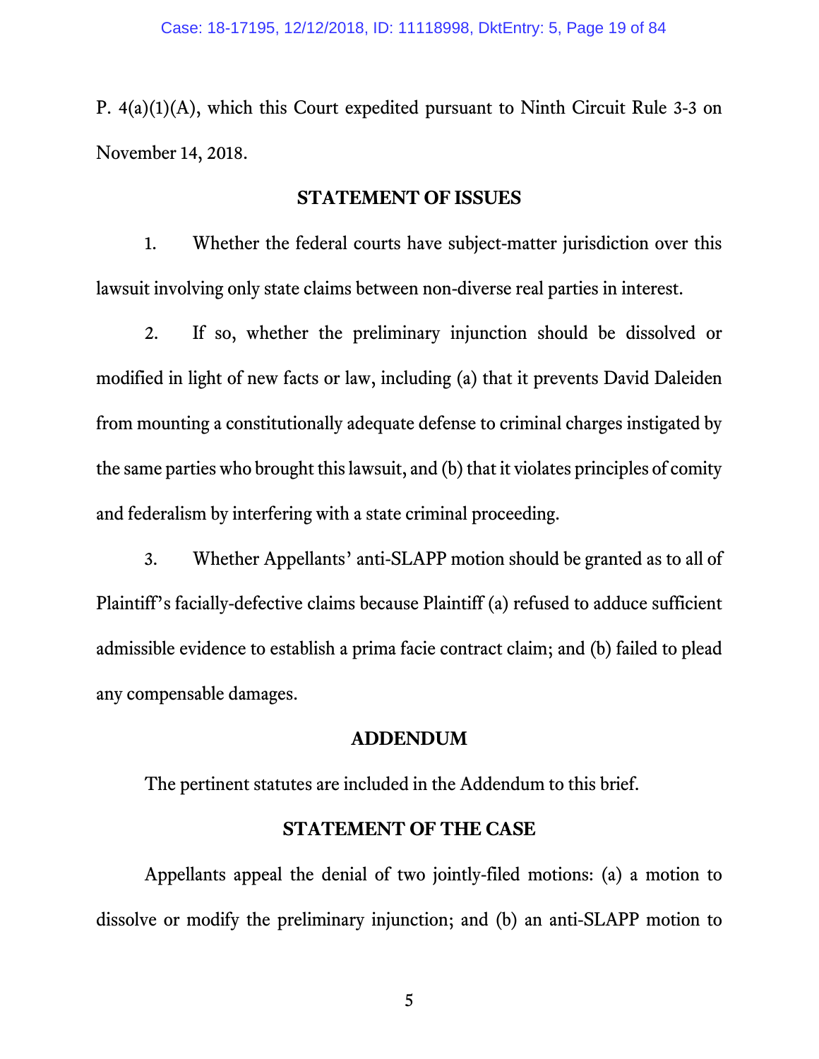P. 4(a)(1)(A), which this Court expedited pursuant to Ninth Circuit Rule 3-3 on November 14, 2018.

## STATEMENT OF ISSUES

1. Whether the federal courts have subject-matter jurisdiction over this lawsuit involving only state claims between non-diverse real parties in interest.

2. If so, whether the preliminary injunction should be dissolved or modified in light of new facts or law, including (a) that it prevents David Daleiden from mounting a constitutionally adequate defense to criminal charges instigated by the same parties who brought this lawsuit, and (b) that it violates principles of comity and federalism by interfering with a state criminal proceeding.

3. Whether Appellants' anti-SLAPP motion should be granted as to all of Plaintiff's facially-defective claims because Plaintiff (a) refused to adduce sufficient admissible evidence to establish a prima facie contract claim; and (b) failed to plead any compensable damages.

## ADDENDUM

The pertinent statutes are included in the Addendum to this brief.

## STATEMENT OF THE CASE

Appellants appeal the denial of two jointly-filed motions: (a) a motion to dissolve or modify the preliminary injunction; and (b) an anti-SLAPP motion to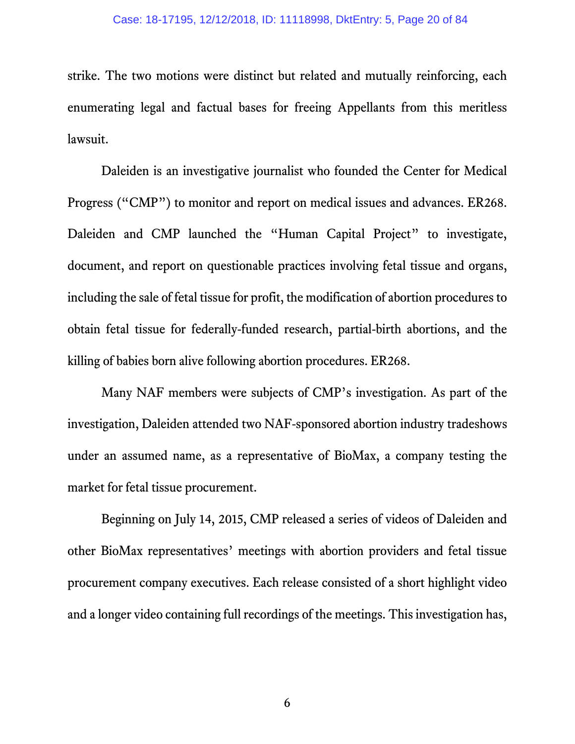strike. The two motions were distinct but related and mutually reinforcing, each enumerating legal and factual bases for freeing Appellants from this meritless lawsuit.

Daleiden is an investigative journalist who founded the Center for Medical Progress ("CMP") to monitor and report on medical issues and advances. ER268. Daleiden and CMP launched the "Human Capital Project" to investigate, document, and report on questionable practices involving fetal tissue and organs, including the sale of fetal tissue for profit, the modification of abortion procedures to obtain fetal tissue for federally-funded research, partial-birth abortions, and the killing of babies born alive following abortion procedures. ER268.

Many NAF members were subjects of CMP's investigation. As part of the investigation, Daleiden attended two NAF-sponsored abortion industry tradeshows under an assumed name, as a representative of BioMax, a company testing the market for fetal tissue procurement.

Beginning on July 14, 2015, CMP released a series of videos of Daleiden and other BioMax representatives' meetings with abortion providers and fetal tissue procurement company executives. Each release consisted of a short highlight video and a longer video containing full recordings of the meetings. This investigation has,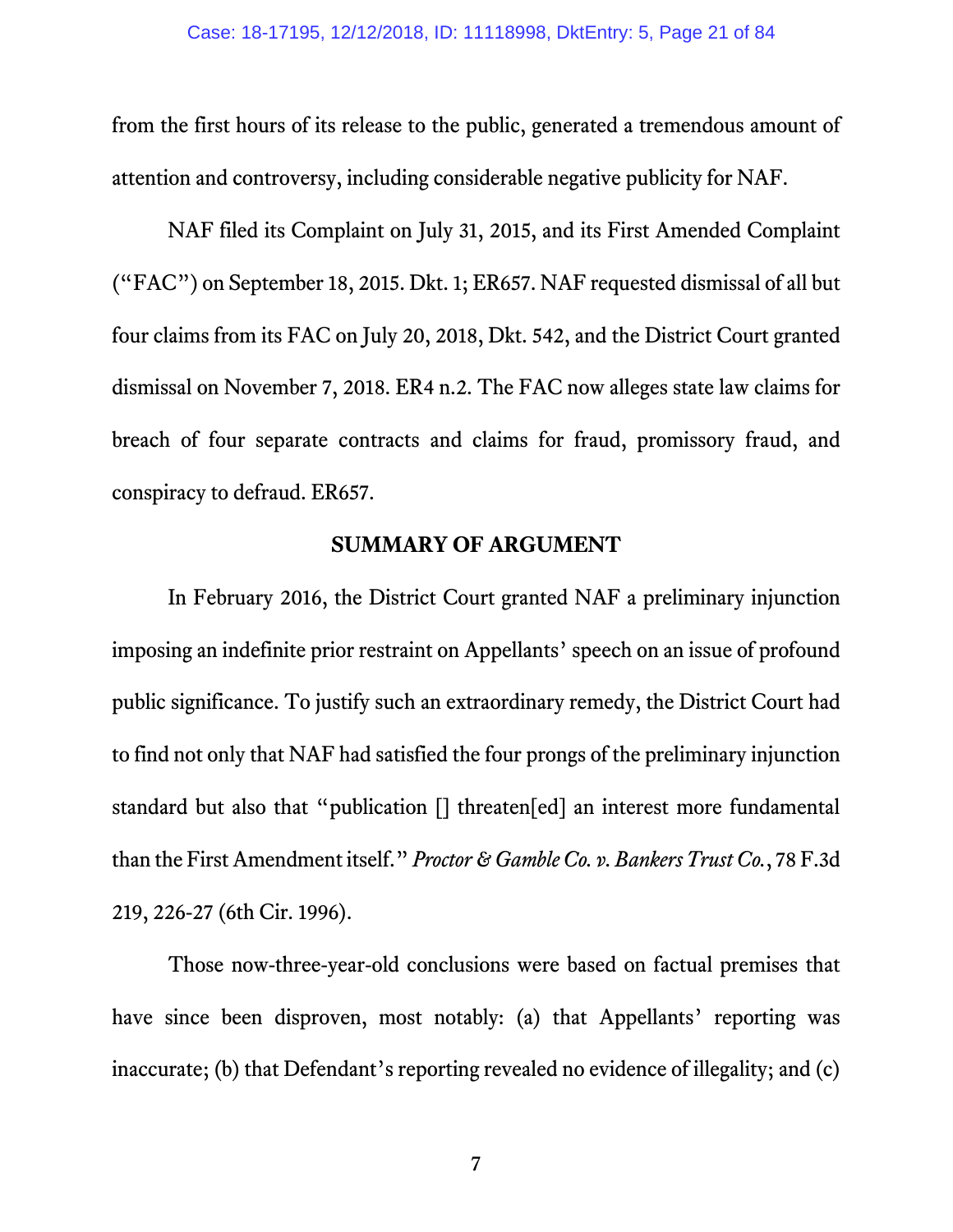from the first hours of its release to the public, generated a tremendous amount of attention and controversy, including considerable negative publicity for NAF.

NAF filed its Complaint on July 31, 2015, and its First Amended Complaint ("FAC") on September 18, 2015. Dkt. 1; ER657. NAF requested dismissal of all but four claims from its FAC on July 20, 2018, Dkt. 542, and the District Court granted dismissal on November 7, 2018. ER4 n.2. The FAC now alleges state law claims for breach of four separate contracts and claims for fraud, promissory fraud, and conspiracy to defraud. ER657.

## SUMMARY OF ARGUMENT

In February 2016, the District Court granted NAF a preliminary injunction imposing an indefinite prior restraint on Appellants' speech on an issue of profound public significance. To justify such an extraordinary remedy, the District Court had to find not only that NAF had satisfied the four prongs of the preliminary injunction standard but also that "publication [] threaten[ed] an interest more fundamental than the First Amendment itself." *Proctor & Gamble Co. v. Bankers Trust Co.*, 78 F.3d 219, 226-27 (6th Cir. 1996).

Those now-three-year-old conclusions were based on factual premises that have since been disproven, most notably: (a) that Appellants' reporting was inaccurate; (b) that Defendant's reporting revealed no evidence of illegality; and (c)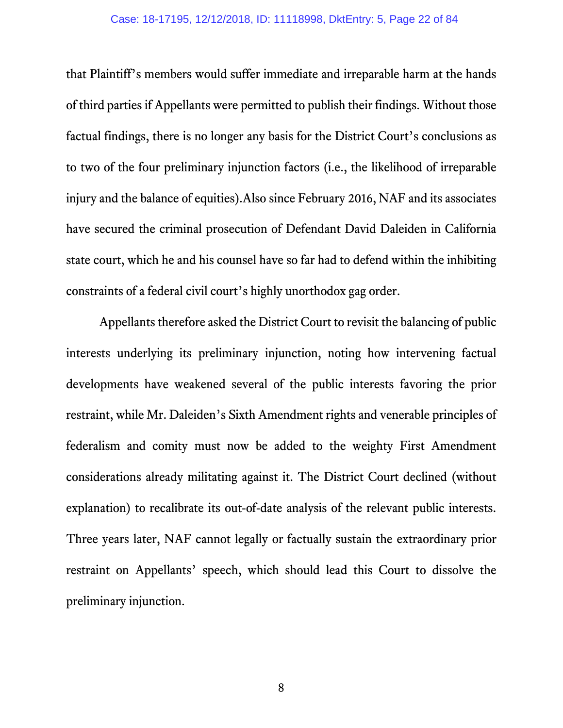that Plaintiff's members would suffer immediate and irreparable harm at the hands of third parties if Appellants were permitted to publish their findings. Without those factual findings, there is no longer any basis for the District Court's conclusions as to two of the four preliminary injunction factors (i.e., the likelihood of irreparable injury and the balance of equities).Also since February 2016, NAF and its associates have secured the criminal prosecution of Defendant David Daleiden in California state court, which he and his counsel have so far had to defend within the inhibiting constraints of a federal civil court's highly unorthodox gag order.

Appellants therefore asked the District Court to revisit the balancing of public interests underlying its preliminary injunction, noting how intervening factual developments have weakened several of the public interests favoring the prior restraint, while Mr. Daleiden's Sixth Amendment rights and venerable principles of federalism and comity must now be added to the weighty First Amendment considerations already militating against it. The District Court declined (without explanation) to recalibrate its out-of-date analysis of the relevant public interests. Three years later, NAF cannot legally or factually sustain the extraordinary prior restraint on Appellants' speech, which should lead this Court to dissolve the preliminary injunction.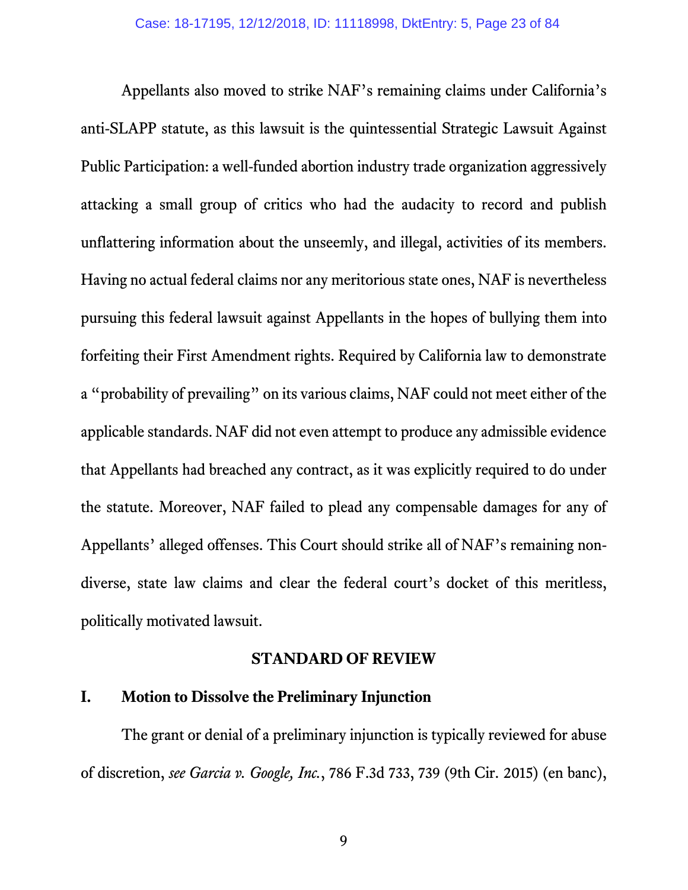Appellants also moved to strike NAF's remaining claims under California's anti-SLAPP statute, as this lawsuit is the quintessential Strategic Lawsuit Against Public Participation: a well-funded abortion industry trade organization aggressively attacking a small group of critics who had the audacity to record and publish unflattering information about the unseemly, and illegal, activities of its members. Having no actual federal claims nor any meritorious state ones, NAF is nevertheless pursuing this federal lawsuit against Appellants in the hopes of bullying them into forfeiting their First Amendment rights. Required by California law to demonstrate a "probability of prevailing" on its various claims, NAF could not meet either of the applicable standards. NAF did not even attempt to produce any admissible evidence that Appellants had breached any contract, as it was explicitly required to do under the statute. Moreover, NAF failed to plead any compensable damages for any of Appellants' alleged offenses. This Court should strike all of NAF's remaining non-diverse, state law claims and clear the federal court's docket of this meritless, politically motivated lawsuit.

## STANDARD OF REVIEW

### I. Motion to Dissolve the Preliminary Injunction

The grant or denial of a preliminary injunction is typically reviewed for abuse of discretion, *see Garcia v. Google, Inc.*, 786 F.3d 733, 739 (9th Cir. 2015) (en banc),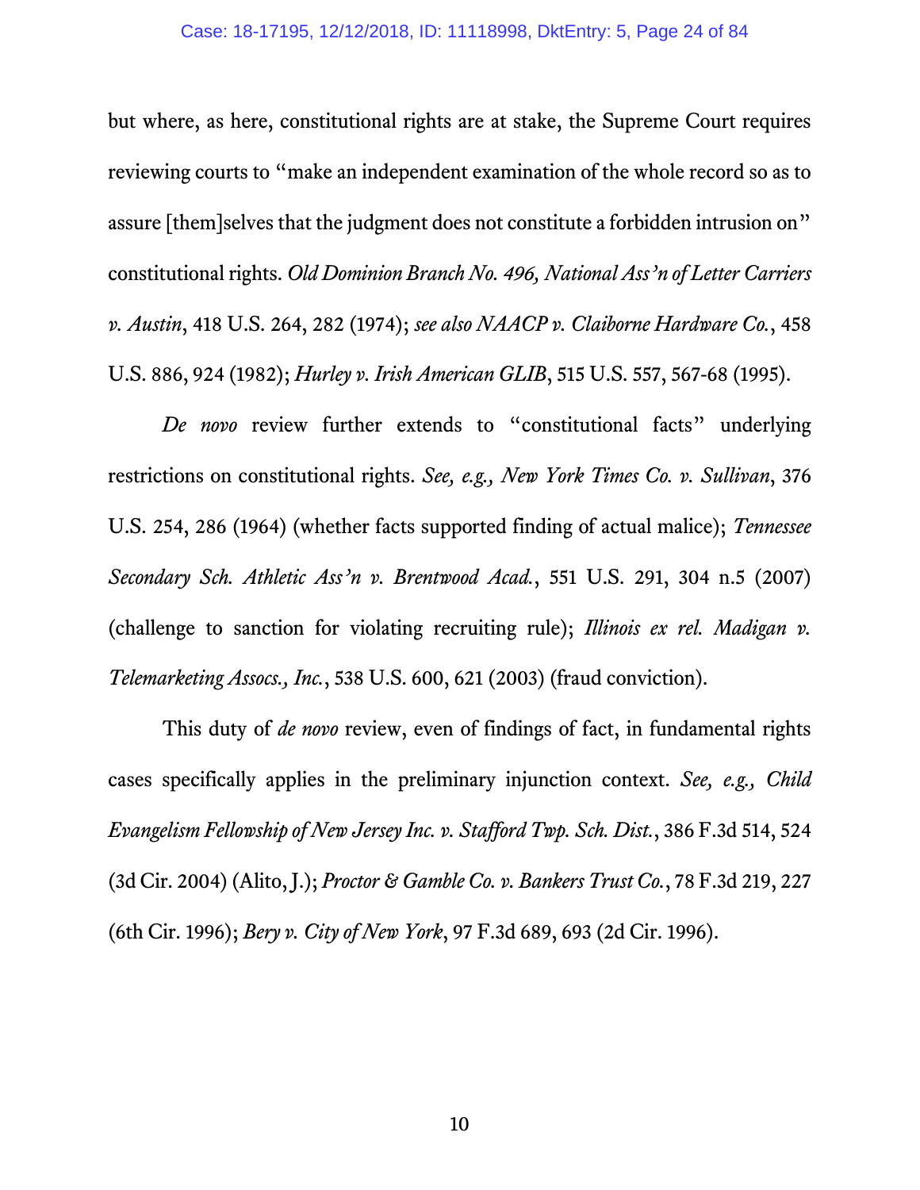but where, as here, constitutional rights are at stake, the Supreme Court requires reviewing courts to "make an independent examination of the whole record so as to assure [them]selves that the judgment does not constitute a forbidden intrusion on" constitutional rights. *Old Dominion Branch No. 496, National Ass'n of Letter Carriers v. Austin*, 418 U.S. 264, 282 (1974); *see also NAACP v. Claiborne Hardware Co.*, 458 U.S. 886, 924 (1982); *Hurley v. Irish American GLIB*, 515 U.S. 557, 567-68 (1995).

*De novo* review further extends to "constitutional facts" underlying restrictions on constitutional rights. *See, e.g., New York Times Co. v. Sullivan*, 376 U.S. 254, 286 (1964) (whether facts supported finding of actual malice); *Tennessee Secondary Sch. Athletic Ass'n v. Brentwood Acad.*, 551 U.S. 291, 304 n.5 (2007) (challenge to sanction for violating recruiting rule); *Illinois ex rel. Madigan v. Telemarketing Assocs., Inc.*, 538 U.S. 600, 621 (2003) (fraud conviction).

This duty of *de novo* review, even of findings of fact, in fundamental rights cases specifically applies in the preliminary injunction context. *See, e.g., Child Evangelism Fellowship of New Jersey Inc. v. Stafford Twp. Sch. Dist.*, 386 F.3d 514, 524 (3d Cir. 2004) (Alito, J.); *Proctor & Gamble Co. v. Bankers Trust Co.*, 78 F.3d 219, 227 (6th Cir. 1996); *Bery v. City of New York*, 97 F.3d 689, 693 (2d Cir. 1996).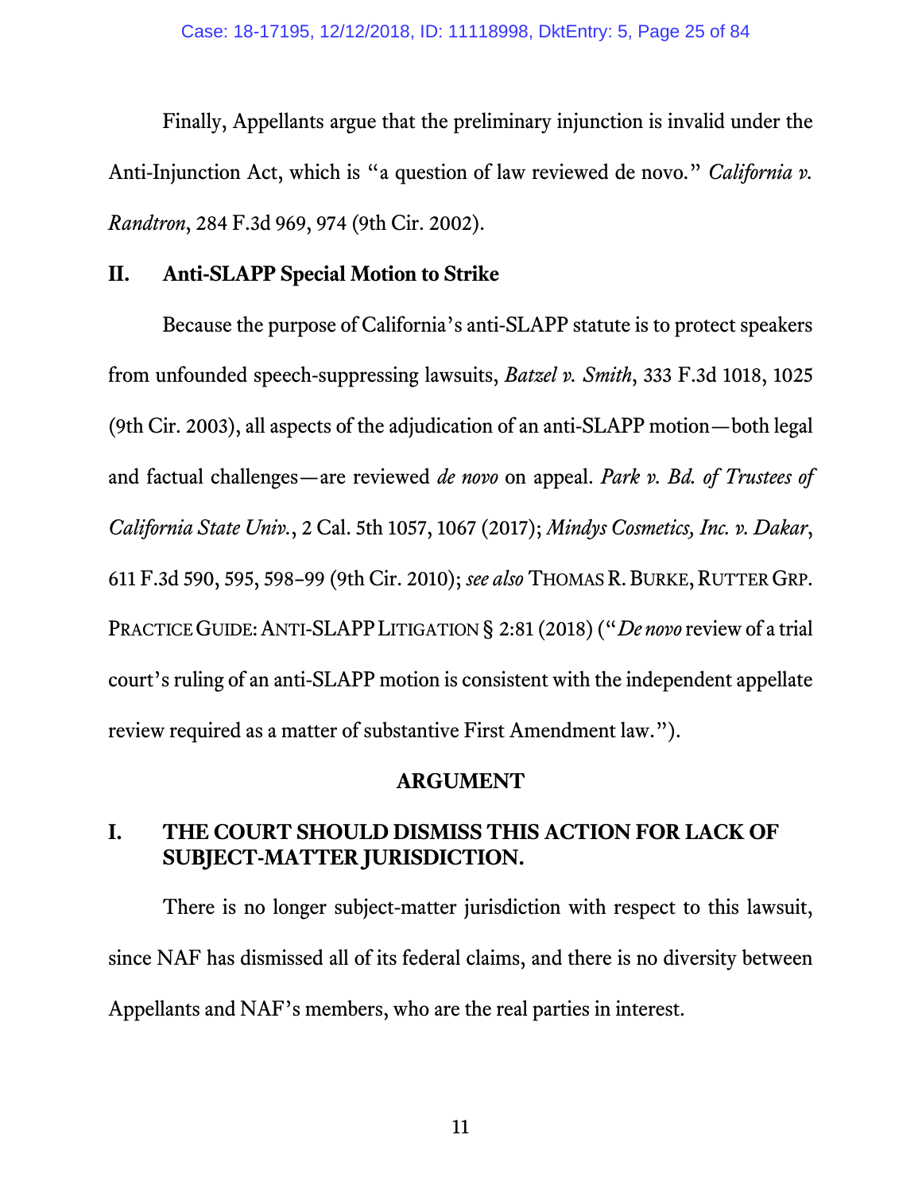Finally, Appellants argue that the preliminary injunction is invalid under the Anti-Injunction Act, which is "a question of law reviewed de novo." *California v. Randtron*, 284 F.3d 969, 974 (9th Cir. 2002).

## II. Anti-SLAPP Special Motion to Strike

Because the purpose of California's anti-SLAPP statute is to protect speakers from unfounded speech-suppressing lawsuits, *Batzel v. Smith*, 333 F.3d 1018, 1025 (9th Cir. 2003), all aspects of the adjudication of an anti-SLAPP motion—both legal and factual challenges—are reviewed *de novo* on appeal. *Park v. Bd. of Trustees of California State Univ.*, 2 Cal. 5th 1057, 1067 (2017); *Mindys Cosmetics, Inc. v. Dakar*, 611 F.3d 590, 595, 598–99 (9th Cir. 2010); *see also* THOMAS R. BURKE, RUTTER GRP. PRACTICE GUIDE: ANTI-SLAPP LITIGATION § 2:81 (2018) ("*De novo* review of a trial court's ruling of an anti-SLAPP motion is consistent with the independent appellate review required as a matter of substantive First Amendment law.").

# ARGUMENT

## I. THE COURT SHOULD DISMISS THIS ACTION FOR LACK OF SUBJECT-MATTER JURISDICTION.

There is no longer subject-matter jurisdiction with respect to this lawsuit, since NAF has dismissed all of its federal claims, and there is no diversity between Appellants and NAF's members, who are the real parties in interest.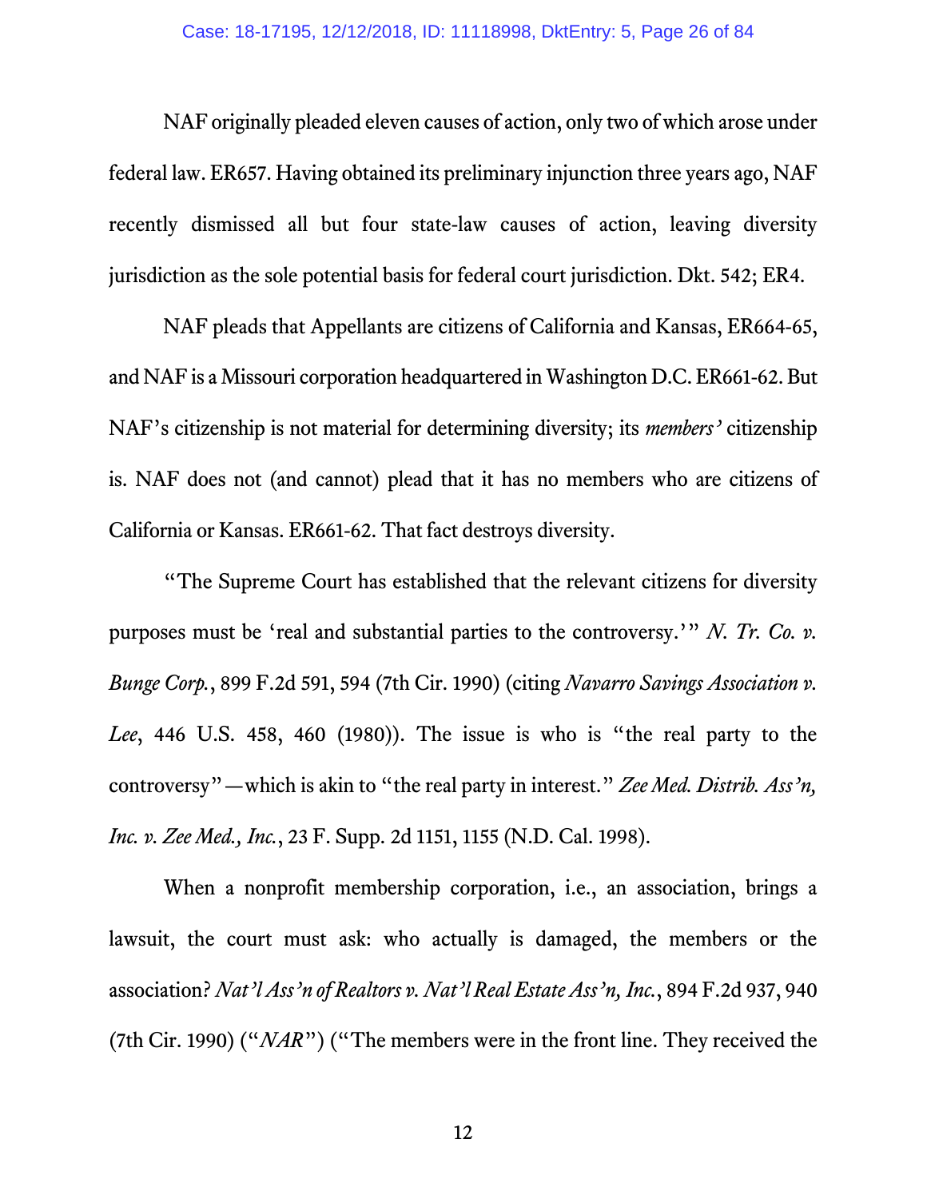NAF originally pleaded eleven causes of action, only two of which arose under federal law. ER657. Having obtained its preliminary injunction three years ago, NAF recently dismissed all but four state-law causes of action, leaving diversity jurisdiction as the sole potential basis for federal court jurisdiction. Dkt. 542; ER4.

NAF pleads that Appellants are citizens of California and Kansas, ER664-65, and NAF is a Missouri corporation headquartered in Washington D.C. ER661-62. But NAF's citizenship is not material for determining diversity; its *members'* citizenship is. NAF does not (and cannot) plead that it has no members who are citizens of California or Kansas. ER661-62. That fact destroys diversity.

"The Supreme Court has established that the relevant citizens for diversity purposes must be 'real and substantial parties to the controversy.'" *N. Tr. Co. v. Bunge Corp.*, 899 F.2d 591, 594 (7th Cir. 1990) (citing *Navarro Savings Association v. Lee*, 446 U.S. 458, 460 (1980)). The issue is who is "the real party to the controversy"—which is akin to "the real party in interest." *Zee Med. Distrib. Ass'n, Inc. v. Zee Med., Inc.*, 23 F. Supp. 2d 1151, 1155 (N.D. Cal. 1998).

When a nonprofit membership corporation, i.e., an association, brings a lawsuit, the court must ask: who actually is damaged, the members or the association? *Nat'l Ass'n of Realtors v. Nat'l Real Estate Ass'n, Inc.*, 894 F.2d 937, 940 (7th Cir. 1990) ("*NAR*") ("The members were in the front line. They received the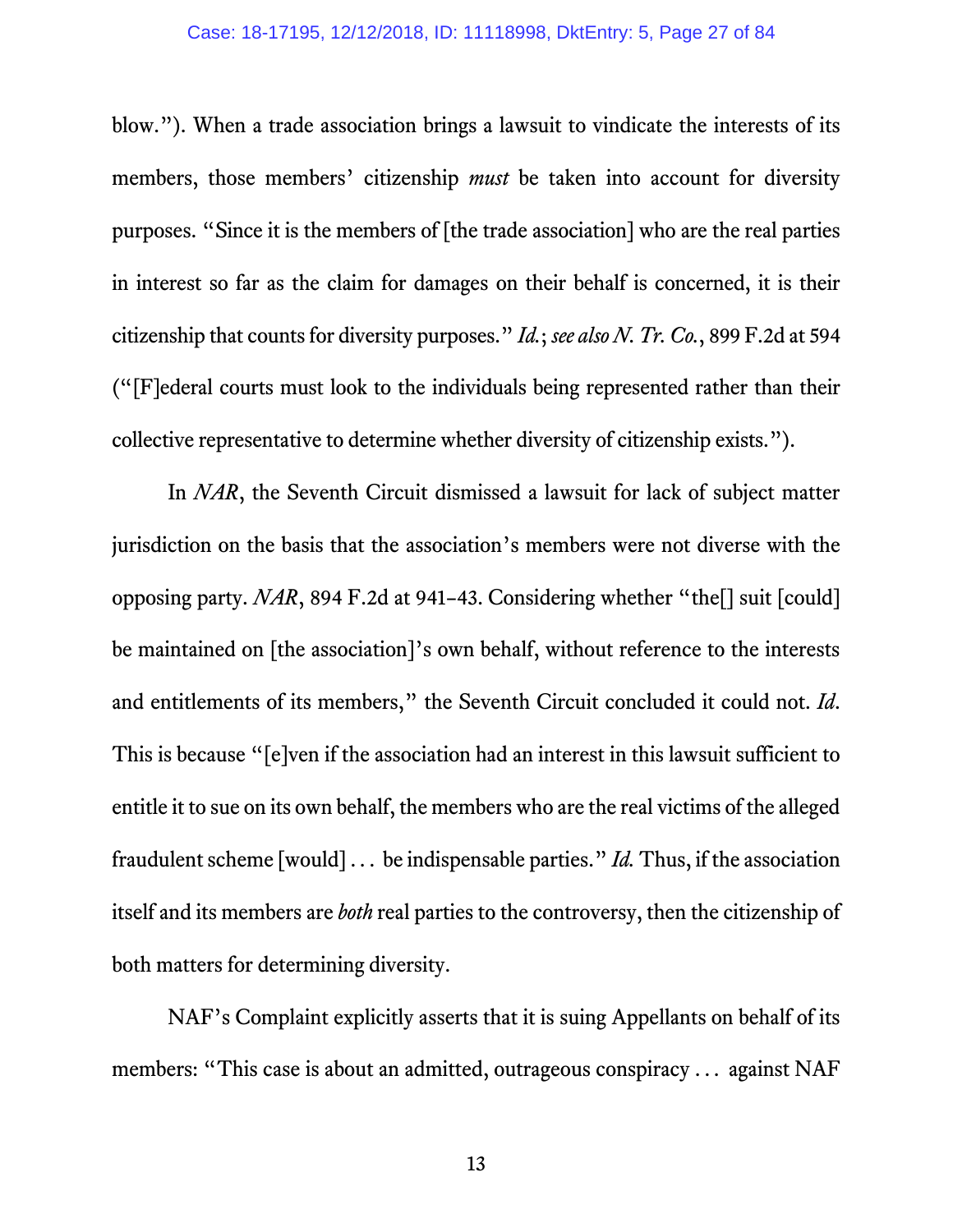blow."). When a trade association brings a lawsuit to vindicate the interests of its members, those members' citizenship *must* be taken into account for diversity purposes. "Since it is the members of [the trade association] who are the real parties in interest so far as the claim for damages on their behalf is concerned, it is their citizenship that counts for diversity purposes." *Id.*; *see also N. Tr. Co.*, 899 F.2d at 594 ("[F]ederal courts must look to the individuals being represented rather than their collective representative to determine whether diversity of citizenship exists.").

In *NAR*, the Seventh Circuit dismissed a lawsuit for lack of subject matter jurisdiction on the basis that the association's members were not diverse with the opposing party. *NAR*, 894 F.2d at 941–43. Considering whether "the[] suit [could] be maintained on [the association]'s own behalf, without reference to the interests and entitlements of its members," the Seventh Circuit concluded it could not. *Id.* This is because "[e]ven if the association had an interest in this lawsuit sufficient to entitle it to sue on its own behalf, the members who are the real victims of the alleged fraudulent scheme [would] . . . be indispensable parties." *Id.* Thus, if the association itself and its members are *both* real parties to the controversy, then the citizenship of both matters for determining diversity.

NAF's Complaint explicitly asserts that it is suing Appellants on behalf of its members: "This case is about an admitted, outrageous conspiracy . . . against NAF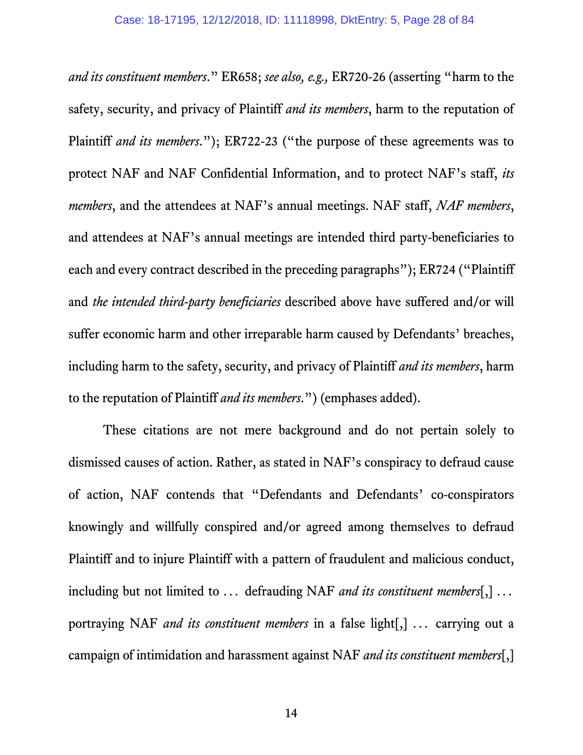*and its constituent members*." ER658; *see also, e.g.,* ER720-26 (asserting "harm to the safety, security, and privacy of Plaintiff *and its members*, harm to the reputation of Plaintiff *and its members*."); ER722-23 ("the purpose of these agreements was to protect NAF and NAF Confidential Information, and to protect NAF's staff, *its members*, and the attendees at NAF's annual meetings. NAF staff, *NAF members*, and attendees at NAF's annual meetings are intended third party-beneficiaries to each and every contract described in the preceding paragraphs"); ER724 ("Plaintiff and *the intended third-party beneficiaries* described above have suffered and/or will suffer economic harm and other irreparable harm caused by Defendants' breaches, including harm to the safety, security, and privacy of Plaintiff *and its members*, harm to the reputation of Plaintiff *and its members*.") (emphases added).

These citations are not mere background and do not pertain solely to dismissed causes of action. Rather, as stated in NAF's conspiracy to defraud cause of action, NAF contends that "Defendants and Defendants' co-conspirators knowingly and willfully conspired and/or agreed among themselves to defraud Plaintiff and to injure Plaintiff with a pattern of fraudulent and malicious conduct, including but not limited to . . . defrauding NAF *and its constituent members*[,] . . . portraying NAF *and its constituent members* in a false light[,] . . . carrying out a campaign of intimidation and harassment against NAF *and its constituent members*[,]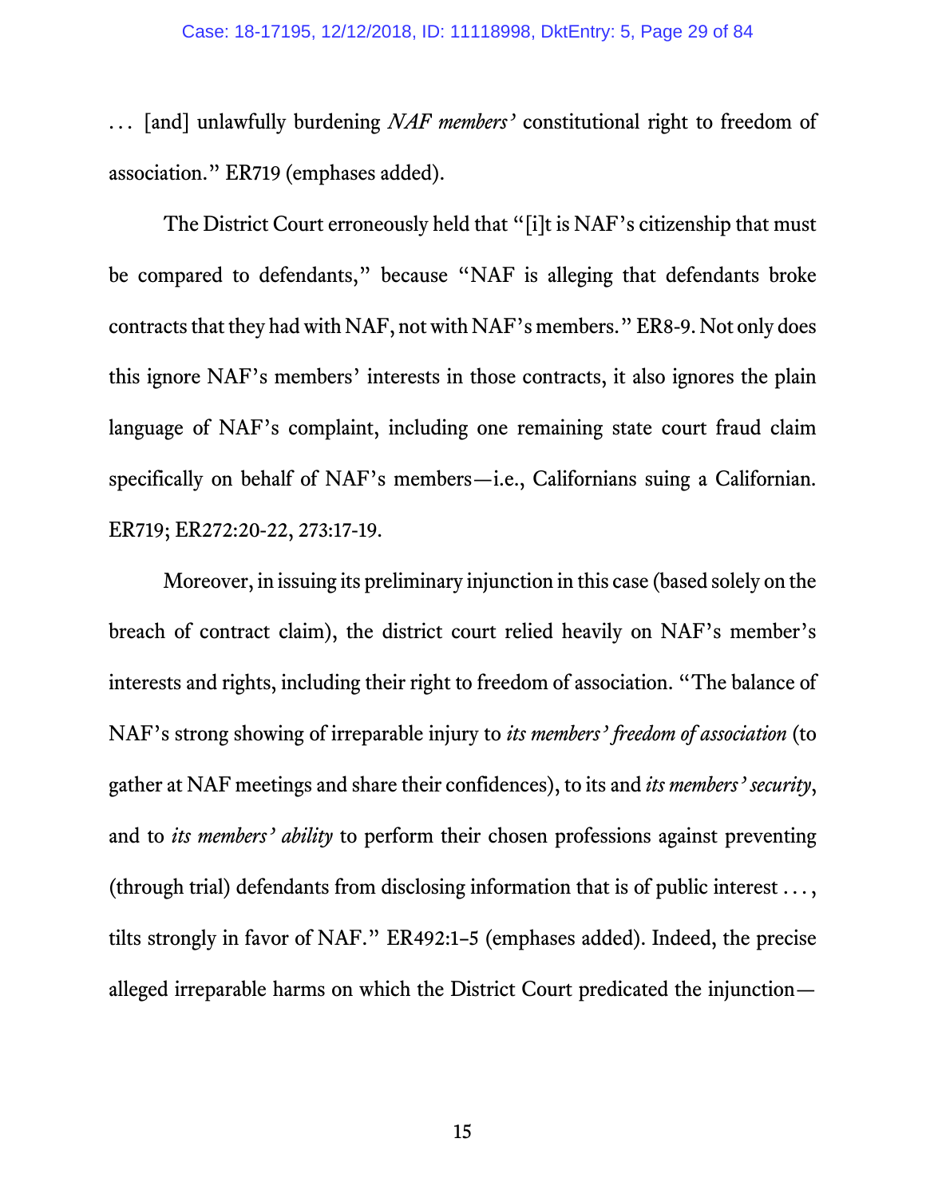. . . [and] unlawfully burdening *NAF members'* constitutional right to freedom of association." ER719 (emphases added).

The District Court erroneously held that "[i]t is NAF's citizenship that must be compared to defendants," because "NAF is alleging that defendants broke contracts that they had with NAF, not with NAF's members." ER8-9. Not only does this ignore NAF's members' interests in those contracts, it also ignores the plain language of NAF's complaint, including one remaining state court fraud claim specifically on behalf of NAF's members—i.e., Californians suing a Californian. ER719; ER272:20-22, 273:17-19.

Moreover, in issuing its preliminary injunction in this case (based solely on the breach of contract claim), the district court relied heavily on NAF's member's interests and rights, including their right to freedom of association. "The balance of NAF's strong showing of irreparable injury to *its members' freedom of association* (to gather at NAF meetings and share their confidences), to its and *its members' security*, and to *its members' ability* to perform their chosen professions against preventing (through trial) defendants from disclosing information that is of public interest . . . , tilts strongly in favor of NAF." ER492:1–5 (emphases added). Indeed, the precise alleged irreparable harms on which the District Court predicated the injunction—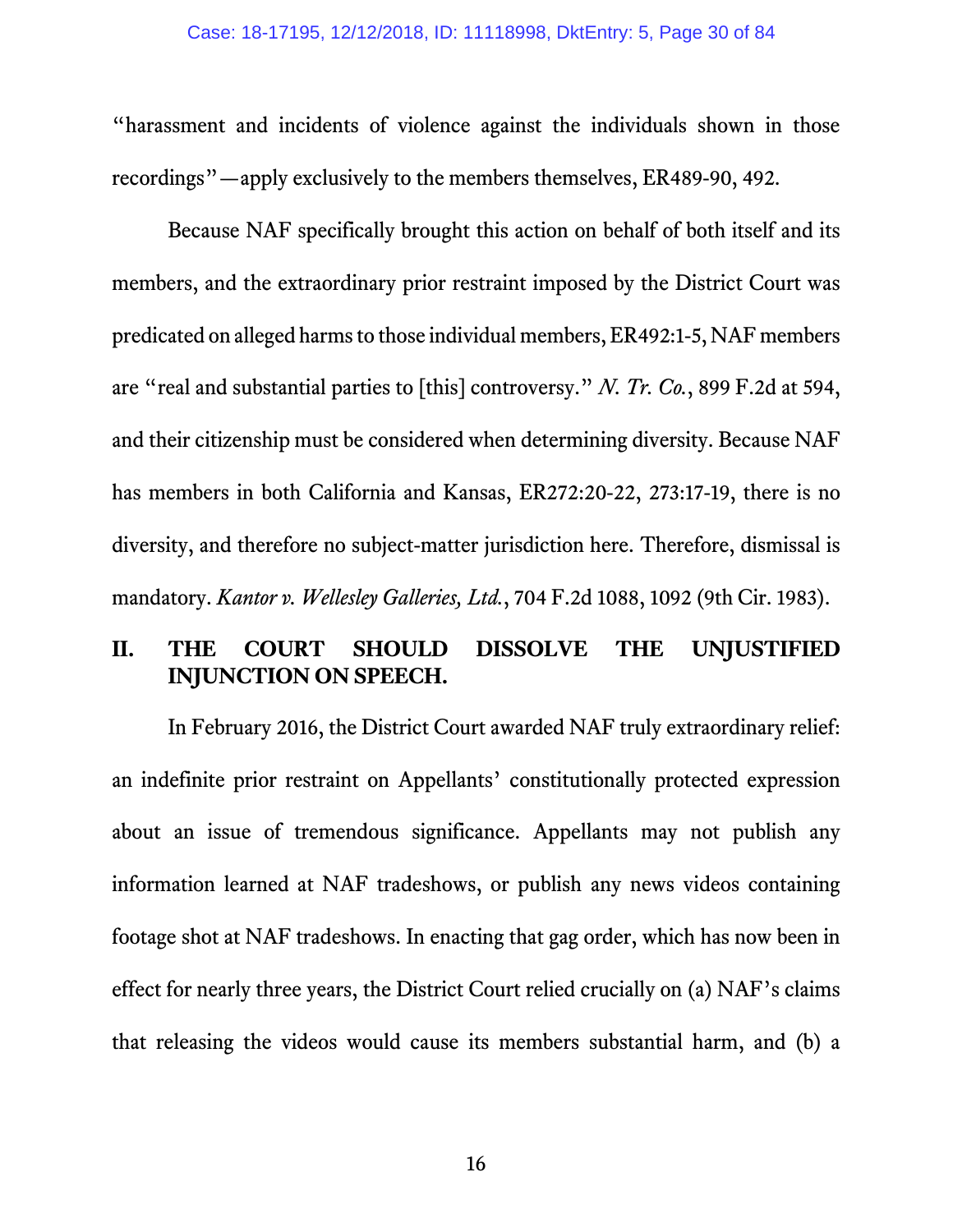"harassment and incidents of violence against the individuals shown in those recordings"—apply exclusively to the members themselves, ER489-90, 492.

Because NAF specifically brought this action on behalf of both itself and its members, and the extraordinary prior restraint imposed by the District Court was predicated on alleged harms to those individual members, ER492:1-5, NAF members are "real and substantial parties to [this] controversy." *N. Tr. Co.*, 899 F.2d at 594, and their citizenship must be considered when determining diversity. Because NAF has members in both California and Kansas, ER272:20-22, 273:17-19, there is no diversity, and therefore no subject-matter jurisdiction here. Therefore, dismissal is mandatory. *Kantor v. Wellesley Galleries, Ltd.*, 704 F.2d 1088, 1092 (9th Cir. 1983).

## II. THE COURT SHOULD DISSOLVE THE UNJUSTIFIED INJUNCTION ON SPEECH.

In February 2016, the District Court awarded NAF truly extraordinary relief: an indefinite prior restraint on Appellants' constitutionally protected expression about an issue of tremendous significance. Appellants may not publish any information learned at NAF tradeshows, or publish any news videos containing footage shot at NAF tradeshows. In enacting that gag order, which has now been in effect for nearly three years, the District Court relied crucially on (a) NAF's claims that releasing the videos would cause its members substantial harm, and (b) a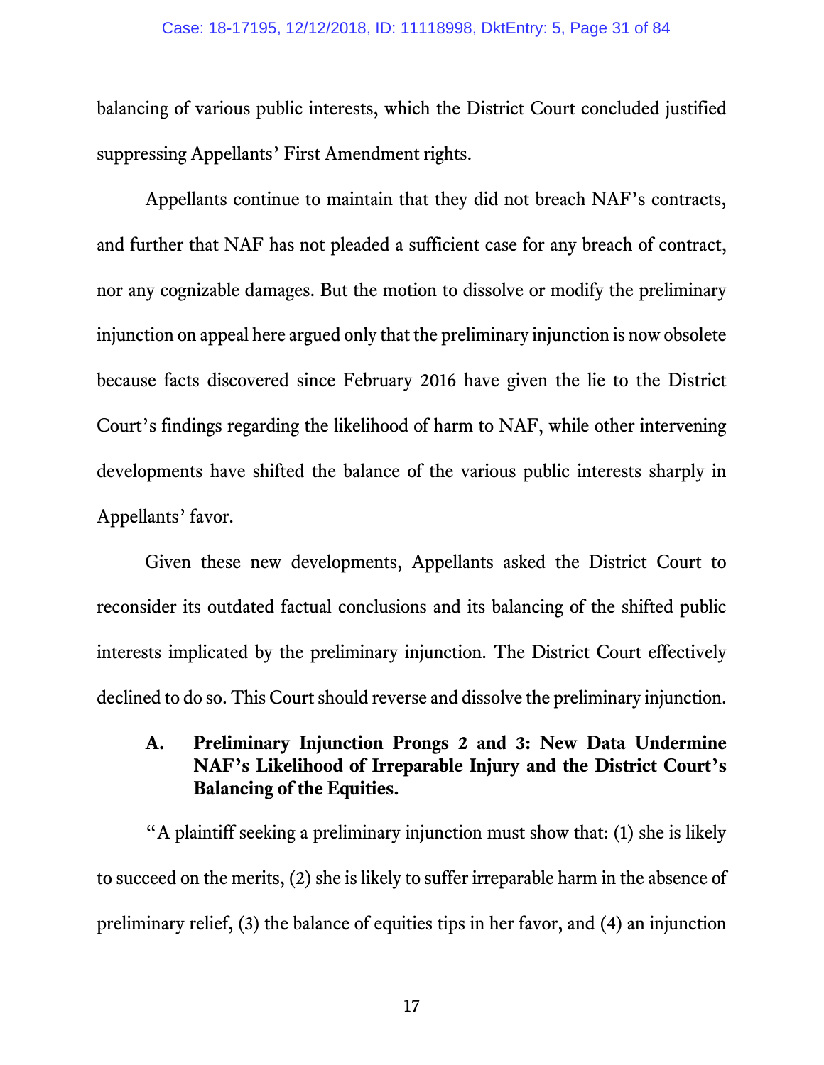balancing of various public interests, which the District Court concluded justified suppressing Appellants' First Amendment rights.

Appellants continue to maintain that they did not breach NAF's contracts, and further that NAF has not pleaded a sufficient case for any breach of contract, nor any cognizable damages. But the motion to dissolve or modify the preliminary injunction on appeal here argued only that the preliminary injunction is now obsolete because facts discovered since February 2016 have given the lie to the District Court's findings regarding the likelihood of harm to NAF, while other intervening developments have shifted the balance of the various public interests sharply in Appellants' favor.

Given these new developments, Appellants asked the District Court to reconsider its outdated factual conclusions and its balancing of the shifted public interests implicated by the preliminary injunction. The District Court effectively declined to do so. This Court should reverse and dissolve the preliminary injunction.

### A. Preliminary Injunction Prongs 2 and 3: New Data Undermine NAF's Likelihood of Irreparable Injury and the District Court's Balancing of the Equities.

"A plaintiff seeking a preliminary injunction must show that: (1) she is likely to succeed on the merits, (2) she is likely to suffer irreparable harm in the absence of preliminary relief, (3) the balance of equities tips in her favor, and (4) an injunction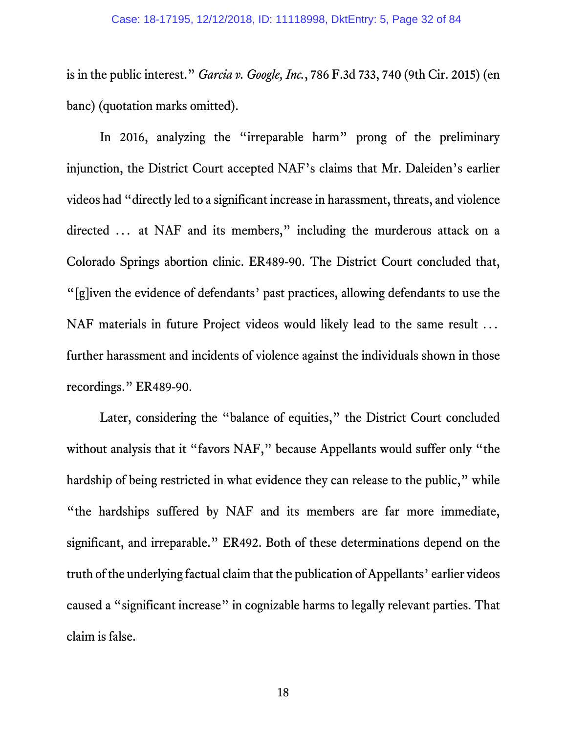is in the public interest." *Garcia v. Google, Inc.*, 786 F.3d 733, 740 (9th Cir. 2015) (en banc) (quotation marks omitted).

In 2016, analyzing the "irreparable harm" prong of the preliminary injunction, the District Court accepted NAF's claims that Mr. Daleiden's earlier videos had "directly led to a significant increase in harassment, threats, and violence directed . . . at NAF and its members," including the murderous attack on a Colorado Springs abortion clinic. ER489-90. The District Court concluded that, "[g]iven the evidence of defendants' past practices, allowing defendants to use the NAF materials in future Project videos would likely lead to the same result . . . further harassment and incidents of violence against the individuals shown in those recordings." ER489-90.

Later, considering the "balance of equities," the District Court concluded without analysis that it "favors NAF," because Appellants would suffer only "the hardship of being restricted in what evidence they can release to the public," while "the hardships suffered by NAF and its members are far more immediate, significant, and irreparable." ER492. Both of these determinations depend on the truth of the underlying factual claim that the publication of Appellants' earlier videos caused a "significant increase" in cognizable harms to legally relevant parties. That claim is false.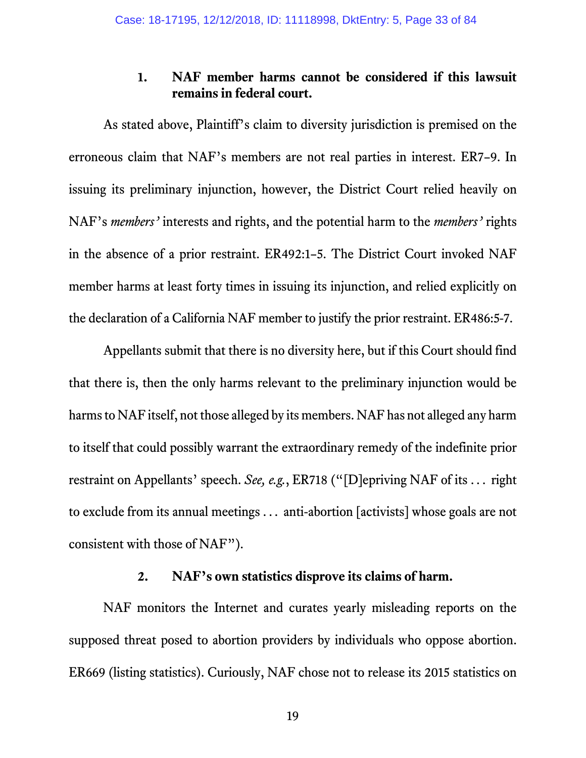### 1. NAF member harms cannot be considered if this lawsuit remains in federal court.

As stated above, Plaintiff's claim to diversity jurisdiction is premised on the erroneous claim that NAF's members are not real parties in interest. ER7–9. In issuing its preliminary injunction, however, the District Court relied heavily on NAF's *members'* interests and rights, and the potential harm to the *members'* rights in the absence of a prior restraint. ER492:1–5. The District Court invoked NAF member harms at least forty times in issuing its injunction, and relied explicitly on the declaration of a California NAF member to justify the prior restraint. ER486:5-7.

Appellants submit that there is no diversity here, but if this Court should find that there is, then the only harms relevant to the preliminary injunction would be harms to NAF itself, not those alleged by its members. NAF has not alleged any harm to itself that could possibly warrant the extraordinary remedy of the indefinite prior restraint on Appellants' speech. *See, e.g.*, ER718 ("[D]epriving NAF of its . . . right to exclude from its annual meetings . . . anti-abortion [activists] whose goals are not consistent with those of NAF").

### 2. NAF's own statistics disprove its claims of harm.

NAF monitors the Internet and curates yearly misleading reports on the supposed threat posed to abortion providers by individuals who oppose abortion. ER669 (listing statistics). Curiously, NAF chose not to release its 2015 statistics on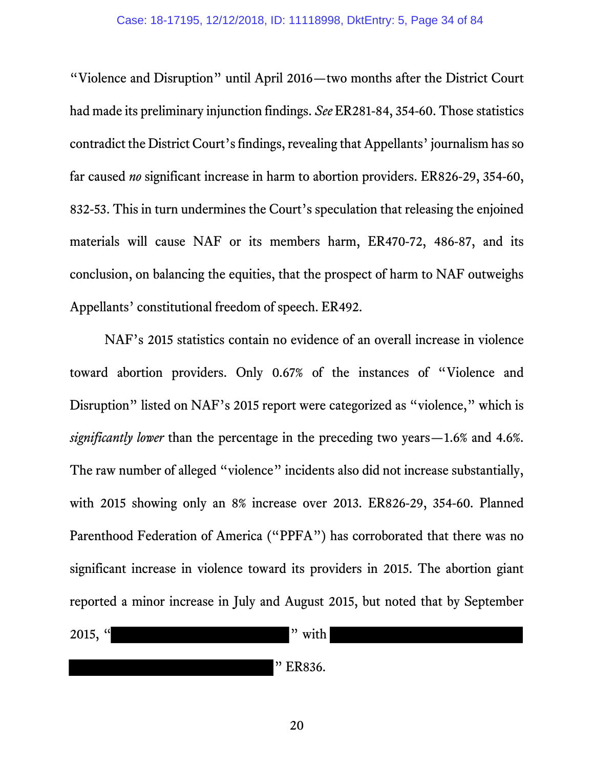"Violence and Disruption" until April 2016—two months after the District Court had made its preliminary injunction findings. *See* ER281-84, 354-60. Those statistics contradict the District Court's findings, revealing that Appellants' journalism has so far caused *no* significant increase in harm to abortion providers. ER826-29, 354-60, 832-53. This in turn undermines the Court's speculation that releasing the enjoined materials will cause NAF or its members harm, ER470-72, 486-87, and its conclusion, on balancing the equities, that the prospect of harm to NAF outweighs Appellants' constitutional freedom of speech. ER492.

NAF's 2015 statistics contain no evidence of an overall increase in violence toward abortion providers. Only 0.67% of the instances of "Violence and Disruption" listed on NAF's 2015 report were categorized as "violence," which is *significantly lower* than the percentage in the preceding two years—1.6% and 4.6%. The raw number of alleged "violence" incidents also did not increase substantially, with 2015 showing only an 8% increase over 2013. ER826-29, 354-60. Planned Parenthood Federation of America ("PPFA") has corroborated that there was no significant increase in violence toward its providers in 2015. The abortion giant reported a minor increase in July and August 2015, but noted that by September 2015, "[REDACTED]" with [REDACTED] [REDACTED]" ER836.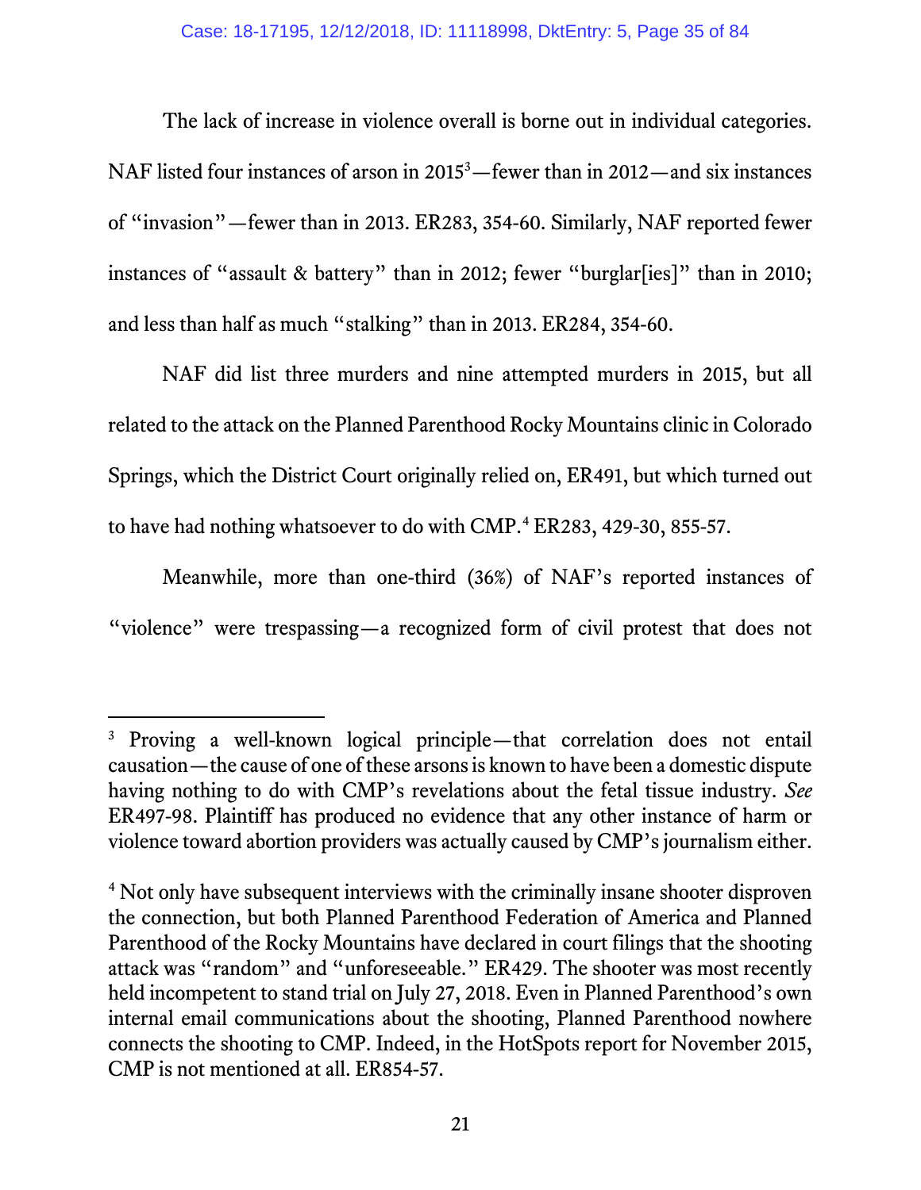The lack of increase in violence overall is borne out in individual categories. NAF listed four instances of arson in 2015[3]—fewer than in 2012—and six instances of "invasion"—fewer than in 2013. ER283, 354-60. Similarly, NAF reported fewer instances of "assault & battery" than in 2012; fewer "burglar[ies]" than in 2010; and less than half as much "stalking" than in 2013. ER284, 354-60.

NAF did list three murders and nine attempted murders in 2015, but all related to the attack on the Planned Parenthood Rocky Mountains clinic in Colorado Springs, which the District Court originally relied on, ER491, but which turned out to have had nothing whatsoever to do with CMP.[4] ER283, 429-30, 855-57.

Meanwhile, more than one-third (36%) of NAF's reported instances of "violence" were trespassing—a recognized form of civil protest that does not

---

[3] Proving a well-known logical principle—that correlation does not entail causation—the cause of one of these arsons is known to have been a domestic dispute having nothing to do with CMP's revelations about the fetal tissue industry. *See* ER497-98. Plaintiff has produced no evidence that any other instance of harm or violence toward abortion providers was actually caused by CMP's journalism either.

[4] Not only have subsequent interviews with the criminally insane shooter disproven the connection, but both Planned Parenthood Federation of America and Planned Parenthood of the Rocky Mountains have declared in court filings that the shooting attack was "random" and "unforeseeable." ER429. The shooter was most recently held incompetent to stand trial on July 27, 2018. Even in Planned Parenthood's own internal email communications about the shooting, Planned Parenthood nowhere connects the shooting to CMP. Indeed, in the HotSpots report for November 2015, CMP is not mentioned at all. ER854-57.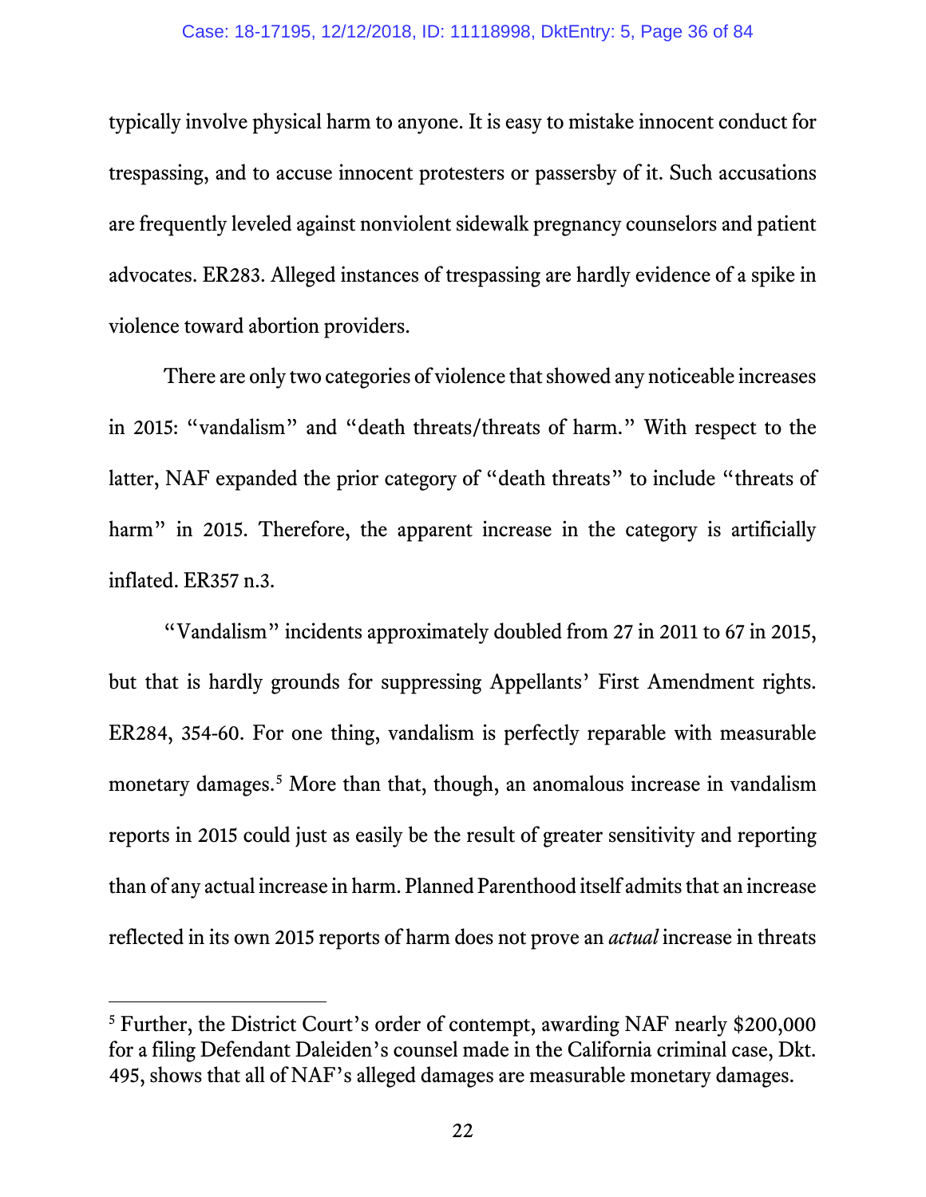typically involve physical harm to anyone. It is easy to mistake innocent conduct for trespassing, and to accuse innocent protesters or passersby of it. Such accusations are frequently leveled against nonviolent sidewalk pregnancy counselors and patient advocates. ER283. Alleged instances of trespassing are hardly evidence of a spike in violence toward abortion providers.

There are only two categories of violence that showed any noticeable increases in 2015: "vandalism" and "death threats/threats of harm." With respect to the latter, NAF expanded the prior category of "death threats" to include "threats of harm" in 2015. Therefore, the apparent increase in the category is artificially inflated. ER357 n.3.

"Vandalism" incidents approximately doubled from 27 in 2011 to 67 in 2015, but that is hardly grounds for suppressing Appellants' First Amendment rights. ER284, 354-60. For one thing, vandalism is perfectly reparable with measurable monetary damages.[5] More than that, though, an anomalous increase in vandalism reports in 2015 could just as easily be the result of greater sensitivity and reporting than of any actual increase in harm. Planned Parenthood itself admits that an increase reflected in its own 2015 reports of harm does not prove an *actual* increase in threats

---

[5] Further, the District Court's order of contempt, awarding NAF nearly $200,000 for a filing Defendant Daleiden's counsel made in the California criminal case, Dkt. 495, shows that all of NAF's alleged damages are measurable monetary damages.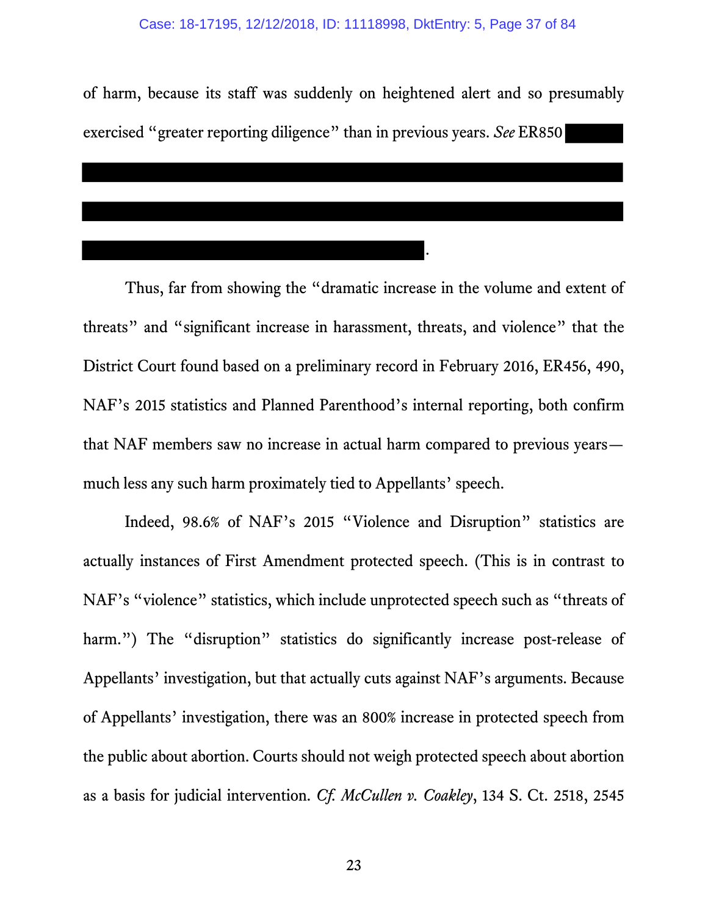of harm, because its staff was suddenly on heightened alert and so presumably exercised "greater reporting diligence" than in previous years. *See* ER850 [REDACTED].

Thus, far from showing the "dramatic increase in the volume and extent of threats" and "significant increase in harassment, threats, and violence" that the District Court found based on a preliminary record in February 2016, ER456, 490, NAF's 2015 statistics and Planned Parenthood's internal reporting, both confirm that NAF members saw no increase in actual harm compared to previous years—much less any such harm proximately tied to Appellants' speech.

Indeed, 98.6% of NAF's 2015 "Violence and Disruption" statistics are actually instances of First Amendment protected speech. (This is in contrast to NAF's "violence" statistics, which include unprotected speech such as "threats of harm.") The "disruption" statistics do significantly increase post-release of Appellants' investigation, but that actually cuts against NAF's arguments. Because of Appellants' investigation, there was an 800% increase in protected speech from the public about abortion. Courts should not weigh protected speech about abortion as a basis for judicial intervention. *Cf. McCullen v. Coakley*, 134 S. Ct. 2518, 2545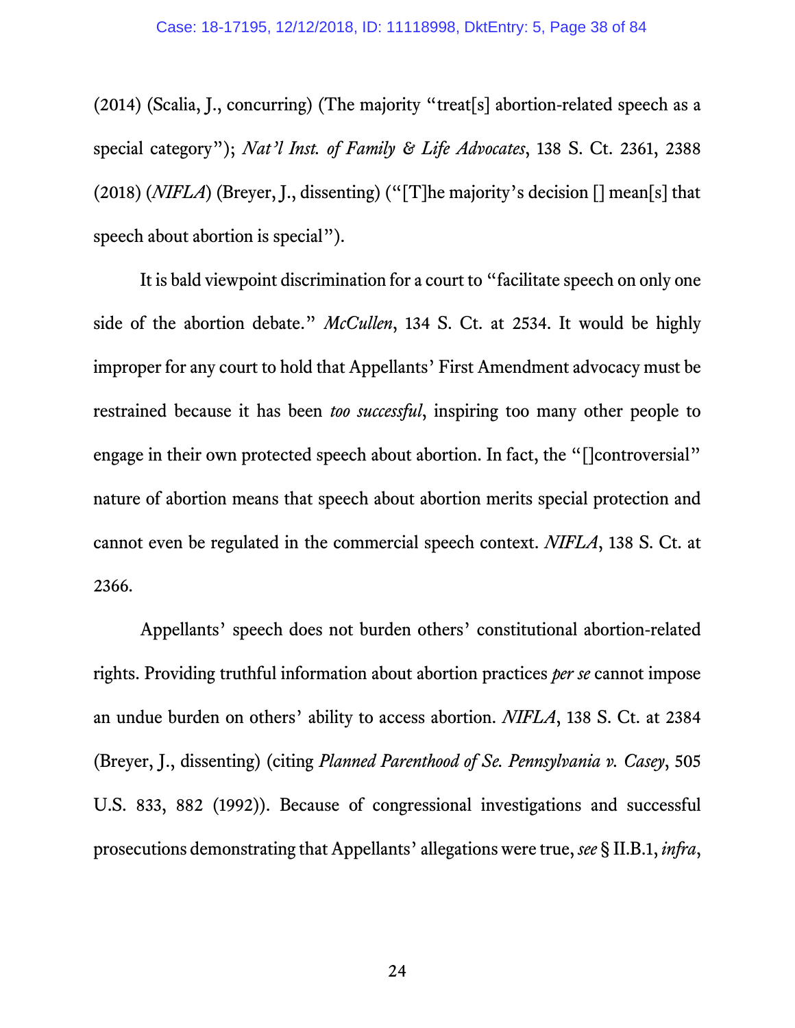(2014) (Scalia, J., concurring) (The majority "treat[s] abortion-related speech as a special category"); *Nat'l Inst. of Family & Life Advocates*, 138 S. Ct. 2361, 2388 (2018) (*NIFLA*) (Breyer, J., dissenting) ("[T]he majority's decision [] mean[s] that speech about abortion is special").

It is bald viewpoint discrimination for a court to "facilitate speech on only one side of the abortion debate." *McCullen*, 134 S. Ct. at 2534. It would be highly improper for any court to hold that Appellants' First Amendment advocacy must be restrained because it has been *too successful*, inspiring too many other people to engage in their own protected speech about abortion. In fact, the "[]controversial" nature of abortion means that speech about abortion merits special protection and cannot even be regulated in the commercial speech context. *NIFLA*, 138 S. Ct. at 2366.

Appellants' speech does not burden others' constitutional abortion-related rights. Providing truthful information about abortion practices *per se* cannot impose an undue burden on others' ability to access abortion. *NIFLA*, 138 S. Ct. at 2384 (Breyer, J., dissenting) (citing *Planned Parenthood of Se. Pennsylvania v. Casey*, 505 U.S. 833, 882 (1992)). Because of congressional investigations and successful prosecutions demonstrating that Appellants' allegations were true, *see* § II.B.1, *infra*,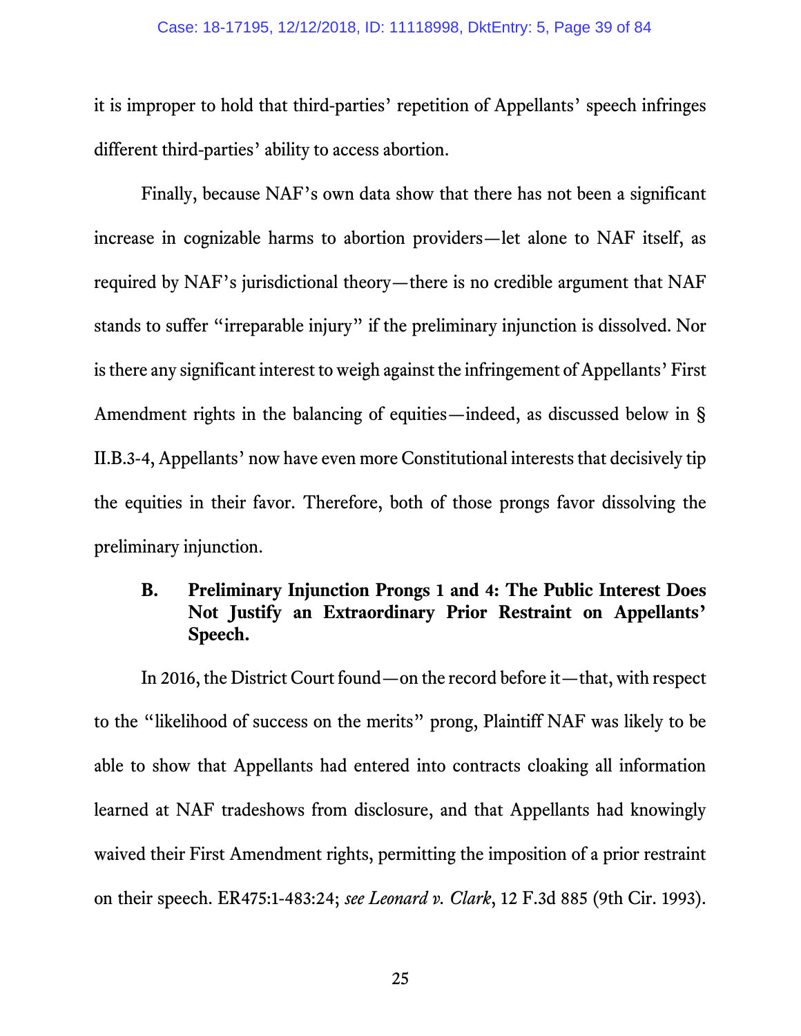it is improper to hold that third-parties' repetition of Appellants' speech infringes different third-parties' ability to access abortion.

Finally, because NAF's own data show that there has not been a significant increase in cognizable harms to abortion providers—let alone to NAF itself, as required by NAF's jurisdictional theory—there is no credible argument that NAF stands to suffer "irreparable injury" if the preliminary injunction is dissolved. Nor is there any significant interest to weigh against the infringement of Appellants' First Amendment rights in the balancing of equities—indeed, as discussed below in § II.B.3-4, Appellants' now have even more Constitutional interests that decisively tip the equities in their favor. Therefore, both of those prongs favor dissolving the preliminary injunction.

### B. Preliminary Injunction Prongs 1 and 4: The Public Interest Does Not Justify an Extraordinary Prior Restraint on Appellants' Speech.

In 2016, the District Court found—on the record before it—that, with respect to the "likelihood of success on the merits" prong, Plaintiff NAF was likely to be able to show that Appellants had entered into contracts cloaking all information learned at NAF tradeshows from disclosure, and that Appellants had knowingly waived their First Amendment rights, permitting the imposition of a prior restraint on their speech. ER475:1-483:24; *see Leonard v. Clark*, 12 F.3d 885 (9th Cir. 1993).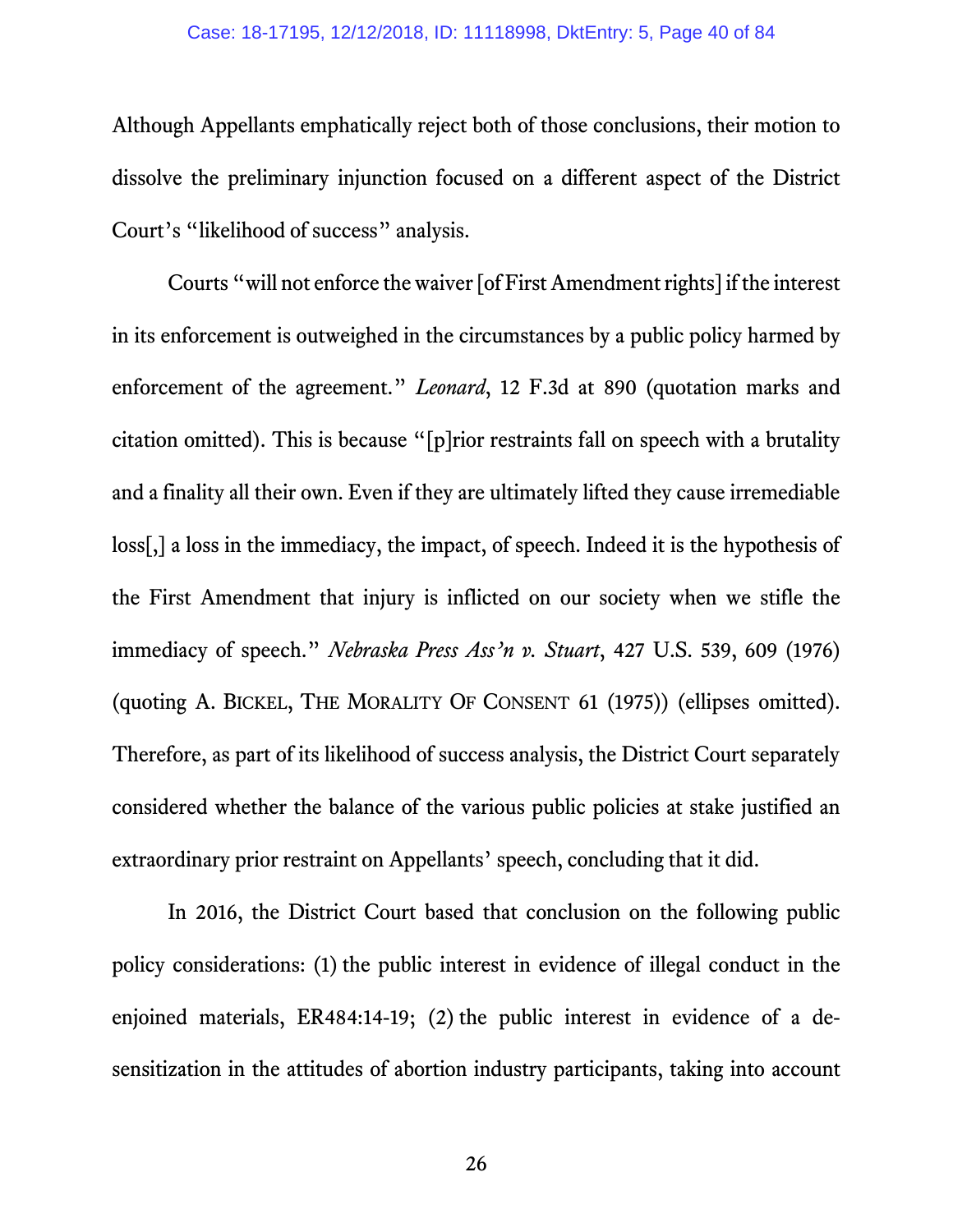Although Appellants emphatically reject both of those conclusions, their motion to dissolve the preliminary injunction focused on a different aspect of the District Court's "likelihood of success" analysis.

Courts "will not enforce the waiver [of First Amendment rights] if the interest in its enforcement is outweighed in the circumstances by a public policy harmed by enforcement of the agreement." *Leonard*, 12 F.3d at 890 (quotation marks and citation omitted). This is because "[p]rior restraints fall on speech with a brutality and a finality all their own. Even if they are ultimately lifted they cause irremediable loss[,] a loss in the immediacy, the impact, of speech. Indeed it is the hypothesis of the First Amendment that injury is inflicted on our society when we stifle the immediacy of speech." *Nebraska Press Ass'n v. Stuart*, 427 U.S. 539, 609 (1976) (quoting A. BICKEL, THE MORALITY OF CONSENT 61 (1975)) (ellipses omitted). Therefore, as part of its likelihood of success analysis, the District Court separately considered whether the balance of the various public policies at stake justified an extraordinary prior restraint on Appellants' speech, concluding that it did.

In 2016, the District Court based that conclusion on the following public policy considerations: (1) the public interest in evidence of illegal conduct in the enjoined materials, ER484:14-19; (2) the public interest in evidence of a de-sensitization in the attitudes of abortion industry participants, taking into account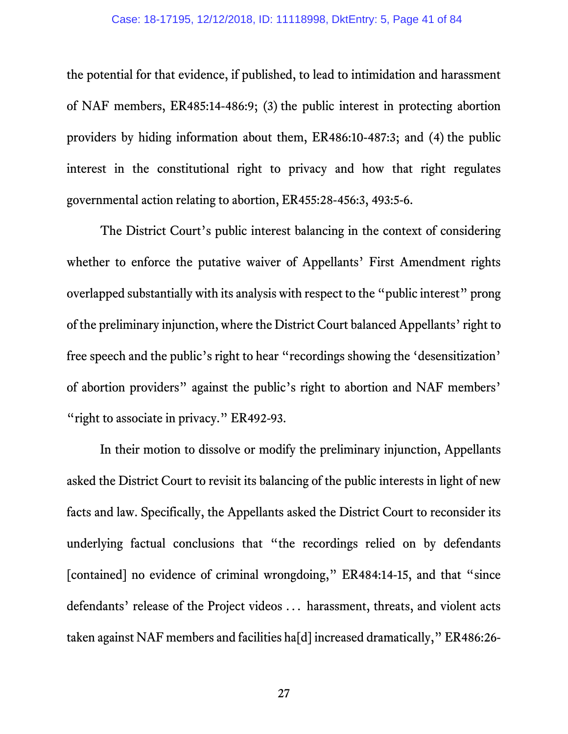the potential for that evidence, if published, to lead to intimidation and harassment of NAF members, ER485:14-486:9; (3) the public interest in protecting abortion providers by hiding information about them, ER486:10-487:3; and (4) the public interest in the constitutional right to privacy and how that right regulates governmental action relating to abortion, ER455:28-456:3, 493:5-6.

The District Court's public interest balancing in the context of considering whether to enforce the putative waiver of Appellants' First Amendment rights overlapped substantially with its analysis with respect to the "public interest" prong of the preliminary injunction, where the District Court balanced Appellants' right to free speech and the public's right to hear "recordings showing the 'desensitization' of abortion providers" against the public's right to abortion and NAF members' "right to associate in privacy." ER492-93.

In their motion to dissolve or modify the preliminary injunction, Appellants asked the District Court to revisit its balancing of the public interests in light of new facts and law. Specifically, the Appellants asked the District Court to reconsider its underlying factual conclusions that "the recordings relied on by defendants [contained] no evidence of criminal wrongdoing," ER484:14-15, and that "since defendants' release of the Project videos . . . harassment, threats, and violent acts taken against NAF members and facilities ha[d] increased dramatically," ER486:26-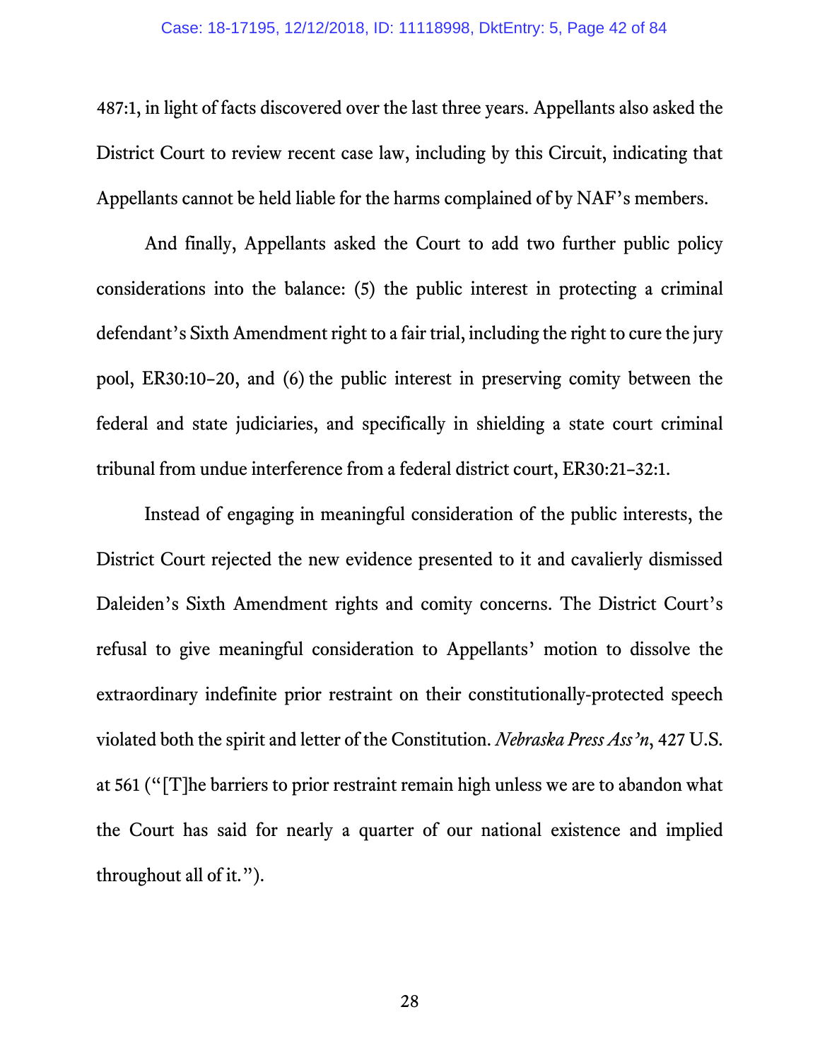487:1, in light of facts discovered over the last three years. Appellants also asked the District Court to review recent case law, including by this Circuit, indicating that Appellants cannot be held liable for the harms complained of by NAF's members.

And finally, Appellants asked the Court to add two further public policy considerations into the balance: (5) the public interest in protecting a criminal defendant's Sixth Amendment right to a fair trial, including the right to cure the jury pool, ER30:10–20, and (6) the public interest in preserving comity between the federal and state judiciaries, and specifically in shielding a state court criminal tribunal from undue interference from a federal district court, ER30:21–32:1.

Instead of engaging in meaningful consideration of the public interests, the District Court rejected the new evidence presented to it and cavalierly dismissed Daleiden's Sixth Amendment rights and comity concerns. The District Court's refusal to give meaningful consideration to Appellants' motion to dissolve the extraordinary indefinite prior restraint on their constitutionally-protected speech violated both the spirit and letter of the Constitution. *Nebraska Press Ass'n*, 427 U.S. at 561 ("[T]he barriers to prior restraint remain high unless we are to abandon what the Court has said for nearly a quarter of our national existence and implied throughout all of it.").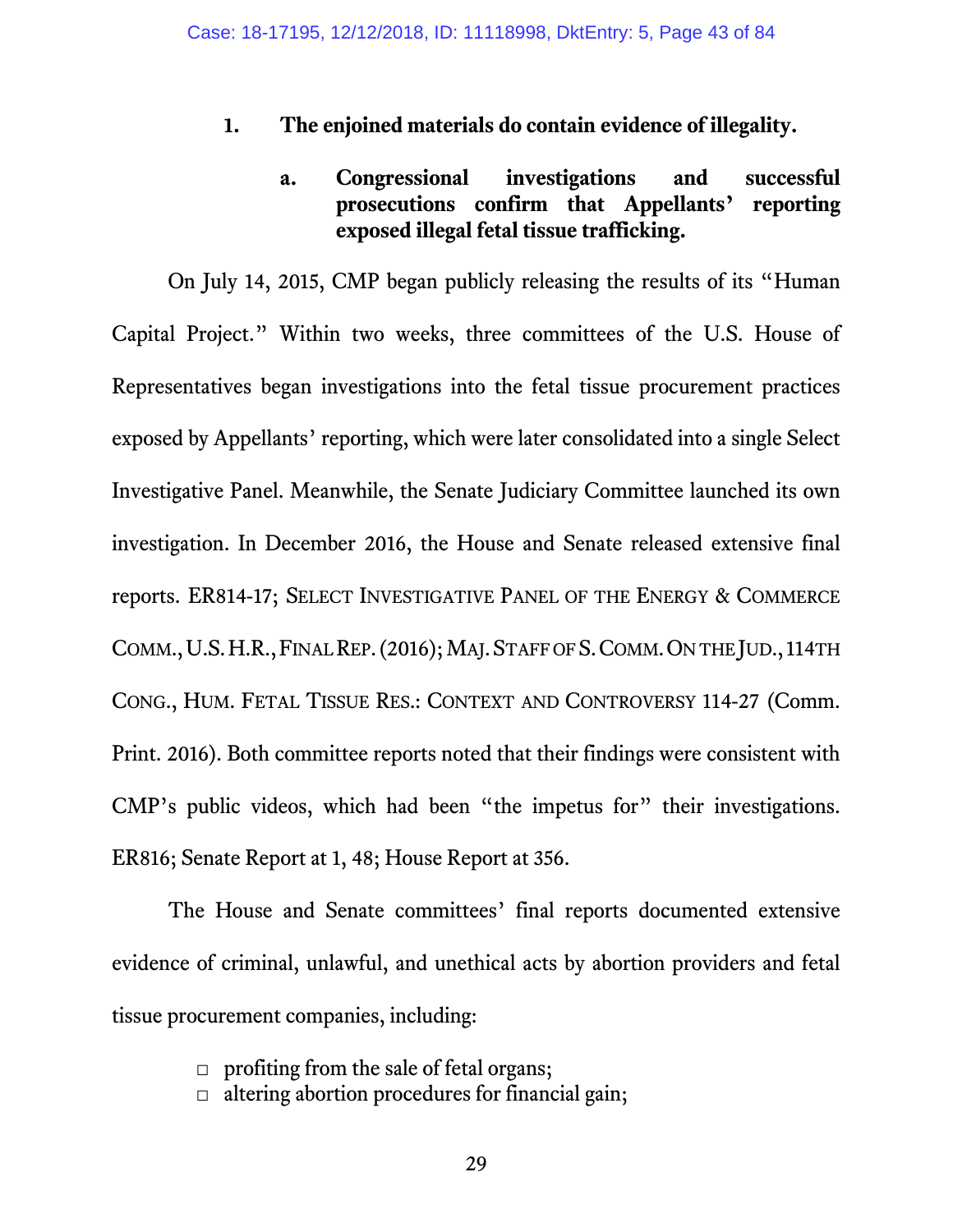### 1. The enjoined materials do contain evidence of illegality.

#### a. Congressional investigations and successful prosecutions confirm that Appellants' reporting exposed illegal fetal tissue trafficking.

On July 14, 2015, CMP began publicly releasing the results of its "Human Capital Project." Within two weeks, three committees of the U.S. House of Representatives began investigations into the fetal tissue procurement practices exposed by Appellants' reporting, which were later consolidated into a single Select Investigative Panel. Meanwhile, the Senate Judiciary Committee launched its own investigation. In December 2016, the House and Senate released extensive final reports. ER814-17; SELECT INVESTIGATIVE PANEL OF THE ENERGY & COMMERCE COMM., U.S. H.R., FINAL REP. (2016); MAJ. STAFF OF S. COMM. ON THE JUD., 114TH CONG., HUM. FETAL TISSUE RES.: CONTEXT AND CONTROVERSY 114-27 (Comm. Print. 2016). Both committee reports noted that their findings were consistent with CMP's public videos, which had been "the impetus for" their investigations. ER816; Senate Report at 1, 48; House Report at 356.

The House and Senate committees' final reports documented extensive evidence of criminal, unlawful, and unethical acts by abortion providers and fetal tissue procurement companies, including:

- profiting from the sale of fetal organs;
- altering abortion procedures for financial gain;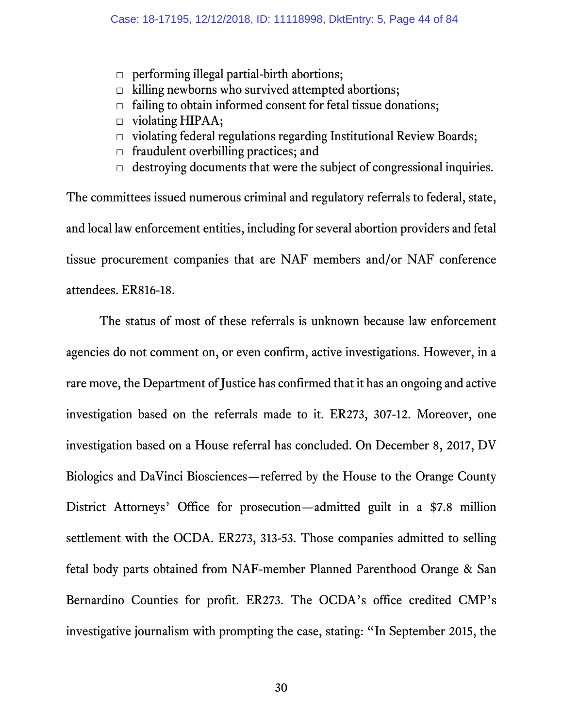- performing illegal partial-birth abortions;
- killing newborns who survived attempted abortions;
- failing to obtain informed consent for fetal tissue donations;
- violating HIPAA;
- violating federal regulations regarding Institutional Review Boards;
- fraudulent overbilling practices; and
- destroying documents that were the subject of congressional inquiries.

The committees issued numerous criminal and regulatory referrals to federal, state, and local law enforcement entities, including for several abortion providers and fetal tissue procurement companies that are NAF members and/or NAF conference attendees. ER816-18.

The status of most of these referrals is unknown because law enforcement agencies do not comment on, or even confirm, active investigations. However, in a rare move, the Department of Justice has confirmed that it has an ongoing and active investigation based on the referrals made to it. ER273, 307-12. Moreover, one investigation based on a House referral has concluded. On December 8, 2017, DV Biologics and DaVinci Biosciences—referred by the House to the Orange County District Attorneys' Office for prosecution—admitted guilt in a $7.8 million settlement with the OCDA. ER273, 313-53. Those companies admitted to selling fetal body parts obtained from NAF-member Planned Parenthood Orange & San Bernardino Counties for profit. ER273. The OCDA's office credited CMP's investigative journalism with prompting the case, stating: "In September 2015, the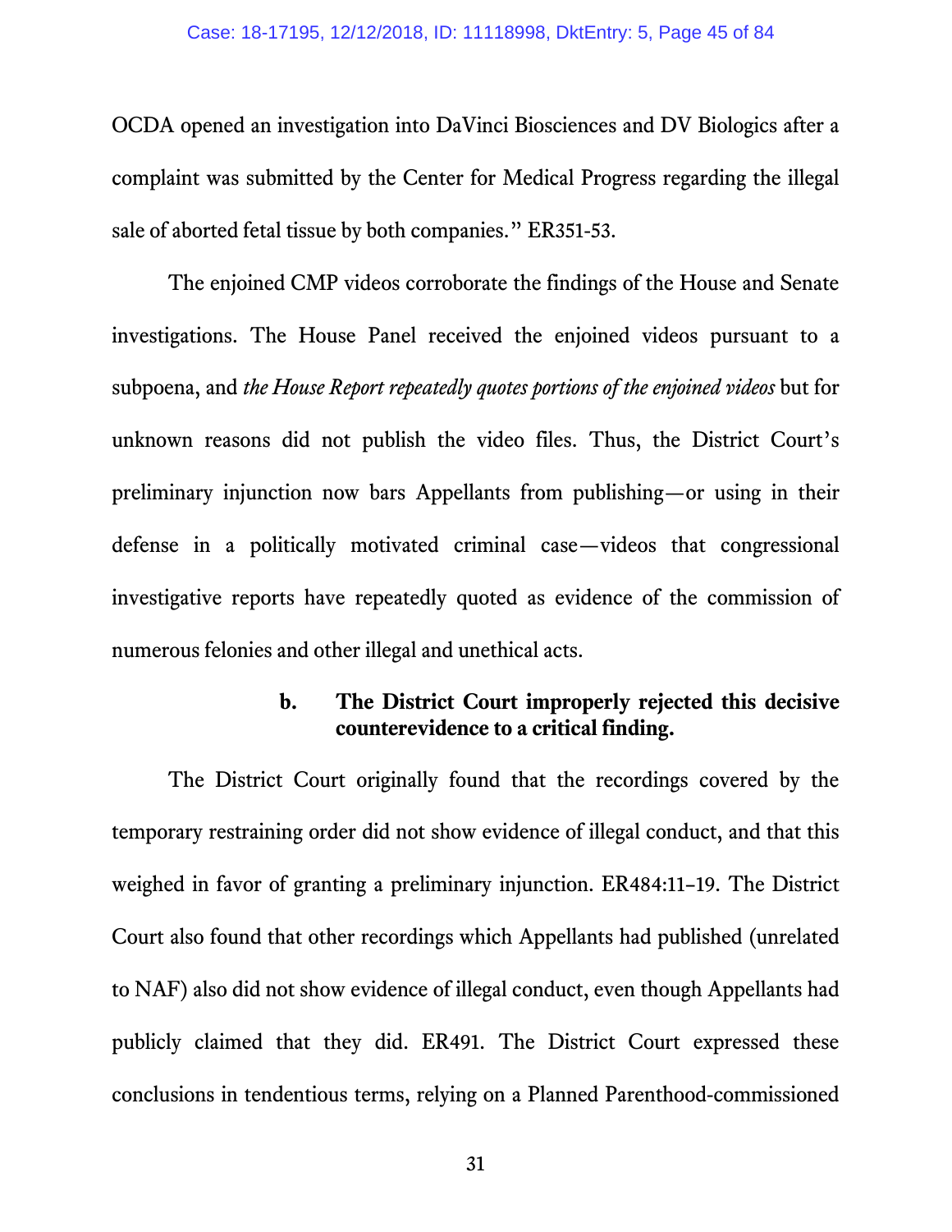OCDA opened an investigation into DaVinci Biosciences and DV Biologics after a complaint was submitted by the Center for Medical Progress regarding the illegal sale of aborted fetal tissue by both companies." ER351-53.

The enjoined CMP videos corroborate the findings of the House and Senate investigations. The House Panel received the enjoined videos pursuant to a subpoena, and *the House Report repeatedly quotes portions of the enjoined videos* but for unknown reasons did not publish the video files. Thus, the District Court's preliminary injunction now bars Appellants from publishing—or using in their defense in a politically motivated criminal case—videos that congressional investigative reports have repeatedly quoted as evidence of the commission of numerous felonies and other illegal and unethical acts.

**b. The District Court improperly rejected this decisive counterevidence to a critical finding.**

The District Court originally found that the recordings covered by the temporary restraining order did not show evidence of illegal conduct, and that this weighed in favor of granting a preliminary injunction. ER484:11–19. The District Court also found that other recordings which Appellants had published (unrelated to NAF) also did not show evidence of illegal conduct, even though Appellants had publicly claimed that they did. ER491. The District Court expressed these conclusions in tendentious terms, relying on a Planned Parenthood-commissioned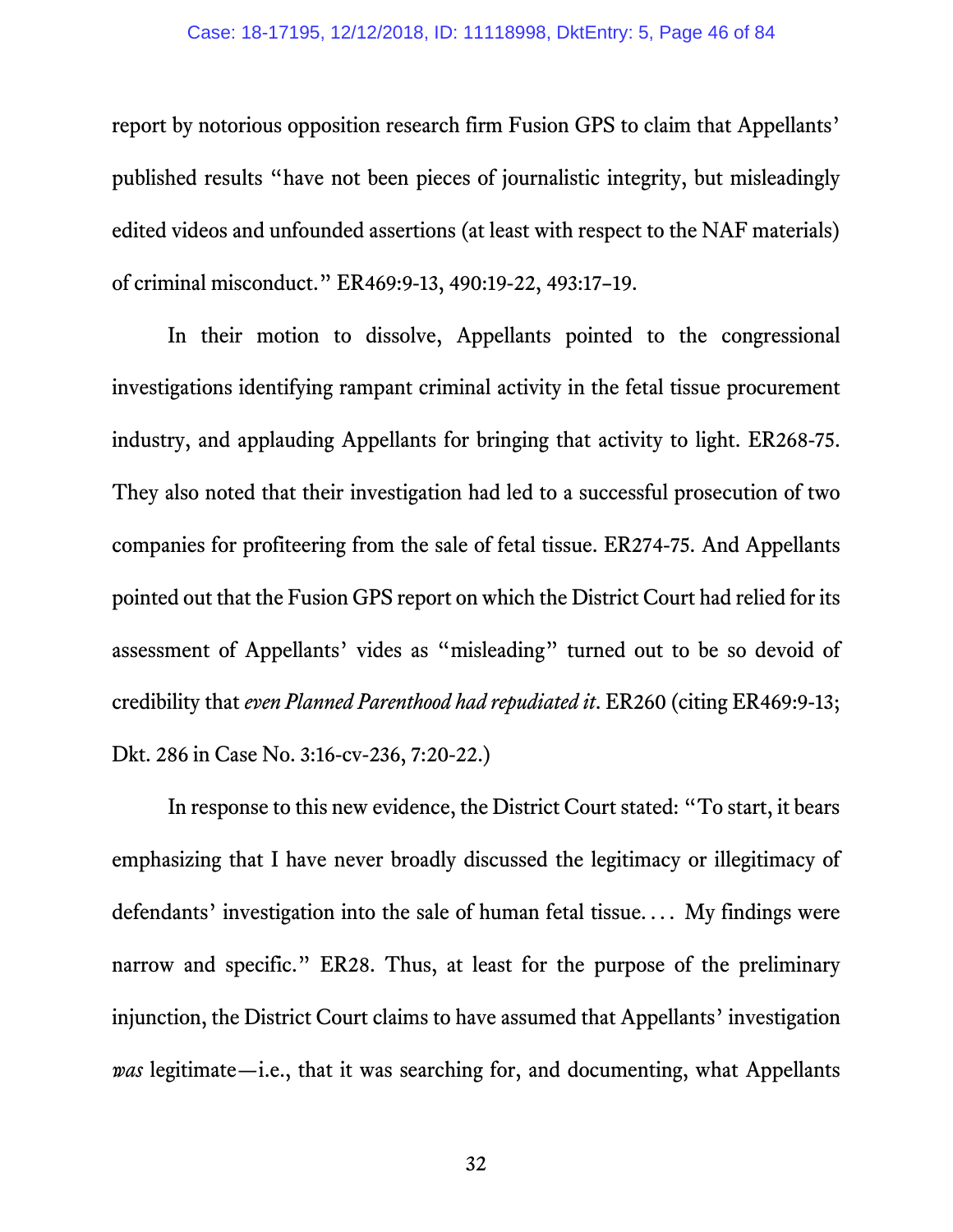report by notorious opposition research firm Fusion GPS to claim that Appellants' published results "have not been pieces of journalistic integrity, but misleadingly edited videos and unfounded assertions (at least with respect to the NAF materials) of criminal misconduct." ER469:9-13, 490:19-22, 493:17–19.

In their motion to dissolve, Appellants pointed to the congressional investigations identifying rampant criminal activity in the fetal tissue procurement industry, and applauding Appellants for bringing that activity to light. ER268-75. They also noted that their investigation had led to a successful prosecution of two companies for profiteering from the sale of fetal tissue. ER274-75. And Appellants pointed out that the Fusion GPS report on which the District Court had relied for its assessment of Appellants' vides as "misleading" turned out to be so devoid of credibility that *even Planned Parenthood had repudiated it*. ER260 (citing ER469:9-13; Dkt. 286 in Case No. 3:16-cv-236, 7:20-22.)

In response to this new evidence, the District Court stated: "To start, it bears emphasizing that I have never broadly discussed the legitimacy or illegitimacy of defendants' investigation into the sale of human fetal tissue. . . . My findings were narrow and specific." ER28. Thus, at least for the purpose of the preliminary injunction, the District Court claims to have assumed that Appellants' investigation *was* legitimate—i.e., that it was searching for, and documenting, what Appellants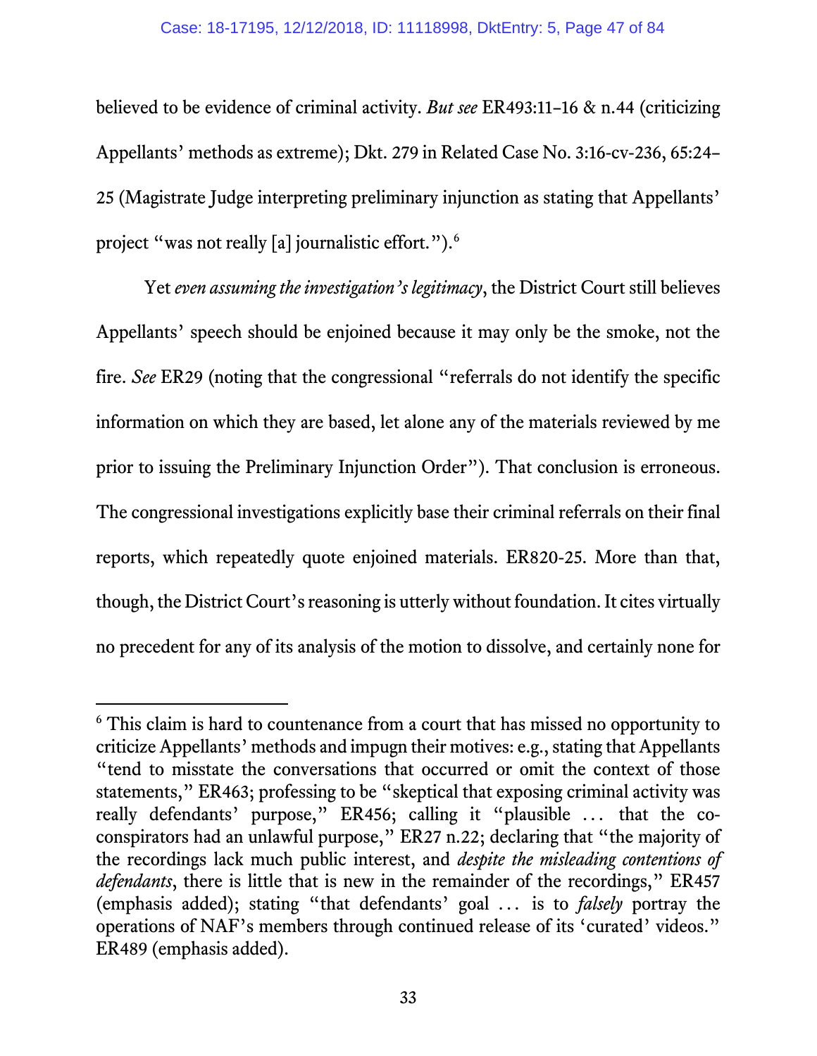believed to be evidence of criminal activity. *But see* ER493:11–16 & n.44 (criticizing Appellants' methods as extreme); Dkt. 279 in Related Case No. 3:16-cv-236, 65:24–25 (Magistrate Judge interpreting preliminary injunction as stating that Appellants' project "was not really [a] journalistic effort.").[6]

Yet *even assuming the investigation's legitimacy*, the District Court still believes Appellants' speech should be enjoined because it may only be the smoke, not the fire. *See* ER29 (noting that the congressional "referrals do not identify the specific information on which they are based, let alone any of the materials reviewed by me prior to issuing the Preliminary Injunction Order"). That conclusion is erroneous. The congressional investigations explicitly base their criminal referrals on their final reports, which repeatedly quote enjoined materials. ER820-25. More than that, though, the District Court's reasoning is utterly without foundation. It cites virtually no precedent for any of its analysis of the motion to dissolve, and certainly none for

[6] This claim is hard to countenance from a court that has missed no opportunity to criticize Appellants' methods and impugn their motives: e.g., stating that Appellants "tend to misstate the conversations that occurred or omit the context of those statements," ER463; professing to be "skeptical that exposing criminal activity was really defendants' purpose," ER456; calling it "plausible ... that the co-conspirators had an unlawful purpose," ER27 n.22; declaring that "the majority of the recordings lack much public interest, and *despite the misleading contentions of defendants*, there is little that is new in the remainder of the recordings," ER457 (emphasis added); stating "that defendants' goal ... is to *falsely* portray the operations of NAF's members through continued release of its 'curated' videos." ER489 (emphasis added).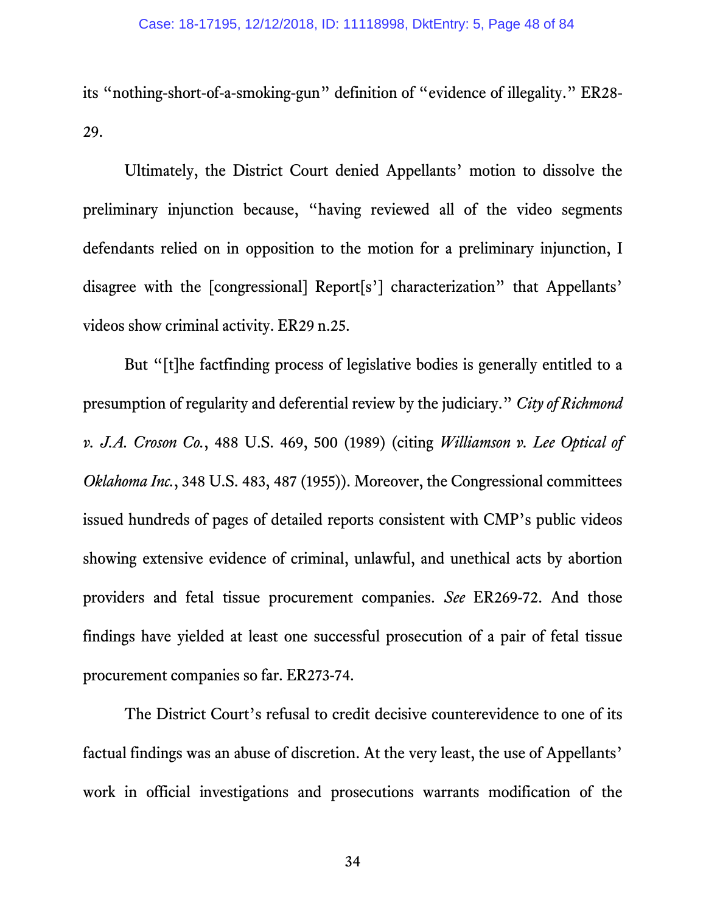its "nothing-short-of-a-smoking-gun" definition of "evidence of illegality." ER28-29.

Ultimately, the District Court denied Appellants' motion to dissolve the preliminary injunction because, "having reviewed all of the video segments defendants relied on in opposition to the motion for a preliminary injunction, I disagree with the [congressional] Report[s'] characterization" that Appellants' videos show criminal activity. ER29 n.25.

But "[t]he factfinding process of legislative bodies is generally entitled to a presumption of regularity and deferential review by the judiciary." *City of Richmond v. J.A. Croson Co.*, 488 U.S. 469, 500 (1989) (citing *Williamson v. Lee Optical of Oklahoma Inc.*, 348 U.S. 483, 487 (1955)). Moreover, the Congressional committees issued hundreds of pages of detailed reports consistent with CMP's public videos showing extensive evidence of criminal, unlawful, and unethical acts by abortion providers and fetal tissue procurement companies. *See* ER269-72. And those findings have yielded at least one successful prosecution of a pair of fetal tissue procurement companies so far. ER273-74.

The District Court's refusal to credit decisive counterevidence to one of its factual findings was an abuse of discretion. At the very least, the use of Appellants' work in official investigations and prosecutions warrants modification of the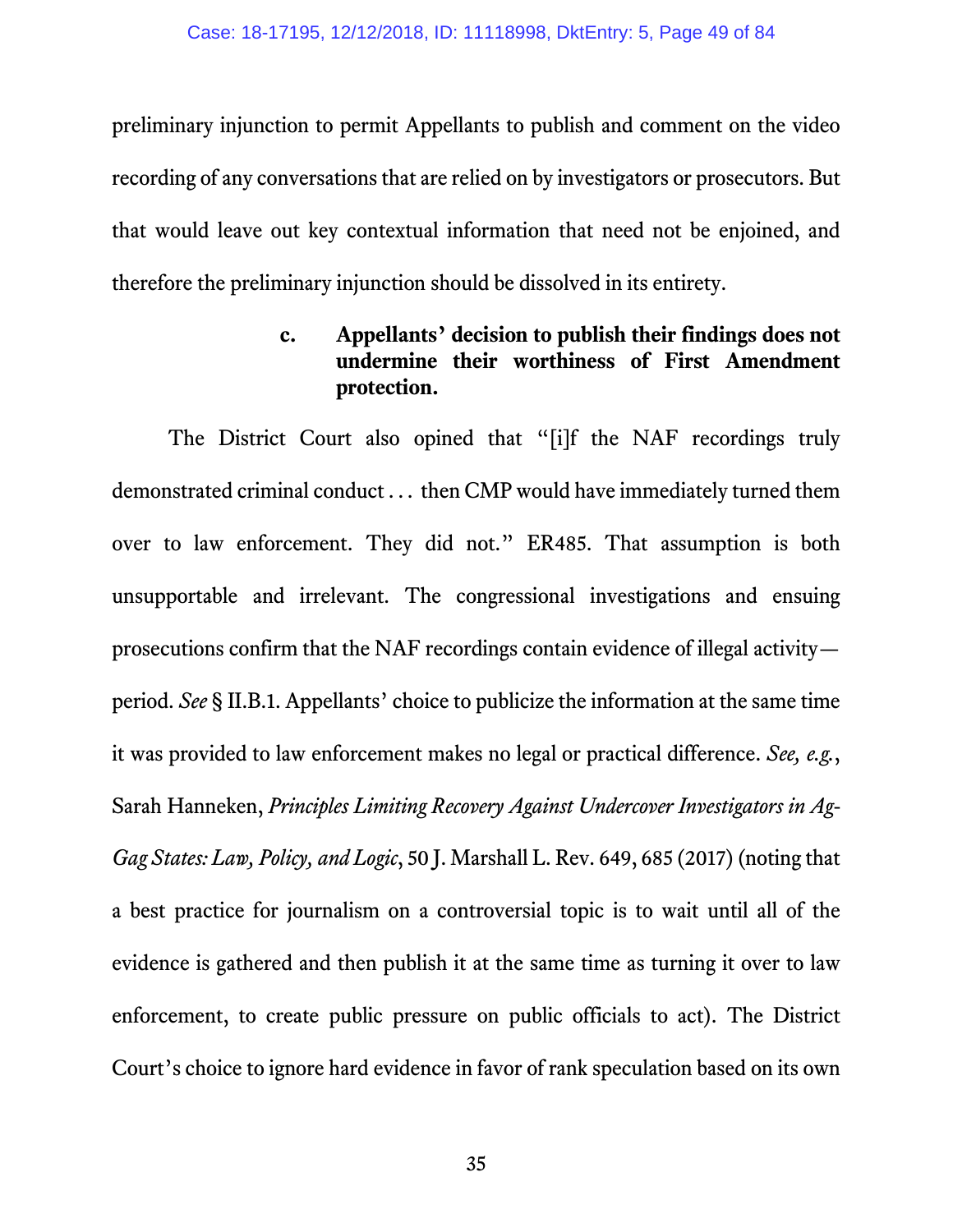preliminary injunction to permit Appellants to publish and comment on the video recording of any conversations that are relied on by investigators or prosecutors. But that would leave out key contextual information that need not be enjoined, and therefore the preliminary injunction should be dissolved in its entirety.

#### c. Appellants' decision to publish their findings does not undermine their worthiness of First Amendment protection.

The District Court also opined that "[i]f the NAF recordings truly demonstrated criminal conduct . . . then CMP would have immediately turned them over to law enforcement. They did not." ER485. That assumption is both unsupportable and irrelevant. The congressional investigations and ensuing prosecutions confirm that the NAF recordings contain evidence of illegal activity—period. *See* § II.B.1. Appellants' choice to publicize the information at the same time it was provided to law enforcement makes no legal or practical difference. *See, e.g.*, Sarah Hanneken, *Principles Limiting Recovery Against Undercover Investigators in Ag-Gag States: Law, Policy, and Logic*, 50 J. Marshall L. Rev. 649, 685 (2017) (noting that a best practice for journalism on a controversial topic is to wait until all of the evidence is gathered and then publish it at the same time as turning it over to law enforcement, to create public pressure on public officials to act). The District Court's choice to ignore hard evidence in favor of rank speculation based on its own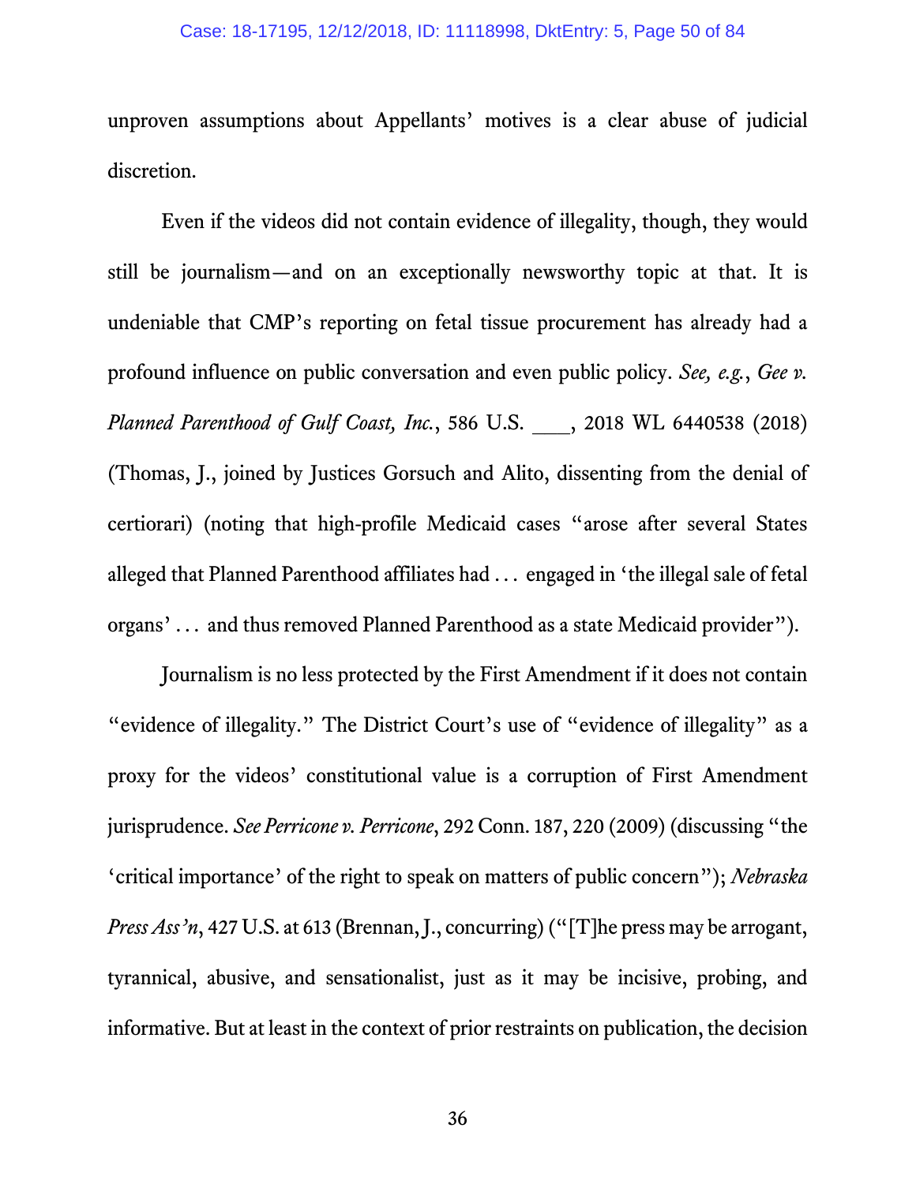unproven assumptions about Appellants' motives is a clear abuse of judicial discretion.

Even if the videos did not contain evidence of illegality, though, they would still be journalism—and on an exceptionally newsworthy topic at that. It is undeniable that CMP's reporting on fetal tissue procurement has already had a profound influence on public conversation and even public policy. *See, e.g.*, *Gee v. Planned Parenthood of Gulf Coast, Inc.*, 586 U.S. ___, 2018 WL 6440538 (2018) (Thomas, J., joined by Justices Gorsuch and Alito, dissenting from the denial of certiorari) (noting that high-profile Medicaid cases "arose after several States alleged that Planned Parenthood affiliates had . . . engaged in 'the illegal sale of fetal organs' . . . and thus removed Planned Parenthood as a state Medicaid provider").

Journalism is no less protected by the First Amendment if it does not contain "evidence of illegality." The District Court's use of "evidence of illegality" as a proxy for the videos' constitutional value is a corruption of First Amendment jurisprudence. *See Perricone v. Perricone*, 292 Conn. 187, 220 (2009) (discussing "the 'critical importance' of the right to speak on matters of public concern"); *Nebraska Press Ass'n*, 427 U.S. at 613 (Brennan, J., concurring) ("[T]he press may be arrogant, tyrannical, abusive, and sensationalist, just as it may be incisive, probing, and informative. But at least in the context of prior restraints on publication, the decision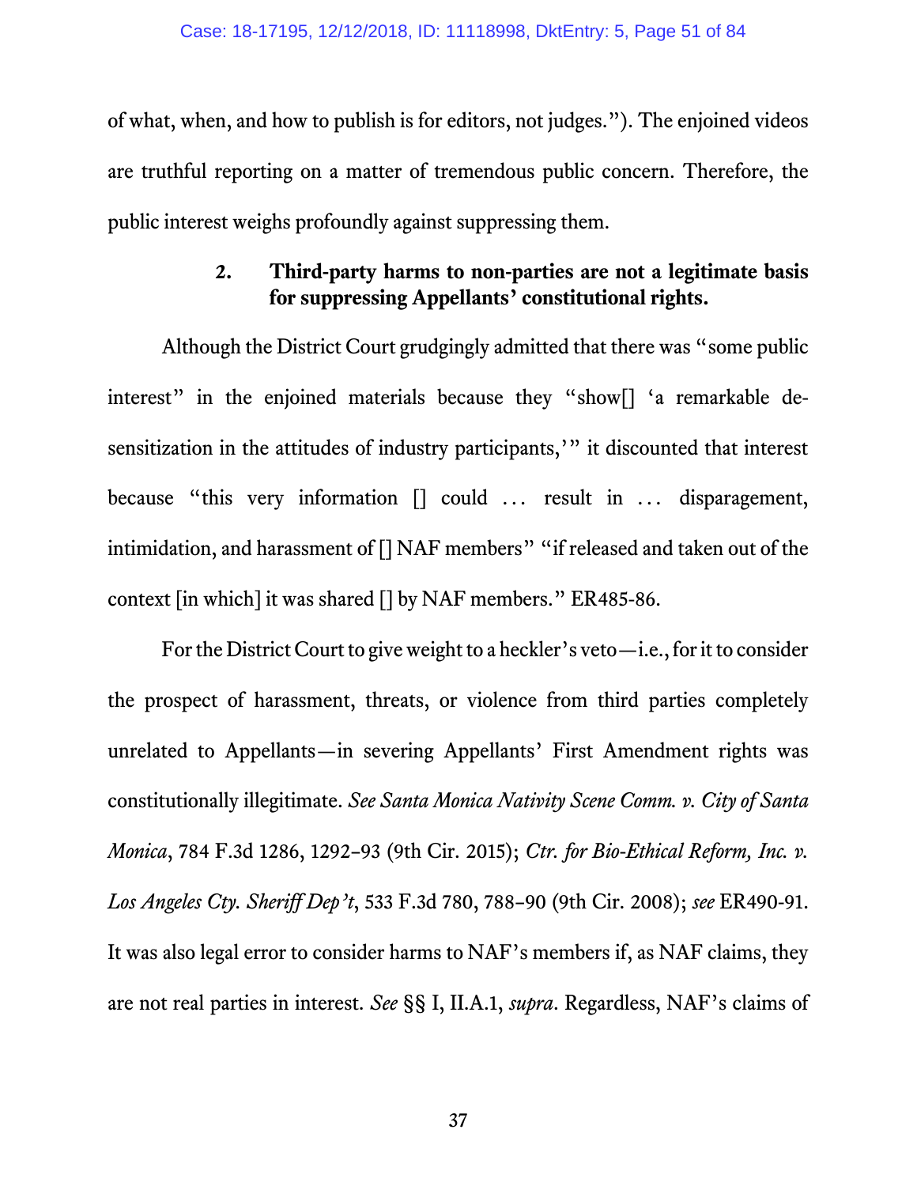of what, when, and how to publish is for editors, not judges."). The enjoined videos are truthful reporting on a matter of tremendous public concern. Therefore, the public interest weighs profoundly against suppressing them.

### 2. Third-party harms to non-parties are not a legitimate basis for suppressing Appellants' constitutional rights.

Although the District Court grudgingly admitted that there was "some public interest" in the enjoined materials because they "show[] 'a remarkable desensitization in the attitudes of industry participants,'" it discounted that interest because "this very information [] could … result in … disparagement, intimidation, and harassment of [] NAF members" "if released and taken out of the context [in which] it was shared [] by NAF members." ER485-86.

For the District Court to give weight to a heckler's veto—i.e., for it to consider the prospect of harassment, threats, or violence from third parties completely unrelated to Appellants—in severing Appellants' First Amendment rights was constitutionally illegitimate. *See Santa Monica Nativity Scene Comm. v. City of Santa Monica*, 784 F.3d 1286, 1292–93 (9th Cir. 2015); *Ctr. for Bio-Ethical Reform, Inc. v. Los Angeles Cty. Sheriff Dep't*, 533 F.3d 780, 788–90 (9th Cir. 2008); *see* ER490-91. It was also legal error to consider harms to NAF's members if, as NAF claims, they are not real parties in interest. *See* §§ I, II.A.1, *supra*. Regardless, NAF's claims of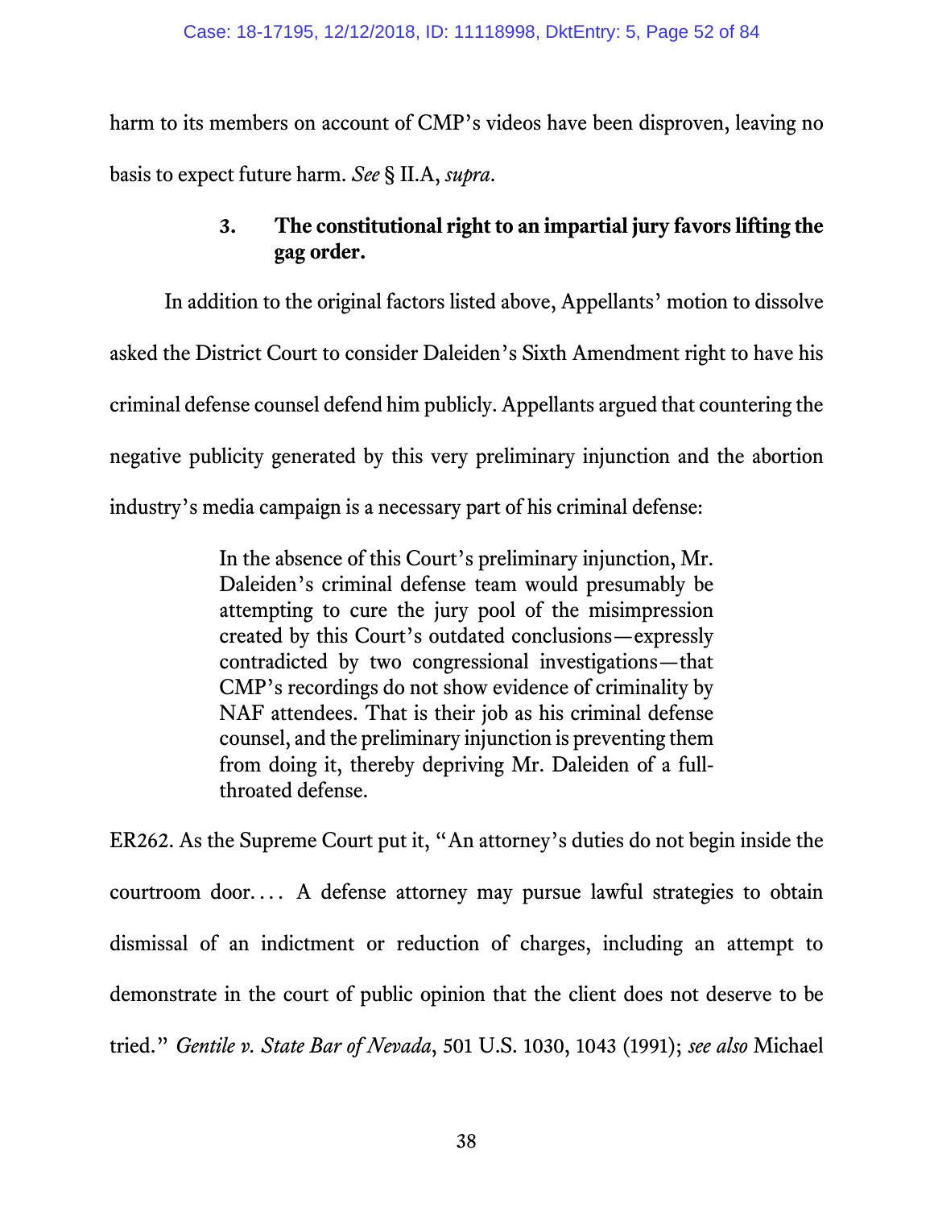harm to its members on account of CMP's videos have been disproven, leaving no basis to expect future harm. *See* § II.A, *supra*.

### 3. The constitutional right to an impartial jury favors lifting the gag order.

In addition to the original factors listed above, Appellants' motion to dissolve asked the District Court to consider Daleiden's Sixth Amendment right to have his criminal defense counsel defend him publicly. Appellants argued that countering the negative publicity generated by this very preliminary injunction and the abortion industry's media campaign is a necessary part of his criminal defense:

> In the absence of this Court's preliminary injunction, Mr. Daleiden's criminal defense team would presumably be attempting to cure the jury pool of the misimpression created by this Court's outdated conclusions—expressly contradicted by two congressional investigations—that CMP's recordings do not show evidence of criminality by NAF attendees. That is their job as his criminal defense counsel, and the preliminary injunction is preventing them from doing it, thereby depriving Mr. Daleiden of a full-throated defense.

ER262. As the Supreme Court put it, "An attorney's duties do not begin inside the courtroom door. . . . A defense attorney may pursue lawful strategies to obtain dismissal of an indictment or reduction of charges, including an attempt to demonstrate in the court of public opinion that the client does not deserve to be tried." *Gentile v. State Bar of Nevada*, 501 U.S. 1030, 1043 (1991); *see also* Michael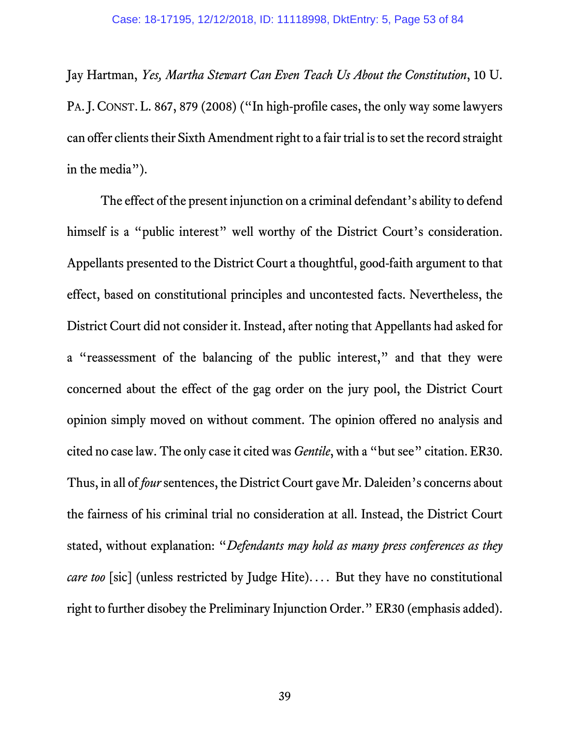Jay Hartman, *Yes, Martha Stewart Can Even Teach Us About the Constitution*, 10 U. PA. J. CONST. L. 867, 879 (2008) ("In high-profile cases, the only way some lawyers can offer clients their Sixth Amendment right to a fair trial is to set the record straight in the media").

The effect of the present injunction on a criminal defendant's ability to defend himself is a "public interest" well worthy of the District Court's consideration. Appellants presented to the District Court a thoughtful, good-faith argument to that effect, based on constitutional principles and uncontested facts. Nevertheless, the District Court did not consider it. Instead, after noting that Appellants had asked for a "reassessment of the balancing of the public interest," and that they were concerned about the effect of the gag order on the jury pool, the District Court opinion simply moved on without comment. The opinion offered no analysis and cited no case law. The only case it cited was *Gentile*, with a "but see" citation. ER30. Thus, in all of *four* sentences, the District Court gave Mr. Daleiden's concerns about the fairness of his criminal trial no consideration at all. Instead, the District Court stated, without explanation: "*Defendants may hold as many press conferences as they care too* [sic] (unless restricted by Judge Hite).... But they have no constitutional right to further disobey the Preliminary Injunction Order." ER30 (emphasis added).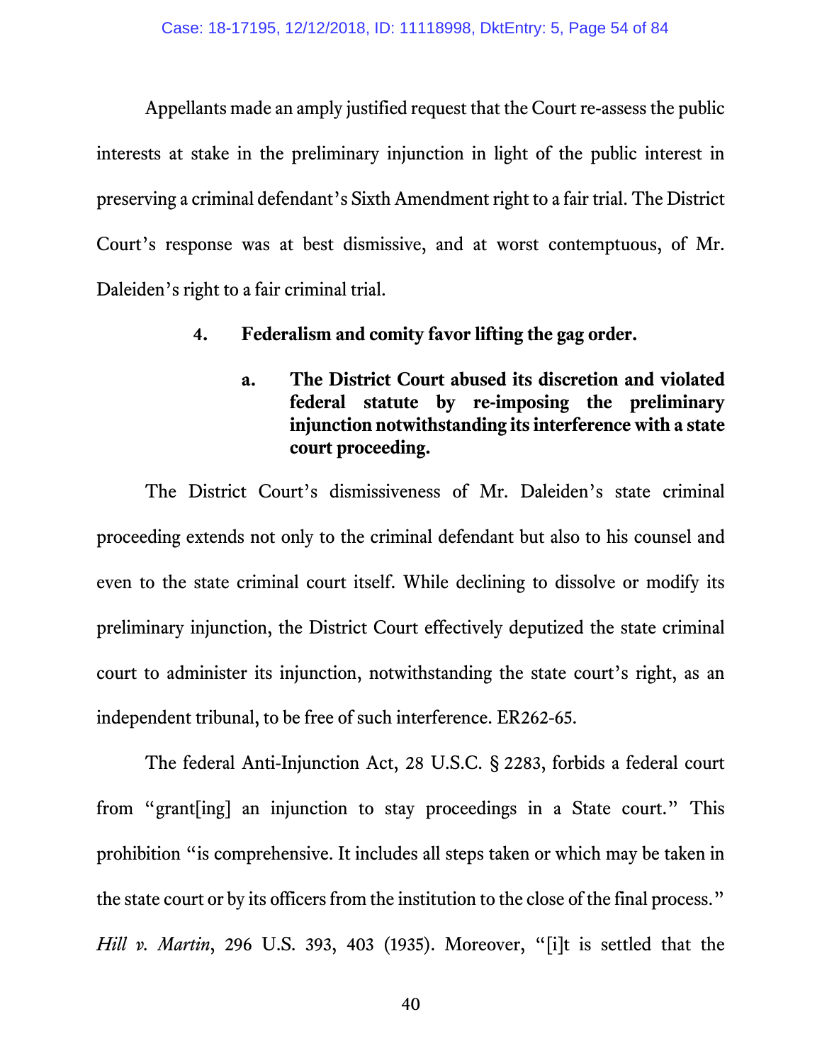Appellants made an amply justified request that the Court re-assess the public interests at stake in the preliminary injunction in light of the public interest in preserving a criminal defendant's Sixth Amendment right to a fair trial. The District Court's response was at best dismissive, and at worst contemptuous, of Mr. Daleiden's right to a fair criminal trial.

**4. Federalism and comity favor lifting the gag order.**

**a. The District Court abused its discretion and violated federal statute by re-imposing the preliminary injunction notwithstanding its interference with a state court proceeding.**

The District Court's dismissiveness of Mr. Daleiden's state criminal proceeding extends not only to the criminal defendant but also to his counsel and even to the state criminal court itself. While declining to dissolve or modify its preliminary injunction, the District Court effectively deputized the state criminal court to administer its injunction, notwithstanding the state court's right, as an independent tribunal, to be free of such interference. ER262-65.

The federal Anti-Injunction Act, 28 U.S.C. § 2283, forbids a federal court from "grant[ing] an injunction to stay proceedings in a State court." This prohibition "is comprehensive. It includes all steps taken or which may be taken in the state court or by its officers from the institution to the close of the final process." *Hill v. Martin*, 296 U.S. 393, 403 (1935). Moreover, "[i]t is settled that the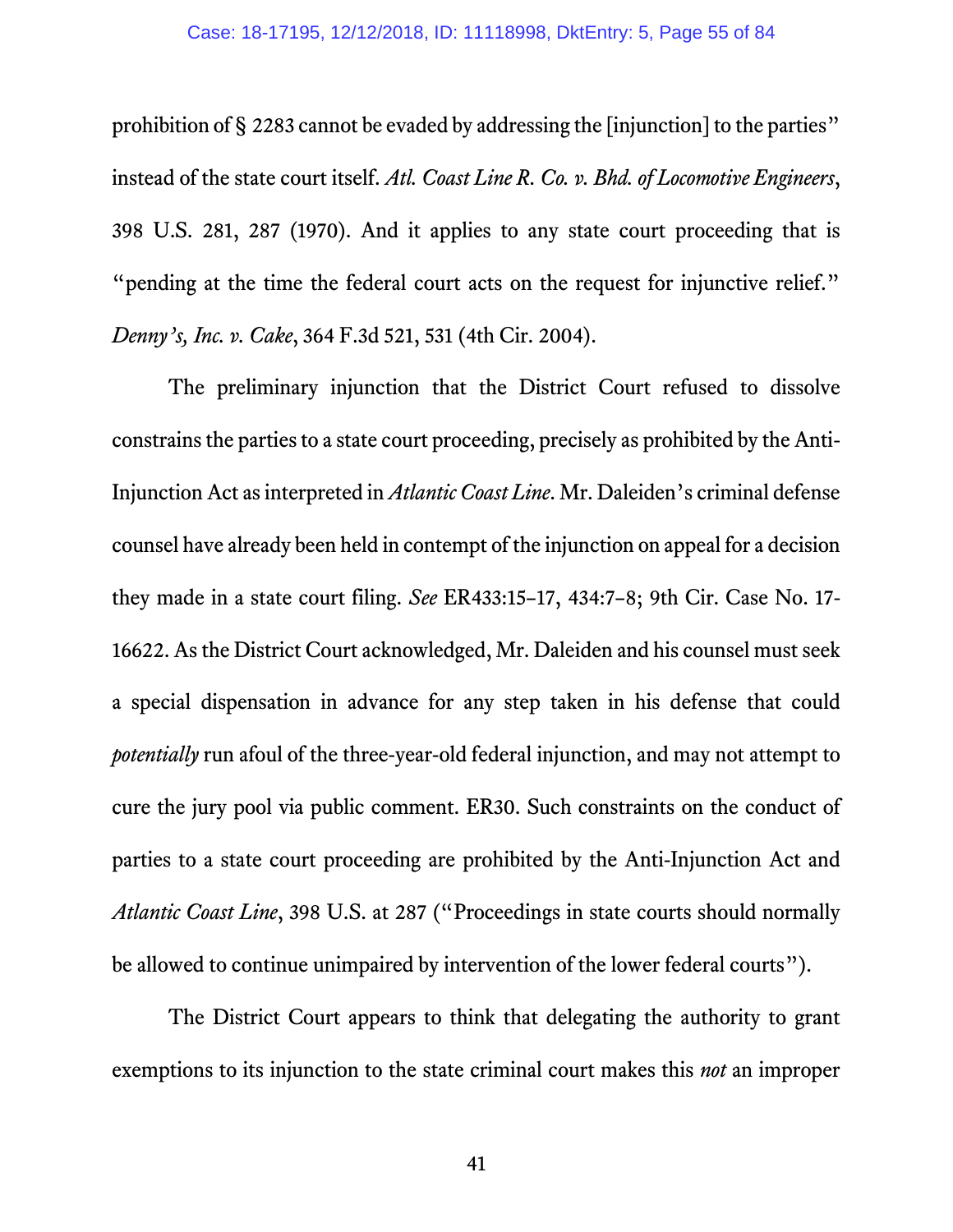prohibition of § 2283 cannot be evaded by addressing the [injunction] to the parties" instead of the state court itself. *Atl. Coast Line R. Co. v. Bhd. of Locomotive Engineers*, 398 U.S. 281, 287 (1970). And it applies to any state court proceeding that is "pending at the time the federal court acts on the request for injunctive relief." *Denny's, Inc. v. Cake*, 364 F.3d 521, 531 (4th Cir. 2004).

The preliminary injunction that the District Court refused to dissolve constrains the parties to a state court proceeding, precisely as prohibited by the Anti-Injunction Act as interpreted in *Atlantic Coast Line*. Mr. Daleiden's criminal defense counsel have already been held in contempt of the injunction on appeal for a decision they made in a state court filing. *See* ER433:15–17, 434:7–8; 9th Cir. Case No. 17-16622. As the District Court acknowledged, Mr. Daleiden and his counsel must seek a special dispensation in advance for any step taken in his defense that could *potentially* run afoul of the three-year-old federal injunction, and may not attempt to cure the jury pool via public comment. ER30. Such constraints on the conduct of parties to a state court proceeding are prohibited by the Anti-Injunction Act and *Atlantic Coast Line*, 398 U.S. at 287 ("Proceedings in state courts should normally be allowed to continue unimpaired by intervention of the lower federal courts").

The District Court appears to think that delegating the authority to grant exemptions to its injunction to the state criminal court makes this *not* an improper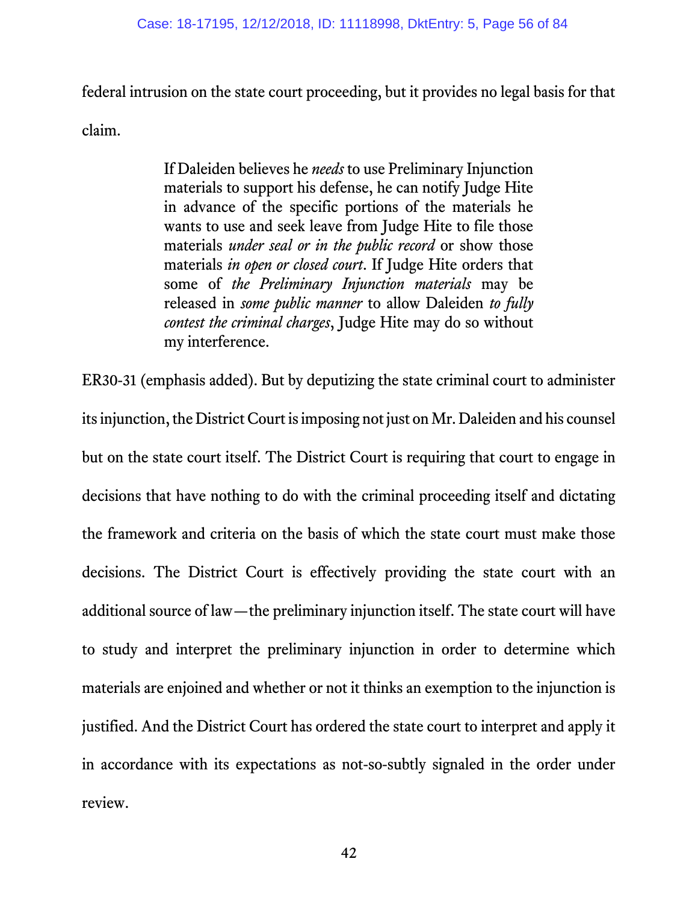federal intrusion on the state court proceeding, but it provides no legal basis for that claim.

> If Daleiden believes he *needs* to use Preliminary Injunction materials to support his defense, he can notify Judge Hite in advance of the specific portions of the materials he wants to use and seek leave from Judge Hite to file those materials *under seal or in the public record* or show those materials *in open or closed court*. If Judge Hite orders that some of *the Preliminary Injunction materials* may be released in *some public manner* to allow Daleiden *to fully contest the criminal charges*, Judge Hite may do so without my interference.

ER30-31 (emphasis added). But by deputizing the state criminal court to administer its injunction, the District Court is imposing not just on Mr. Daleiden and his counsel but on the state court itself. The District Court is requiring that court to engage in decisions that have nothing to do with the criminal proceeding itself and dictating the framework and criteria on the basis of which the state court must make those decisions. The District Court is effectively providing the state court with an additional source of law—the preliminary injunction itself. The state court will have to study and interpret the preliminary injunction in order to determine which materials are enjoined and whether or not it thinks an exemption to the injunction is justified. And the District Court has ordered the state court to interpret and apply it in accordance with its expectations as not-so-subtly signaled in the order under review.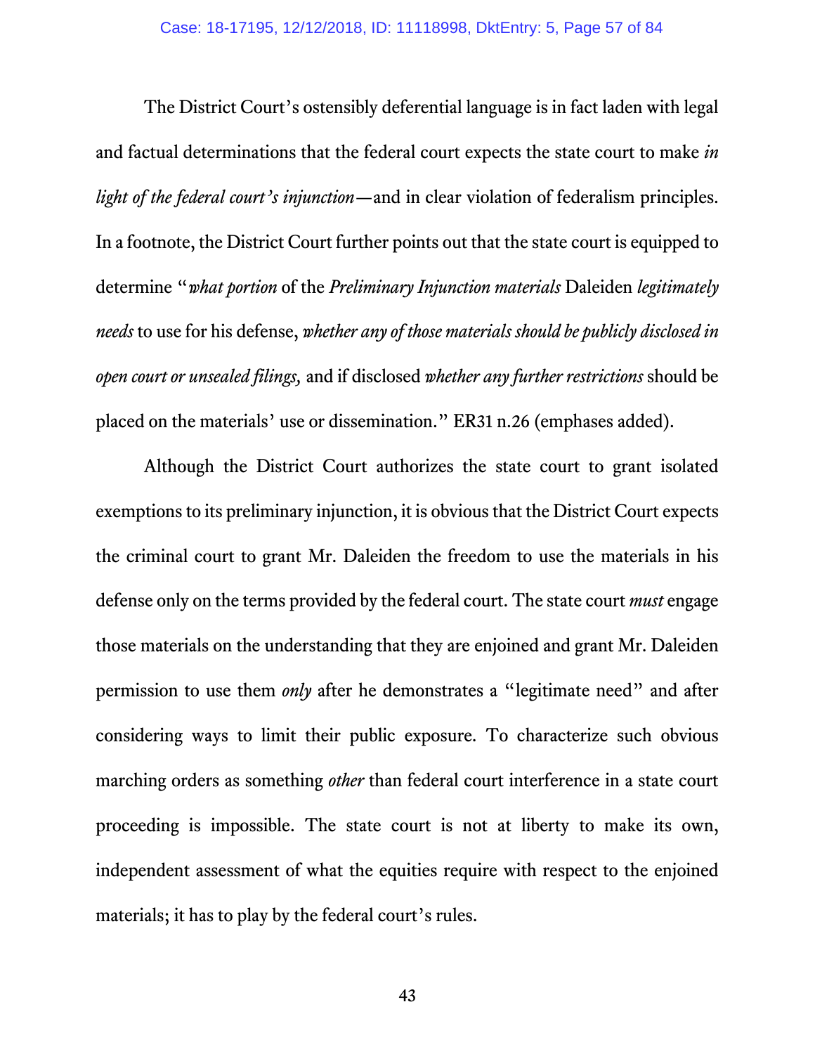The District Court's ostensibly deferential language is in fact laden with legal and factual determinations that the federal court expects the state court to make *in light of the federal court's injunction*—and in clear violation of federalism principles. In a footnote, the District Court further points out that the state court is equipped to determine "*what portion* of the *Preliminary Injunction materials* Daleiden *legitimately needs* to use for his defense, *whether any of those materials should be publicly disclosed in open court or unsealed filings,* and if disclosed *whether any further restrictions* should be placed on the materials' use or dissemination." ER31 n.26 (emphases added).

Although the District Court authorizes the state court to grant isolated exemptions to its preliminary injunction, it is obvious that the District Court expects the criminal court to grant Mr. Daleiden the freedom to use the materials in his defense only on the terms provided by the federal court. The state court *must* engage those materials on the understanding that they are enjoined and grant Mr. Daleiden permission to use them *only* after he demonstrates a "legitimate need" and after considering ways to limit their public exposure. To characterize such obvious marching orders as something *other* than federal court interference in a state court proceeding is impossible. The state court is not at liberty to make its own, independent assessment of what the equities require with respect to the enjoined materials; it has to play by the federal court's rules.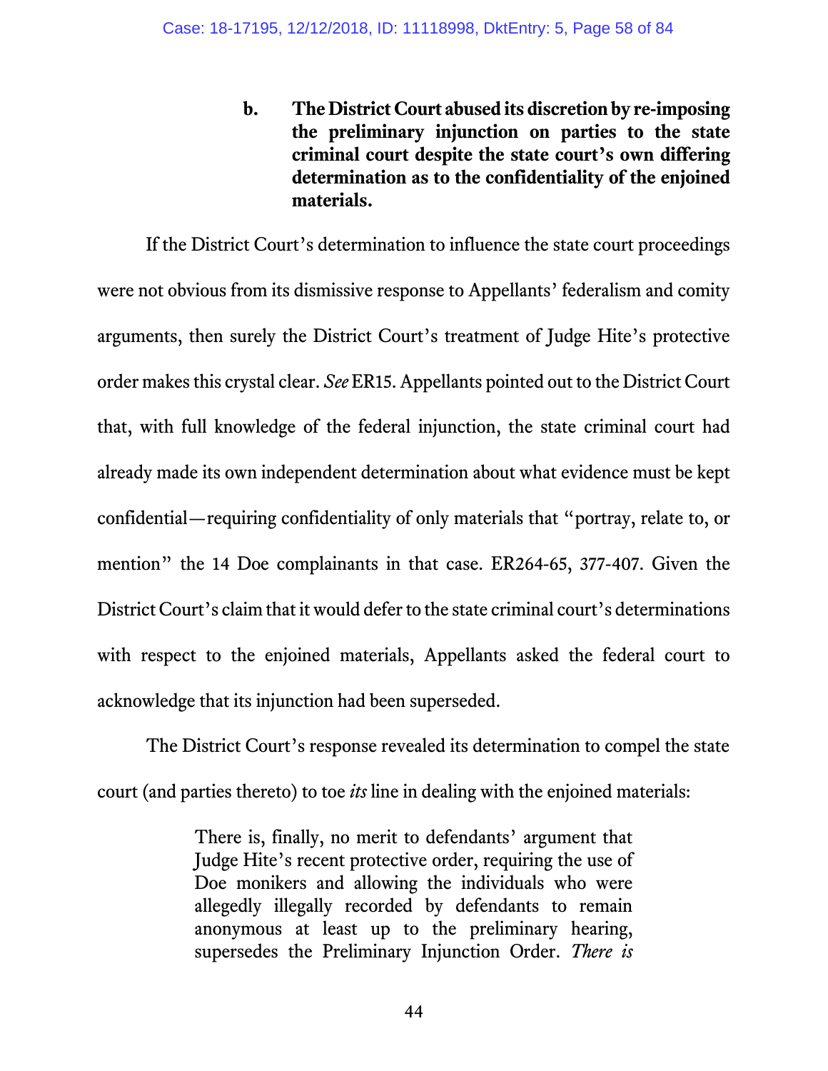### b. The District Court abused its discretion by re-imposing the preliminary injunction on parties to the state criminal court despite the state court's own differing determination as to the confidentiality of the enjoined materials.

If the District Court's determination to influence the state court proceedings were not obvious from its dismissive response to Appellants' federalism and comity arguments, then surely the District Court's treatment of Judge Hite's protective order makes this crystal clear. *See* ER15. Appellants pointed out to the District Court that, with full knowledge of the federal injunction, the state criminal court had already made its own independent determination about what evidence must be kept confidential—requiring confidentiality of only materials that "portray, relate to, or mention" the 14 Doe complainants in that case. ER264-65, 377-407. Given the District Court's claim that it would defer to the state criminal court's determinations with respect to the enjoined materials, Appellants asked the federal court to acknowledge that its injunction had been superseded.

The District Court's response revealed its determination to compel the state court (and parties thereto) to toe *its* line in dealing with the enjoined materials:

> There is, finally, no merit to defendants' argument that Judge Hite's recent protective order, requiring the use of Doe monikers and allowing the individuals who were allegedly illegally recorded by defendants to remain anonymous at least up to the preliminary hearing, supersedes the Preliminary Injunction Order. *There is*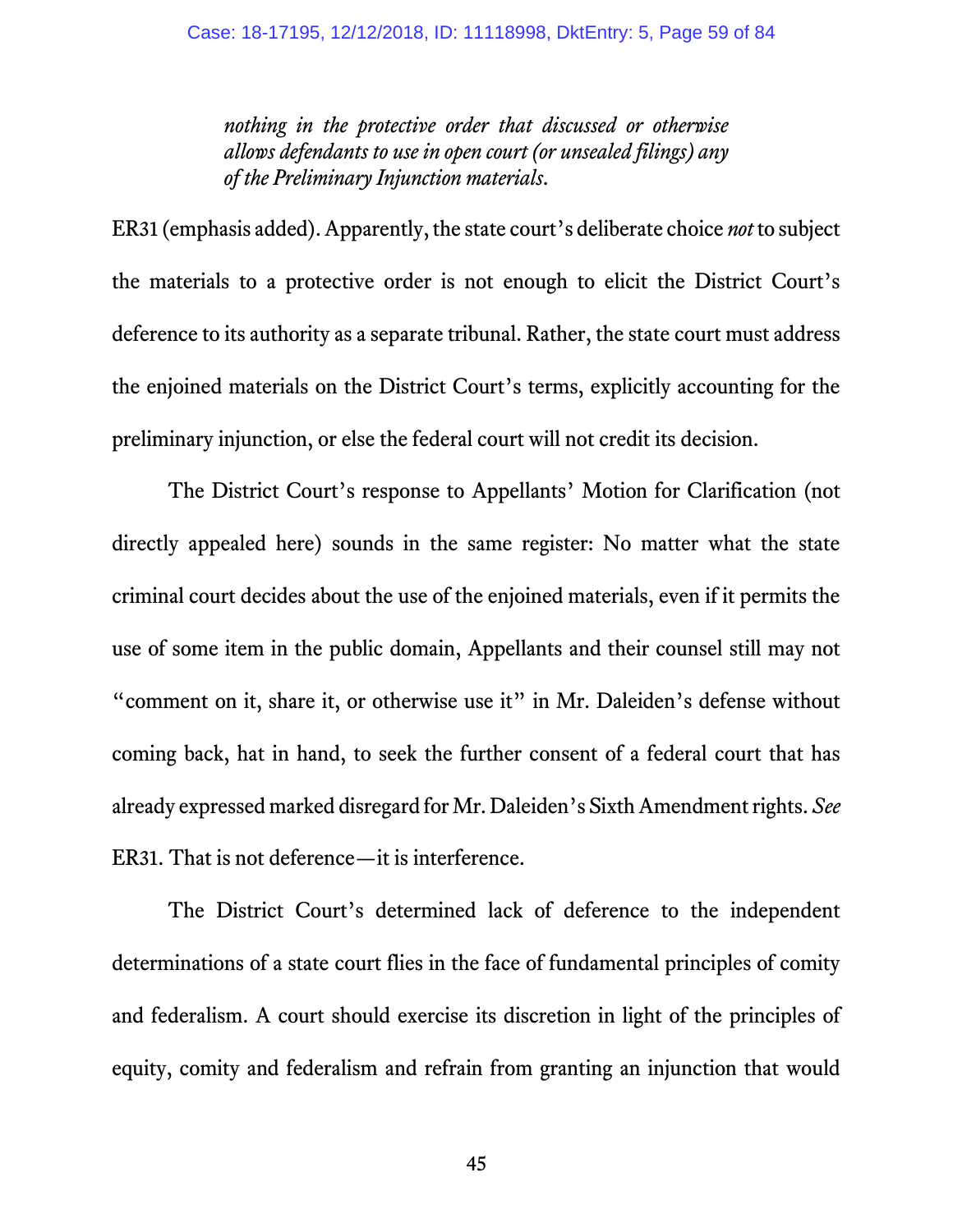> *nothing in the protective order that discussed or otherwise allows defendants to use in open court (or unsealed filings) any of the Preliminary Injunction materials.*

ER31 (emphasis added). Apparently, the state court's deliberate choice *not* to subject the materials to a protective order is not enough to elicit the District Court's deference to its authority as a separate tribunal. Rather, the state court must address the enjoined materials on the District Court's terms, explicitly accounting for the preliminary injunction, or else the federal court will not credit its decision.

The District Court's response to Appellants' Motion for Clarification (not directly appealed here) sounds in the same register: No matter what the state criminal court decides about the use of the enjoined materials, even if it permits the use of some item in the public domain, Appellants and their counsel still may not "comment on it, share it, or otherwise use it" in Mr. Daleiden's defense without coming back, hat in hand, to seek the further consent of a federal court that has already expressed marked disregard for Mr. Daleiden's Sixth Amendment rights. *See* ER31. That is not deference—it is interference.

The District Court's determined lack of deference to the independent determinations of a state court flies in the face of fundamental principles of comity and federalism. A court should exercise its discretion in light of the principles of equity, comity and federalism and refrain from granting an injunction that would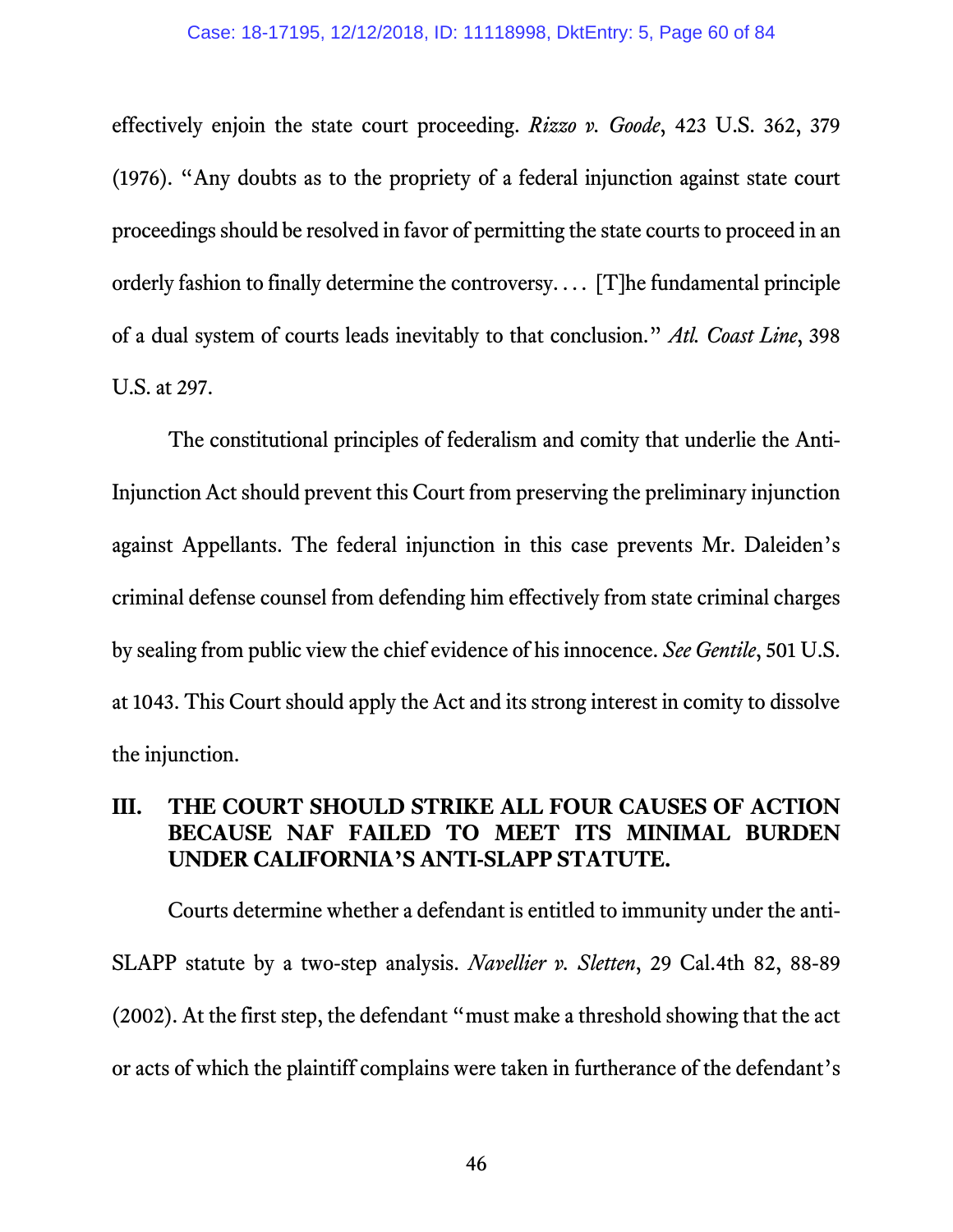effectively enjoin the state court proceeding. *Rizzo v. Goode*, 423 U.S. 362, 379 (1976). "Any doubts as to the propriety of a federal injunction against state court proceedings should be resolved in favor of permitting the state courts to proceed in an orderly fashion to finally determine the controversy. . . . [T]he fundamental principle of a dual system of courts leads inevitably to that conclusion." *Atl. Coast Line*, 398 U.S. at 297.

The constitutional principles of federalism and comity that underlie the Anti-Injunction Act should prevent this Court from preserving the preliminary injunction against Appellants. The federal injunction in this case prevents Mr. Daleiden's criminal defense counsel from defending him effectively from state criminal charges by sealing from public view the chief evidence of his innocence. *See Gentile*, 501 U.S. at 1043. This Court should apply the Act and its strong interest in comity to dissolve the injunction.

## III. THE COURT SHOULD STRIKE ALL FOUR CAUSES OF ACTION BECAUSE NAF FAILED TO MEET ITS MINIMAL BURDEN UNDER CALIFORNIA'S ANTI-SLAPP STATUTE.

Courts determine whether a defendant is entitled to immunity under the anti-SLAPP statute by a two-step analysis. *Navellier v. Sletten*, 29 Cal.4th 82, 88-89 (2002). At the first step, the defendant "must make a threshold showing that the act or acts of which the plaintiff complains were taken in furtherance of the defendant's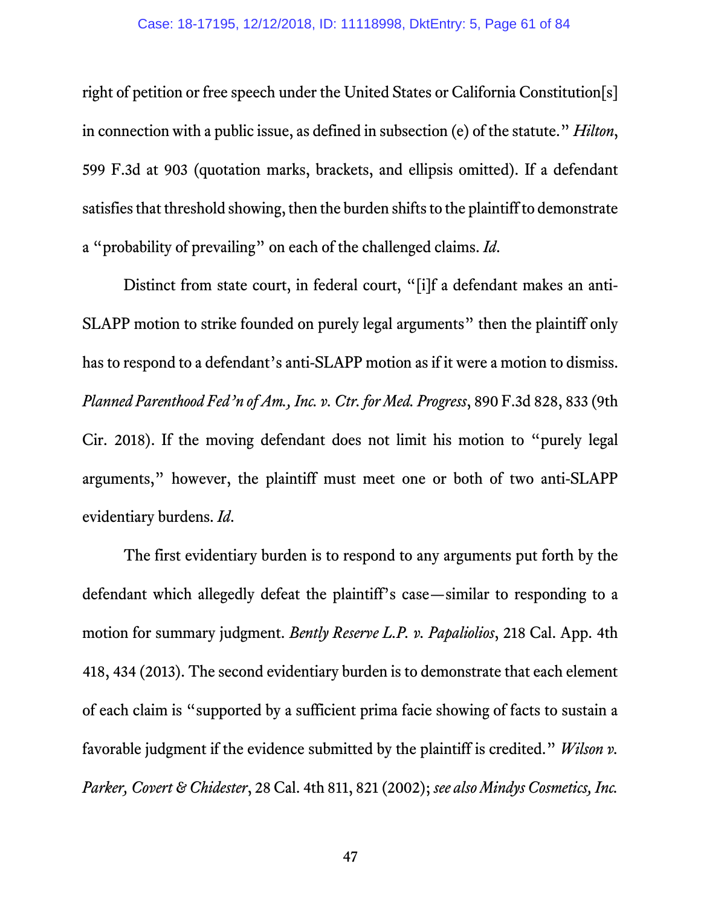right of petition or free speech under the United States or California Constitution[s] in connection with a public issue, as defined in subsection (e) of the statute." *Hilton*, 599 F.3d at 903 (quotation marks, brackets, and ellipsis omitted). If a defendant satisfies that threshold showing, then the burden shifts to the plaintiff to demonstrate a "probability of prevailing" on each of the challenged claims. *Id*.

Distinct from state court, in federal court, "[i]f a defendant makes an anti-SLAPP motion to strike founded on purely legal arguments" then the plaintiff only has to respond to a defendant's anti-SLAPP motion as if it were a motion to dismiss. *Planned Parenthood Fed'n of Am., Inc. v. Ctr. for Med. Progress*, 890 F.3d 828, 833 (9th Cir. 2018). If the moving defendant does not limit his motion to "purely legal arguments," however, the plaintiff must meet one or both of two anti-SLAPP evidentiary burdens. *Id*.

The first evidentiary burden is to respond to any arguments put forth by the defendant which allegedly defeat the plaintiff's case—similar to responding to a motion for summary judgment. *Bently Reserve L.P. v. Papaliolios*, 218 Cal. App. 4th 418, 434 (2013). The second evidentiary burden is to demonstrate that each element of each claim is "supported by a sufficient prima facie showing of facts to sustain a favorable judgment if the evidence submitted by the plaintiff is credited." *Wilson v. Parker, Covert & Chidester*, 28 Cal. 4th 811, 821 (2002); *see also Mindys Cosmetics, Inc.*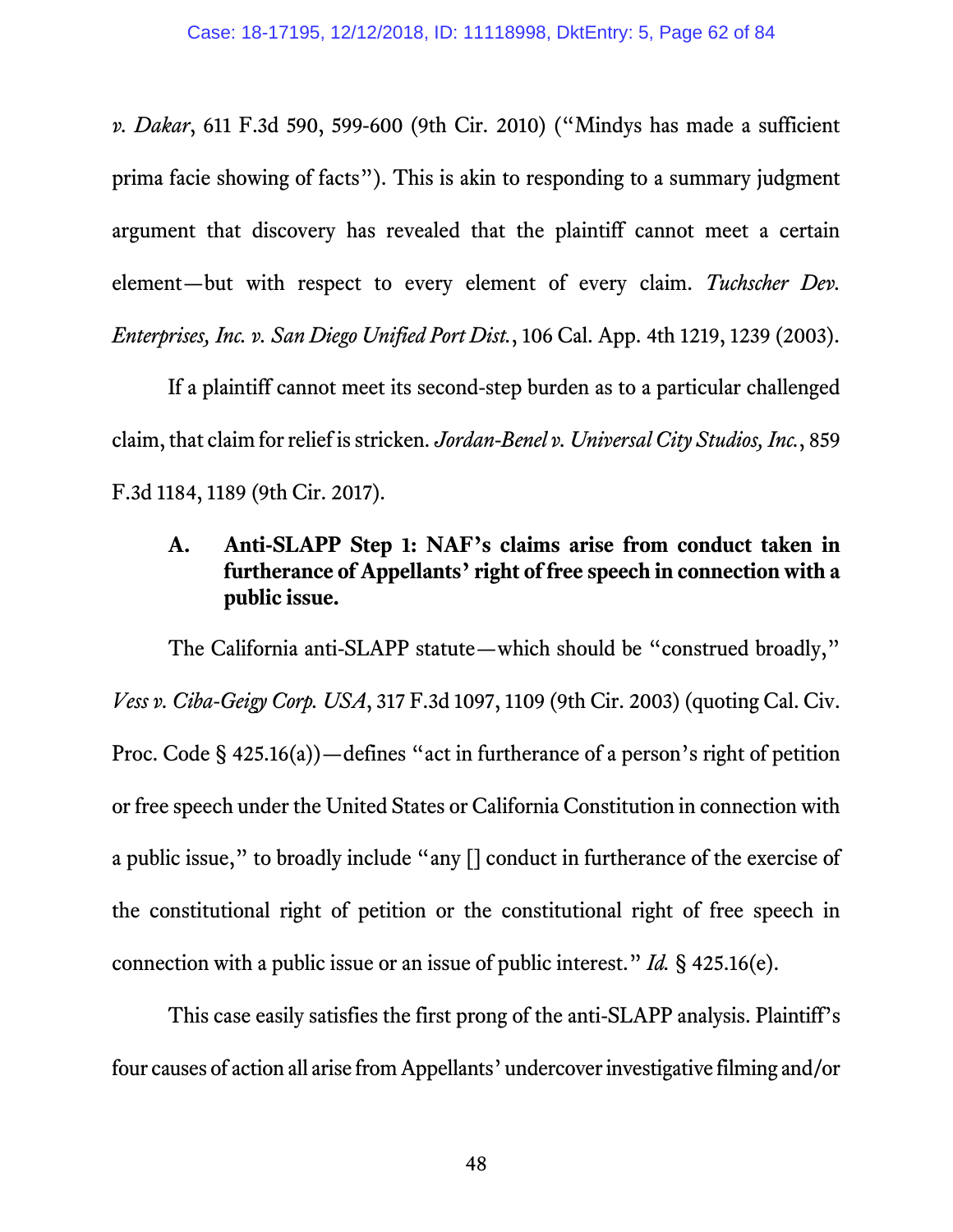*v. Dakar*, 611 F.3d 590, 599-600 (9th Cir. 2010) ("Mindys has made a sufficient prima facie showing of facts"). This is akin to responding to a summary judgment argument that discovery has revealed that the plaintiff cannot meet a certain element—but with respect to every element of every claim. *Tuchscher Dev. Enterprises, Inc. v. San Diego Unified Port Dist.*, 106 Cal. App. 4th 1219, 1239 (2003).

If a plaintiff cannot meet its second-step burden as to a particular challenged claim, that claim for relief is stricken. *Jordan-Benel v. Universal City Studios, Inc.*, 859 F.3d 1184, 1189 (9th Cir. 2017).

### A. Anti-SLAPP Step 1: NAF's claims arise from conduct taken in furtherance of Appellants' right of free speech in connection with a public issue.

The California anti-SLAPP statute—which should be "construed broadly," *Vess v. Ciba-Geigy Corp. USA*, 317 F.3d 1097, 1109 (9th Cir. 2003) (quoting Cal. Civ. Proc. Code § 425.16(a))—defines "act in furtherance of a person's right of petition or free speech under the United States or California Constitution in connection with a public issue," to broadly include "any [] conduct in furtherance of the exercise of the constitutional right of petition or the constitutional right of free speech in connection with a public issue or an issue of public interest." *Id.* § 425.16(e).

This case easily satisfies the first prong of the anti-SLAPP analysis. Plaintiff's four causes of action all arise from Appellants' undercover investigative filming and/or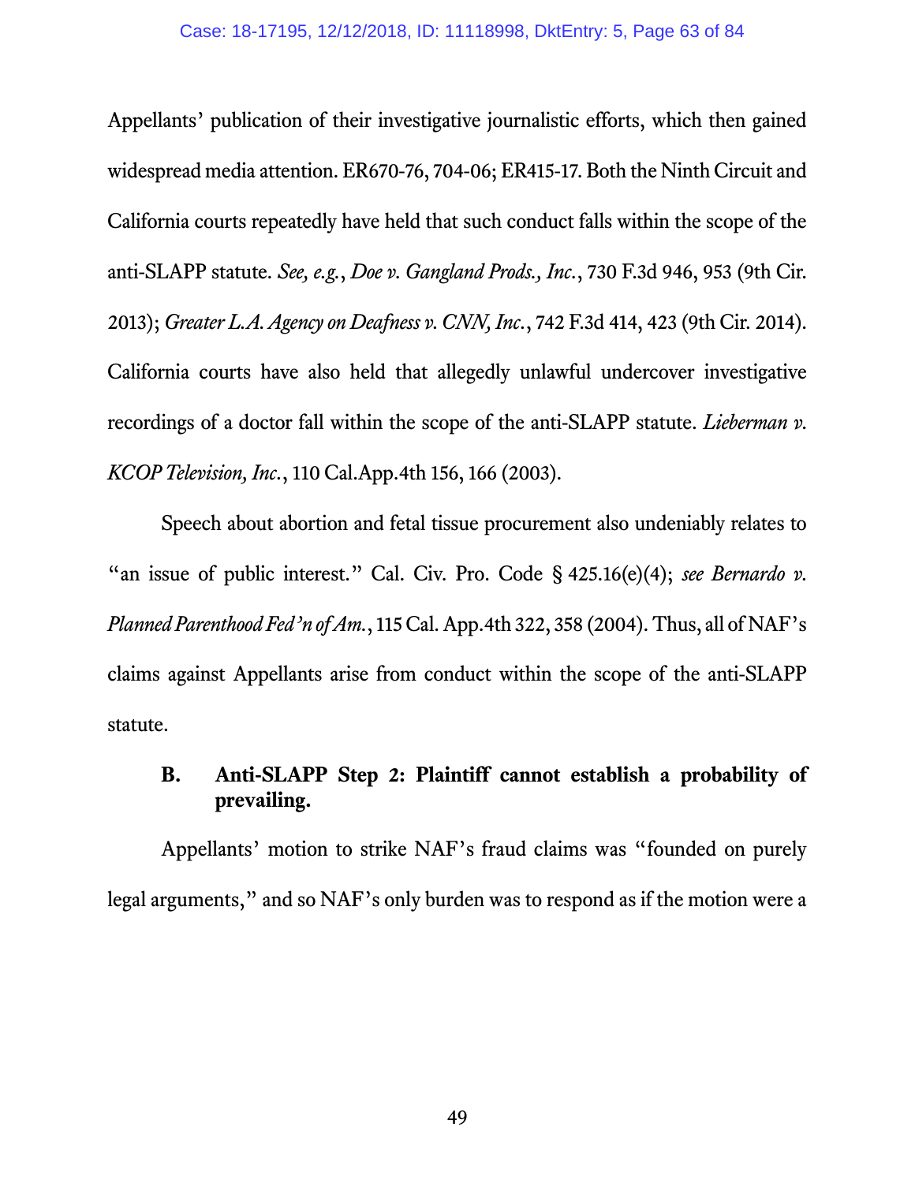Appellants' publication of their investigative journalistic efforts, which then gained widespread media attention. ER670-76, 704-06; ER415-17. Both the Ninth Circuit and California courts repeatedly have held that such conduct falls within the scope of the anti-SLAPP statute. *See, e.g.*, *Doe v. Gangland Prods., Inc.*, 730 F.3d 946, 953 (9th Cir. 2013); *Greater L.A. Agency on Deafness v. CNN, Inc.*, 742 F.3d 414, 423 (9th Cir. 2014). California courts have also held that allegedly unlawful undercover investigative recordings of a doctor fall within the scope of the anti-SLAPP statute. *Lieberman v. KCOP Television, Inc.*, 110 Cal.App.4th 156, 166 (2003).

Speech about abortion and fetal tissue procurement also undeniably relates to "an issue of public interest." Cal. Civ. Pro. Code § 425.16(e)(4); *see Bernardo v. Planned Parenthood Fed'n of Am.*, 115 Cal. App.4th 322, 358 (2004). Thus, all of NAF's claims against Appellants arise from conduct within the scope of the anti-SLAPP statute.

### B. Anti-SLAPP Step 2: Plaintiff cannot establish a probability of prevailing.

Appellants' motion to strike NAF's fraud claims was "founded on purely legal arguments," and so NAF's only burden was to respond as if the motion were a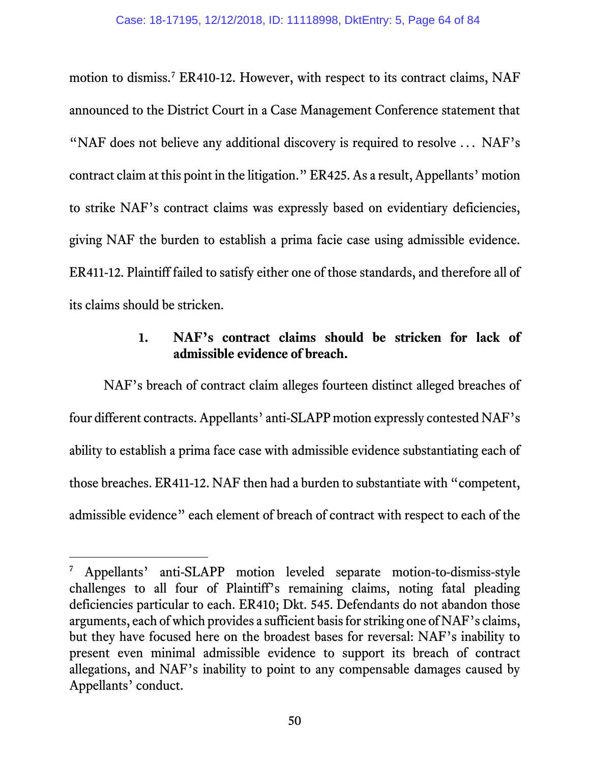motion to dismiss.[7] ER410-12. However, with respect to its contract claims, NAF announced to the District Court in a Case Management Conference statement that "NAF does not believe any additional discovery is required to resolve . . . NAF's contract claim at this point in the litigation." ER425. As a result, Appellants' motion to strike NAF's contract claims was expressly based on evidentiary deficiencies, giving NAF the burden to establish a prima facie case using admissible evidence. ER411-12. Plaintiff failed to satisfy either one of those standards, and therefore all of its claims should be stricken.

### 1. NAF's contract claims should be stricken for lack of admissible evidence of breach.

NAF's breach of contract claim alleges fourteen distinct alleged breaches of four different contracts. Appellants' anti-SLAPP motion expressly contested NAF's ability to establish a prima face case with admissible evidence substantiating each of those breaches. ER411-12. NAF then had a burden to substantiate with "competent, admissible evidence" each element of breach of contract with respect to each of the

[7] Appellants' anti-SLAPP motion leveled separate motion-to-dismiss-style challenges to all four of Plaintiff's remaining claims, noting fatal pleading deficiencies particular to each. ER410; Dkt. 545. Defendants do not abandon those arguments, each of which provides a sufficient basis for striking one of NAF's claims, but they have focused here on the broadest bases for reversal: NAF's inability to present even minimal admissible evidence to support its breach of contract allegations, and NAF's inability to point to any compensable damages caused by Appellants' conduct.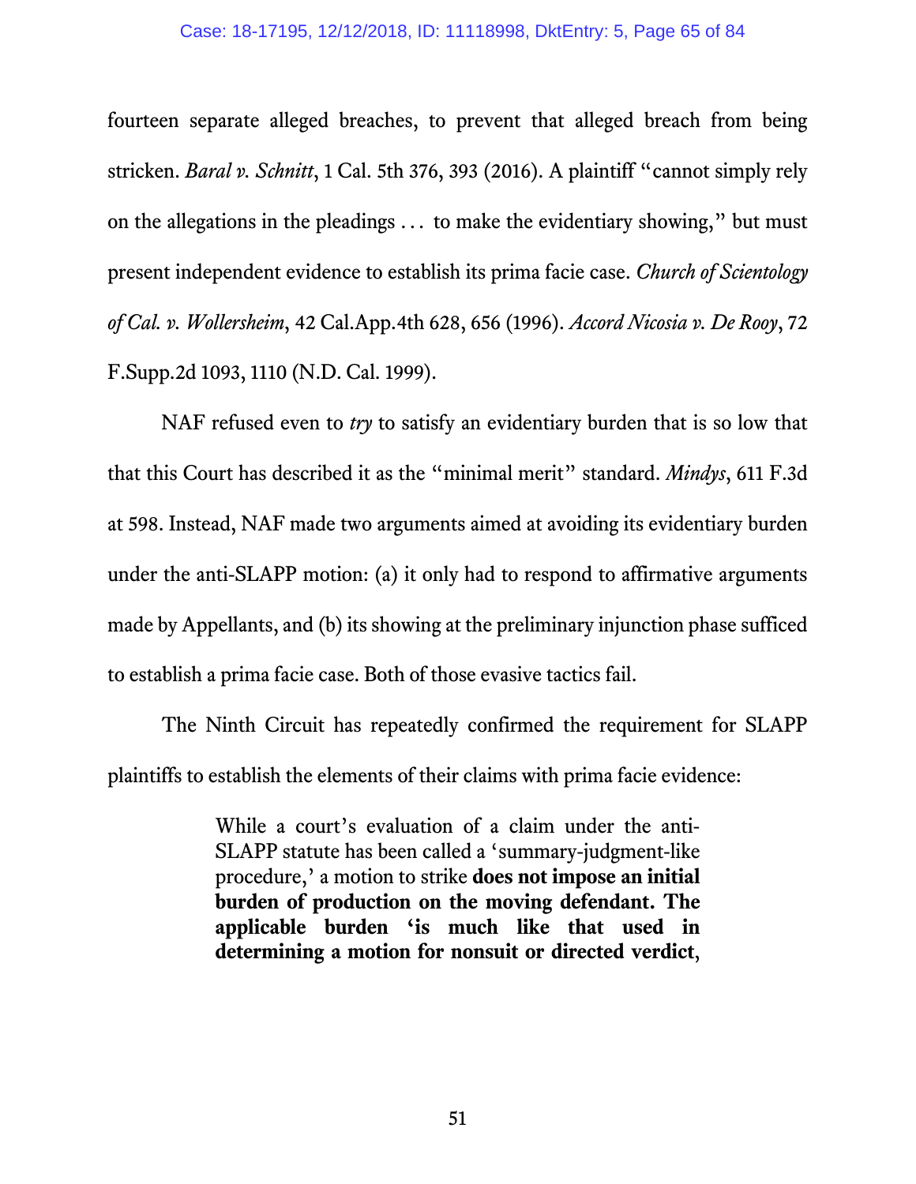fourteen separate alleged breaches, to prevent that alleged breach from being stricken. *Baral v. Schnitt*, 1 Cal. 5th 376, 393 (2016). A plaintiff "cannot simply rely on the allegations in the pleadings . . . to make the evidentiary showing," but must present independent evidence to establish its prima facie case. *Church of Scientology of Cal. v. Wollersheim*, 42 Cal.App.4th 628, 656 (1996). *Accord Nicosia v. De Rooy*, 72 F.Supp.2d 1093, 1110 (N.D. Cal. 1999).

NAF refused even to *try* to satisfy an evidentiary burden that is so low that that this Court has described it as the "minimal merit" standard. *Mindys*, 611 F.3d at 598. Instead, NAF made two arguments aimed at avoiding its evidentiary burden under the anti-SLAPP motion: (a) it only had to respond to affirmative arguments made by Appellants, and (b) its showing at the preliminary injunction phase sufficed to establish a prima facie case. Both of those evasive tactics fail.

The Ninth Circuit has repeatedly confirmed the requirement for SLAPP plaintiffs to establish the elements of their claims with prima facie evidence:

> While a court's evaluation of a claim under the anti-SLAPP statute has been called a 'summary-judgment-like procedure,' a motion to strike **does not impose an initial burden of production on the moving defendant. The applicable burden 'is much like that used in determining a motion for nonsuit or directed verdict**,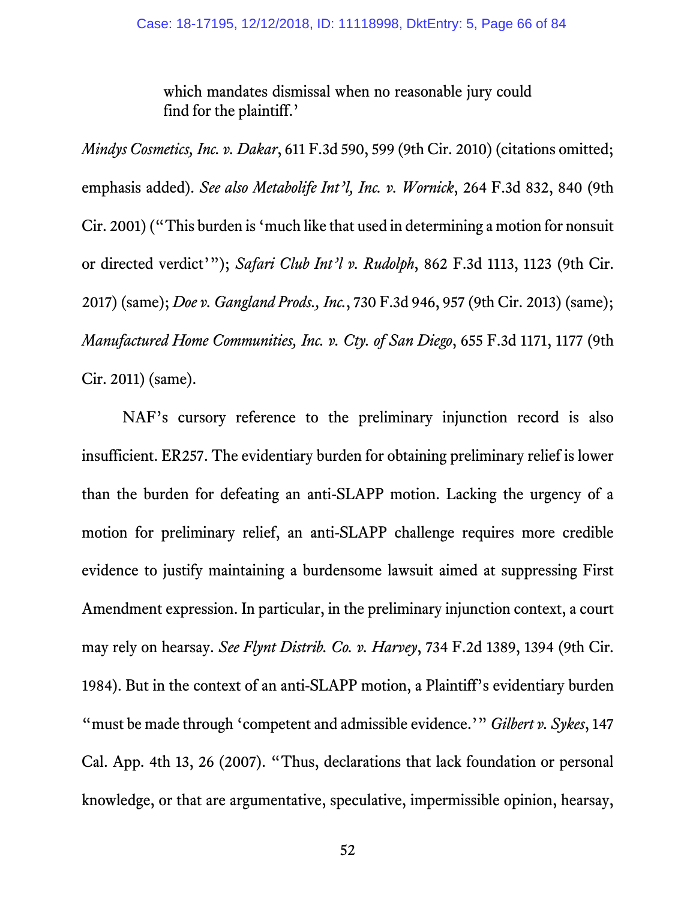> which mandates dismissal when no reasonable jury could find for the plaintiff.'

*Mindys Cosmetics, Inc. v. Dakar*, 611 F.3d 590, 599 (9th Cir. 2010) (citations omitted; emphasis added). *See also Metabolife Int'l, Inc. v. Wornick*, 264 F.3d 832, 840 (9th Cir. 2001) ("This burden is 'much like that used in determining a motion for nonsuit or directed verdict'"); *Safari Club Int'l v. Rudolph*, 862 F.3d 1113, 1123 (9th Cir. 2017) (same); *Doe v. Gangland Prods., Inc.*, 730 F.3d 946, 957 (9th Cir. 2013) (same); *Manufactured Home Communities, Inc. v. Cty. of San Diego*, 655 F.3d 1171, 1177 (9th Cir. 2011) (same).

NAF's cursory reference to the preliminary injunction record is also insufficient. ER257. The evidentiary burden for obtaining preliminary relief is lower than the burden for defeating an anti-SLAPP motion. Lacking the urgency of a motion for preliminary relief, an anti-SLAPP challenge requires more credible evidence to justify maintaining a burdensome lawsuit aimed at suppressing First Amendment expression. In particular, in the preliminary injunction context, a court may rely on hearsay. *See Flynt Distrib. Co. v. Harvey*, 734 F.2d 1389, 1394 (9th Cir. 1984). But in the context of an anti-SLAPP motion, a Plaintiff's evidentiary burden "must be made through 'competent and admissible evidence.'" *Gilbert v. Sykes*, 147 Cal. App. 4th 13, 26 (2007). "Thus, declarations that lack foundation or personal knowledge, or that are argumentative, speculative, impermissible opinion, hearsay,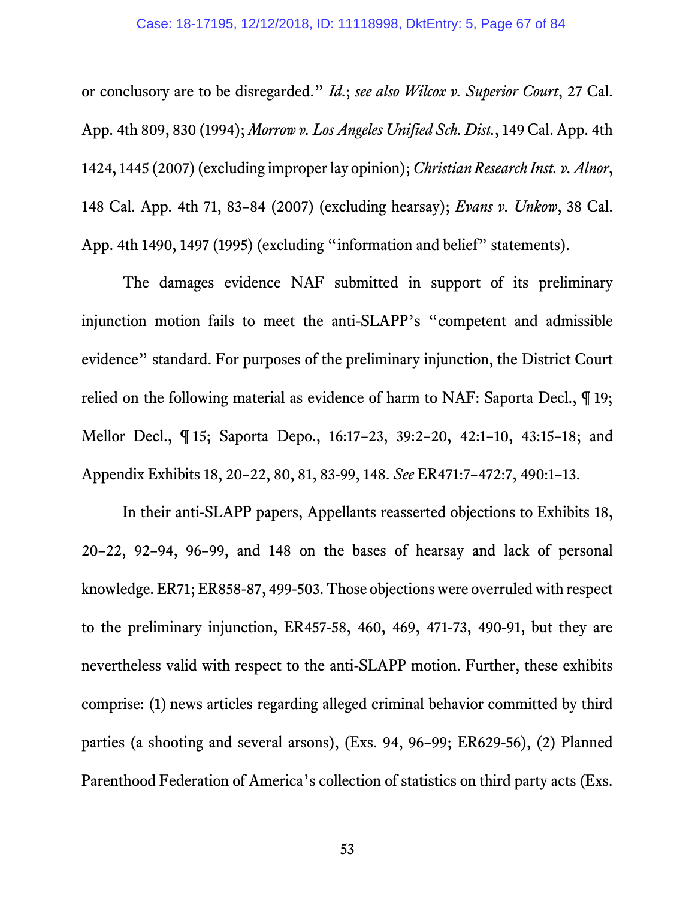or conclusory are to be disregarded." *Id.*; *see also Wilcox v. Superior Court*, 27 Cal. App. 4th 809, 830 (1994); *Morrow v. Los Angeles Unified Sch. Dist.*, 149 Cal. App. 4th 1424, 1445 (2007) (excluding improper lay opinion); *Christian Research Inst. v. Alnor*, 148 Cal. App. 4th 71, 83–84 (2007) (excluding hearsay); *Evans v. Unkow*, 38 Cal. App. 4th 1490, 1497 (1995) (excluding "information and belief" statements).

The damages evidence NAF submitted in support of its preliminary injunction motion fails to meet the anti-SLAPP's "competent and admissible evidence" standard. For purposes of the preliminary injunction, the District Court relied on the following material as evidence of harm to NAF: Saporta Decl., ¶ 19; Mellor Decl., ¶ 15; Saporta Depo., 16:17–23, 39:2–20, 42:1–10, 43:15–18; and Appendix Exhibits 18, 20–22, 80, 81, 83-99, 148. *See* ER471:7–472:7, 490:1–13.

In their anti-SLAPP papers, Appellants reasserted objections to Exhibits 18, 20–22, 92–94, 96–99, and 148 on the bases of hearsay and lack of personal knowledge. ER71; ER858-87, 499-503. Those objections were overruled with respect to the preliminary injunction, ER457-58, 460, 469, 471-73, 490-91, but they are nevertheless valid with respect to the anti-SLAPP motion. Further, these exhibits comprise: (1) news articles regarding alleged criminal behavior committed by third parties (a shooting and several arsons), (Exs. 94, 96–99; ER629-56), (2) Planned Parenthood Federation of America's collection of statistics on third party acts (Exs.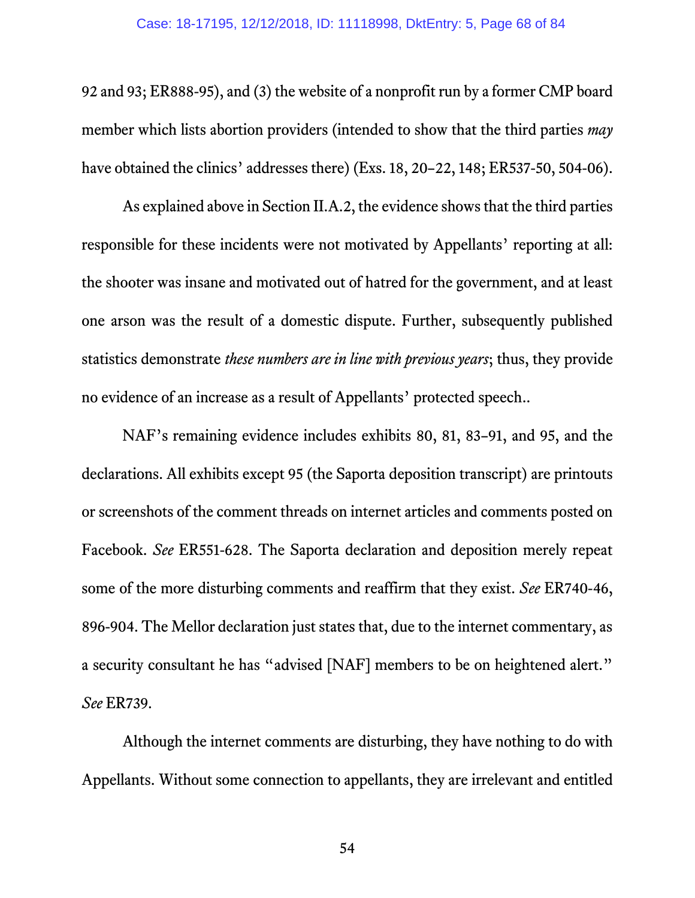92 and 93; ER888-95), and (3) the website of a nonprofit run by a former CMP board member which lists abortion providers (intended to show that the third parties *may* have obtained the clinics' addresses there) (Exs. 18, 20–22, 148; ER537-50, 504-06).

As explained above in Section II.A.2, the evidence shows that the third parties responsible for these incidents were not motivated by Appellants' reporting at all: the shooter was insane and motivated out of hatred for the government, and at least one arson was the result of a domestic dispute. Further, subsequently published statistics demonstrate *these numbers are in line with previous years*; thus, they provide no evidence of an increase as a result of Appellants' protected speech..

NAF's remaining evidence includes exhibits 80, 81, 83–91, and 95, and the declarations. All exhibits except 95 (the Saporta deposition transcript) are printouts or screenshots of the comment threads on internet articles and comments posted on Facebook. *See* ER551-628. The Saporta declaration and deposition merely repeat some of the more disturbing comments and reaffirm that they exist. *See* ER740-46, 896-904. The Mellor declaration just states that, due to the internet commentary, as a security consultant he has "advised [NAF] members to be on heightened alert." *See* ER739.

Although the internet comments are disturbing, they have nothing to do with Appellants. Without some connection to appellants, they are irrelevant and entitled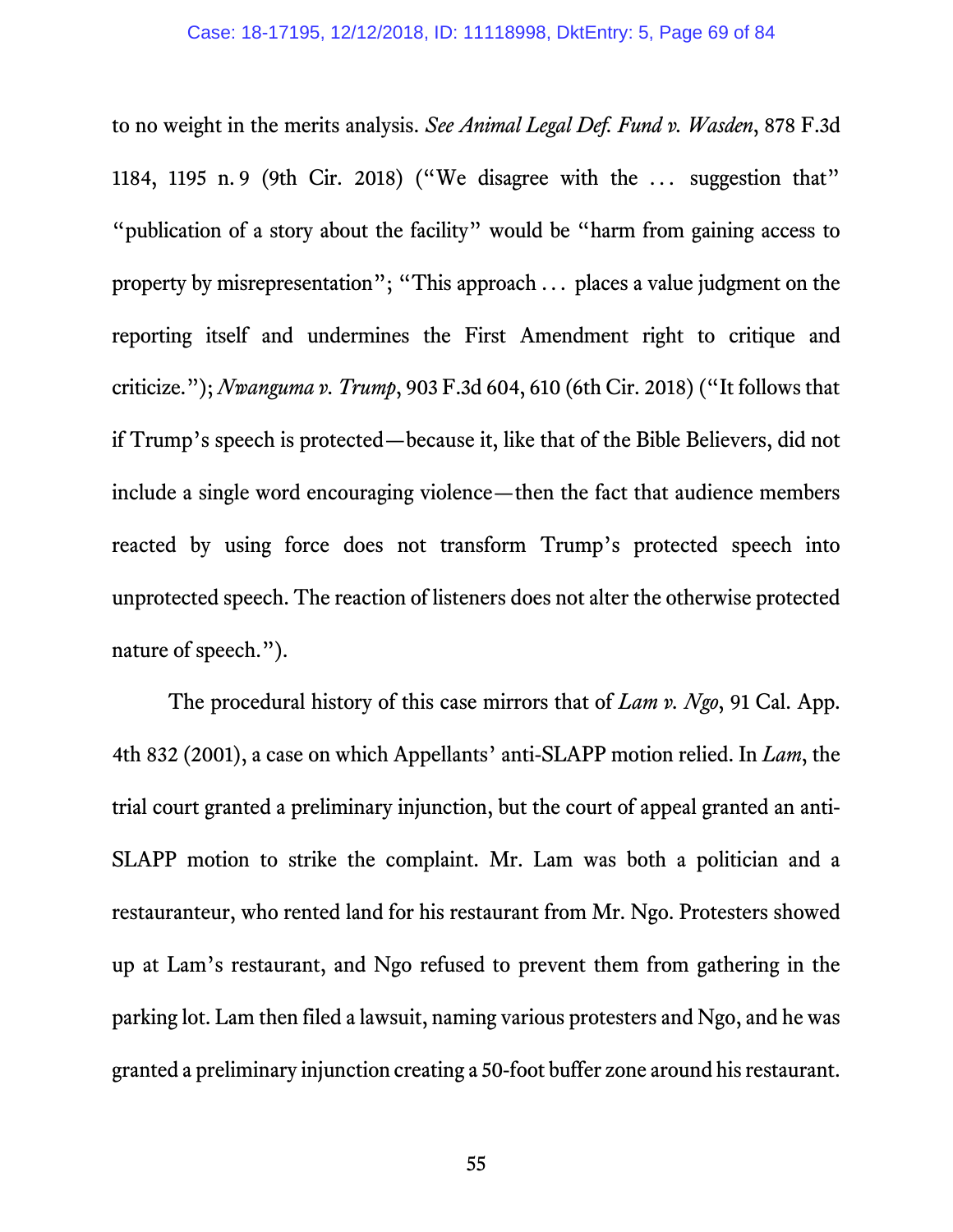to no weight in the merits analysis. *See Animal Legal Def. Fund v. Wasden*, 878 F.3d 1184, 1195 n. 9 (9th Cir. 2018) ("We disagree with the . . . suggestion that" "publication of a story about the facility" would be "harm from gaining access to property by misrepresentation"; "This approach . . . places a value judgment on the reporting itself and undermines the First Amendment right to critique and criticize."); *Nwanguma v. Trump*, 903 F.3d 604, 610 (6th Cir. 2018) ("It follows that if Trump's speech is protected—because it, like that of the Bible Believers, did not include a single word encouraging violence—then the fact that audience members reacted by using force does not transform Trump's protected speech into unprotected speech. The reaction of listeners does not alter the otherwise protected nature of speech.").

The procedural history of this case mirrors that of *Lam v. Ngo*, 91 Cal. App. 4th 832 (2001), a case on which Appellants' anti-SLAPP motion relied. In *Lam*, the trial court granted a preliminary injunction, but the court of appeal granted an anti-SLAPP motion to strike the complaint. Mr. Lam was both a politician and a restauranteur, who rented land for his restaurant from Mr. Ngo. Protesters showed up at Lam's restaurant, and Ngo refused to prevent them from gathering in the parking lot. Lam then filed a lawsuit, naming various protesters and Ngo, and he was granted a preliminary injunction creating a 50-foot buffer zone around his restaurant.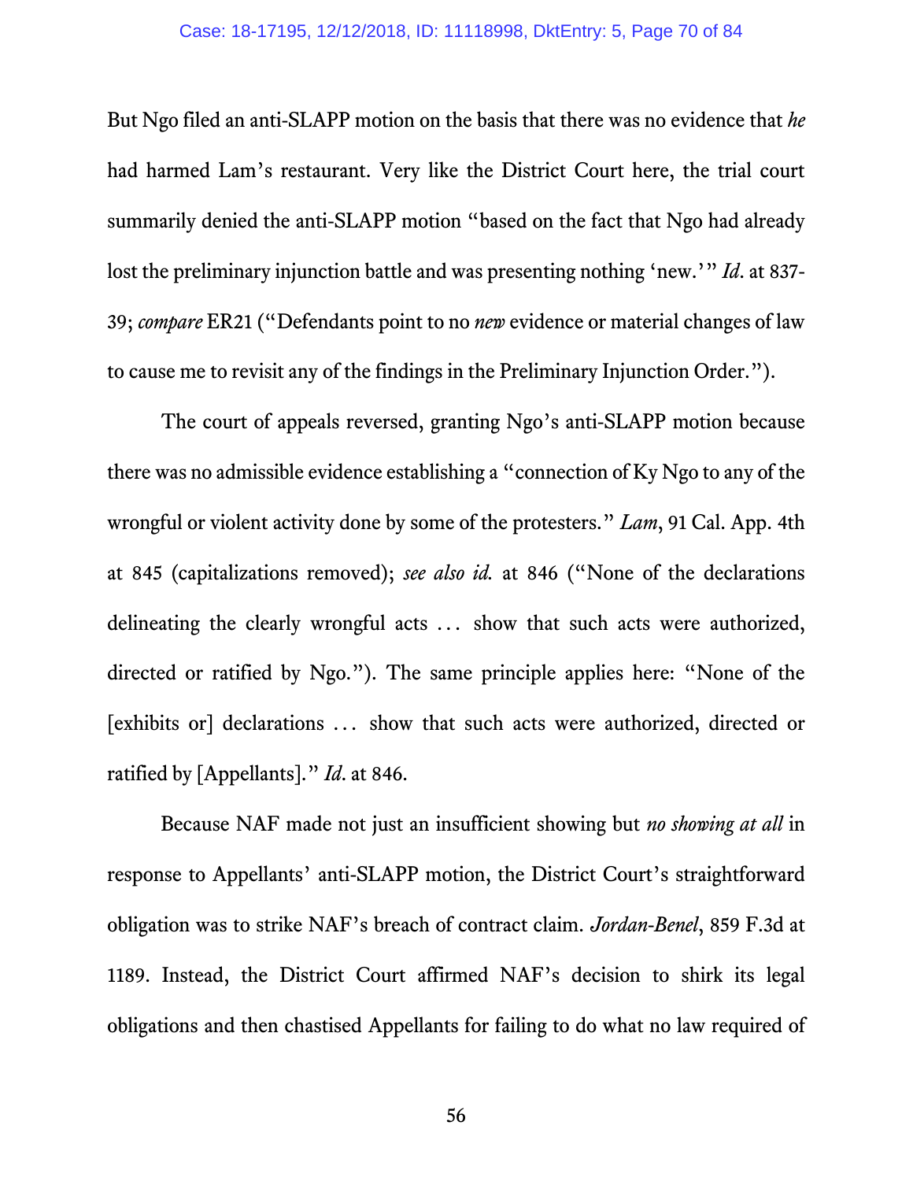But Ngo filed an anti-SLAPP motion on the basis that there was no evidence that *he* had harmed Lam's restaurant. Very like the District Court here, the trial court summarily denied the anti-SLAPP motion "based on the fact that Ngo had already lost the preliminary injunction battle and was presenting nothing 'new.'" *Id*. at 837-39; *compare* ER21 ("Defendants point to no *new* evidence or material changes of law to cause me to revisit any of the findings in the Preliminary Injunction Order.").

The court of appeals reversed, granting Ngo's anti-SLAPP motion because there was no admissible evidence establishing a "connection of Ky Ngo to any of the wrongful or violent activity done by some of the protesters." *Lam*, 91 Cal. App. 4th at 845 (capitalizations removed); *see also id.* at 846 ("None of the declarations delineating the clearly wrongful acts ... show that such acts were authorized, directed or ratified by Ngo."). The same principle applies here: "None of the [exhibits or] declarations ... show that such acts were authorized, directed or ratified by [Appellants]." *Id*. at 846.

Because NAF made not just an insufficient showing but *no showing at all* in response to Appellants' anti-SLAPP motion, the District Court's straightforward obligation was to strike NAF's breach of contract claim. *Jordan-Benel*, 859 F.3d at 1189. Instead, the District Court affirmed NAF's decision to shirk its legal obligations and then chastised Appellants for failing to do what no law required of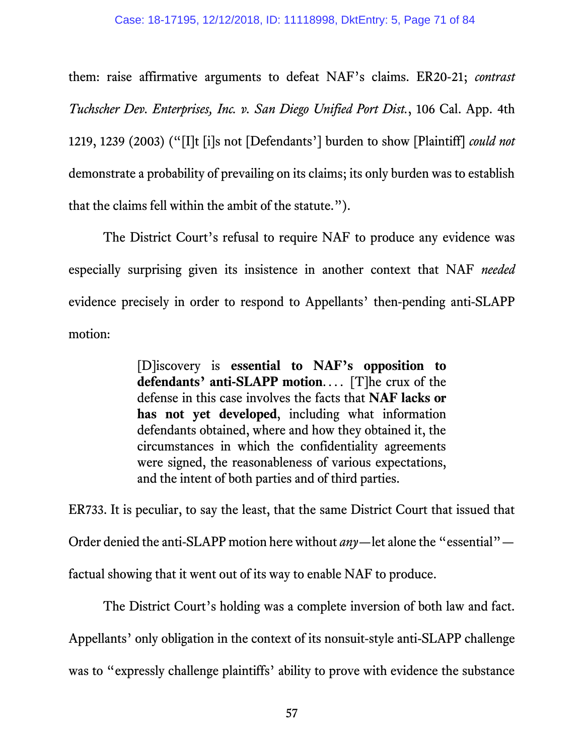them: raise affirmative arguments to defeat NAF's claims. ER20-21; *contrast Tuchscher Dev. Enterprises, Inc. v. San Diego Unified Port Dist.*, 106 Cal. App. 4th 1219, 1239 (2003) ("[I]t [i]s not [Defendants'] burden to show [Plaintiff] *could not* demonstrate a probability of prevailing on its claims; its only burden was to establish that the claims fell within the ambit of the statute.").

The District Court's refusal to require NAF to produce any evidence was especially surprising given its insistence in another context that NAF *needed* evidence precisely in order to respond to Appellants' then-pending anti-SLAPP motion:

> [D]iscovery is **essential to NAF's opposition to defendants' anti-SLAPP motion**. . . . [T]he crux of the defense in this case involves the facts that **NAF lacks or has not yet developed**, including what information defendants obtained, where and how they obtained it, the circumstances in which the confidentiality agreements were signed, the reasonableness of various expectations, and the intent of both parties and of third parties.

ER733. It is peculiar, to say the least, that the same District Court that issued that Order denied the anti-SLAPP motion here without *any*—let alone the "essential"—factual showing that it went out of its way to enable NAF to produce.

The District Court's holding was a complete inversion of both law and fact. Appellants' only obligation in the context of its nonsuit-style anti-SLAPP challenge was to "expressly challenge plaintiffs' ability to prove with evidence the substance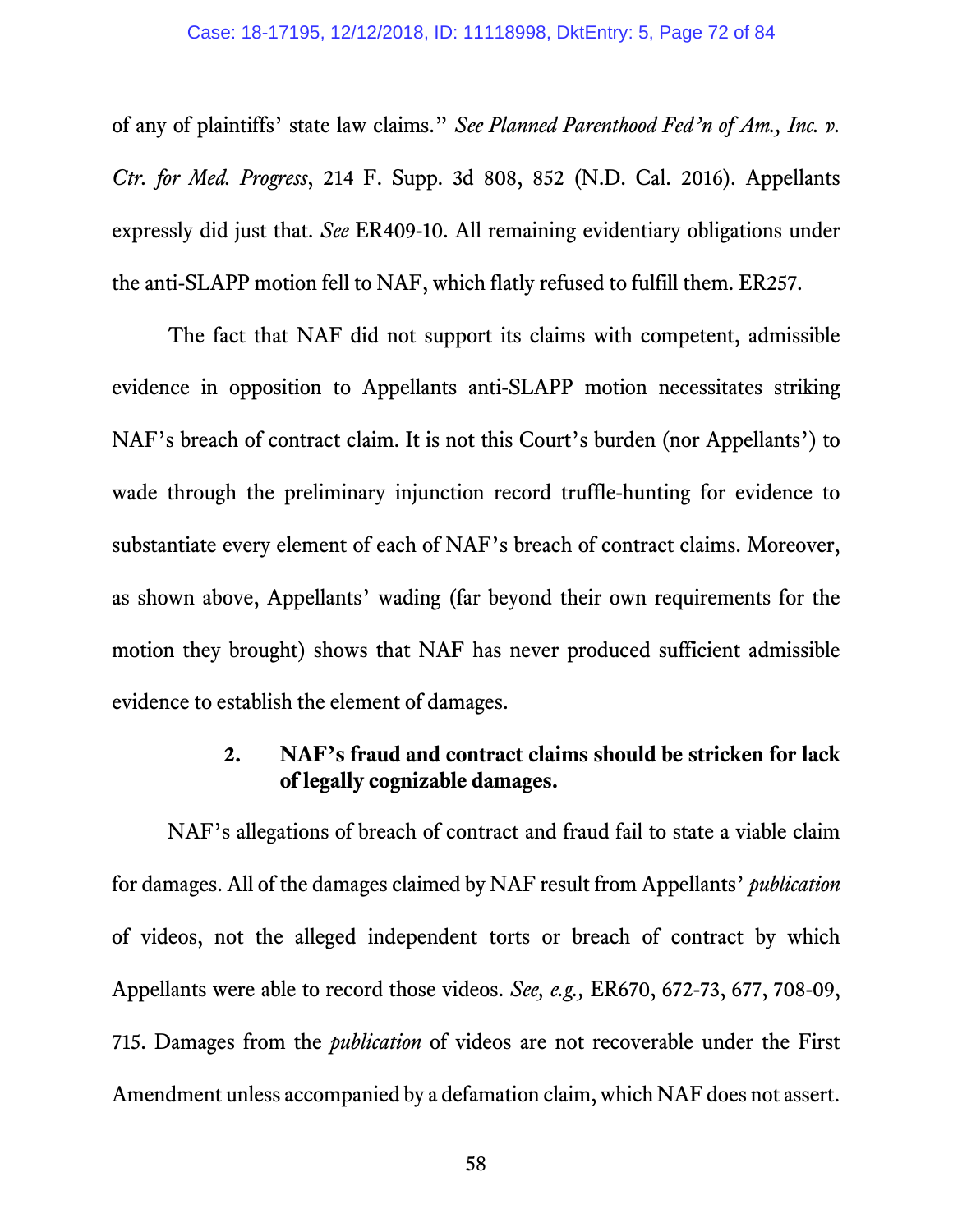of any of plaintiffs' state law claims." *See Planned Parenthood Fed'n of Am., Inc. v. Ctr. for Med. Progress*, 214 F. Supp. 3d 808, 852 (N.D. Cal. 2016). Appellants expressly did just that. *See* ER409-10. All remaining evidentiary obligations under the anti-SLAPP motion fell to NAF, which flatly refused to fulfill them. ER257.

The fact that NAF did not support its claims with competent, admissible evidence in opposition to Appellants anti-SLAPP motion necessitates striking NAF's breach of contract claim. It is not this Court's burden (nor Appellants') to wade through the preliminary injunction record truffle-hunting for evidence to substantiate every element of each of NAF's breach of contract claims. Moreover, as shown above, Appellants' wading (far beyond their own requirements for the motion they brought) shows that NAF has never produced sufficient admissible evidence to establish the element of damages.

**2. NAF's fraud and contract claims should be stricken for lack of legally cognizable damages.**

NAF's allegations of breach of contract and fraud fail to state a viable claim for damages. All of the damages claimed by NAF result from Appellants' *publication* of videos, not the alleged independent torts or breach of contract by which Appellants were able to record those videos. *See, e.g.,* ER670, 672-73, 677, 708-09, 715. Damages from the *publication* of videos are not recoverable under the First Amendment unless accompanied by a defamation claim, which NAF does not assert.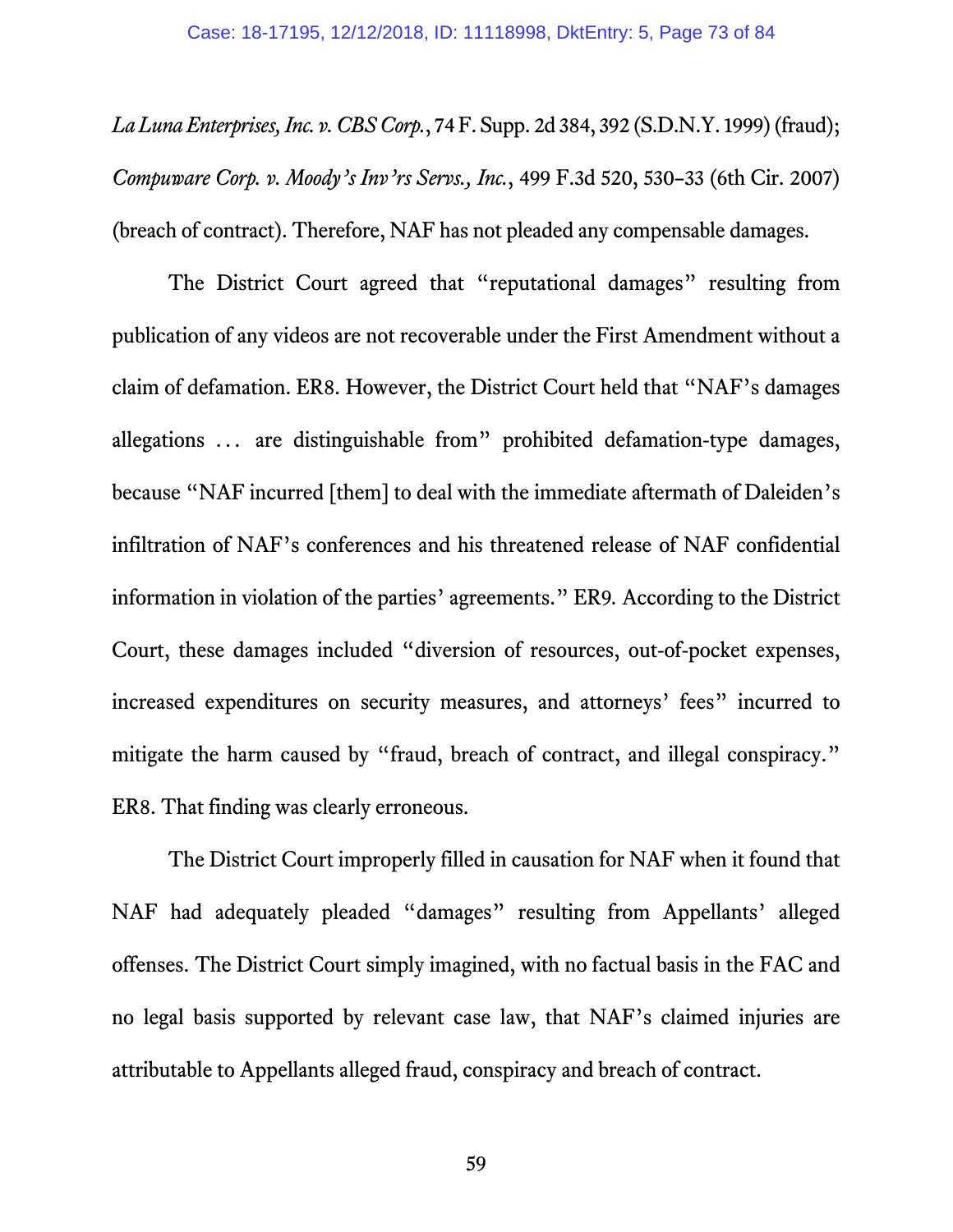*La Luna Enterprises, Inc. v. CBS Corp.*, 74 F. Supp. 2d 384, 392 (S.D.N.Y. 1999) (fraud); *Compuware Corp. v. Moody's Inv'rs Servs., Inc.*, 499 F.3d 520, 530–33 (6th Cir. 2007) (breach of contract). Therefore, NAF has not pleaded any compensable damages.

The District Court agreed that "reputational damages" resulting from publication of any videos are not recoverable under the First Amendment without a claim of defamation. ER8. However, the District Court held that "NAF's damages allegations … are distinguishable from" prohibited defamation-type damages, because "NAF incurred [them] to deal with the immediate aftermath of Daleiden's infiltration of NAF's conferences and his threatened release of NAF confidential information in violation of the parties' agreements." ER9. According to the District Court, these damages included "diversion of resources, out-of-pocket expenses, increased expenditures on security measures, and attorneys' fees" incurred to mitigate the harm caused by "fraud, breach of contract, and illegal conspiracy." ER8. That finding was clearly erroneous.

The District Court improperly filled in causation for NAF when it found that NAF had adequately pleaded "damages" resulting from Appellants' alleged offenses. The District Court simply imagined, with no factual basis in the FAC and no legal basis supported by relevant case law, that NAF's claimed injuries are attributable to Appellants alleged fraud, conspiracy and breach of contract.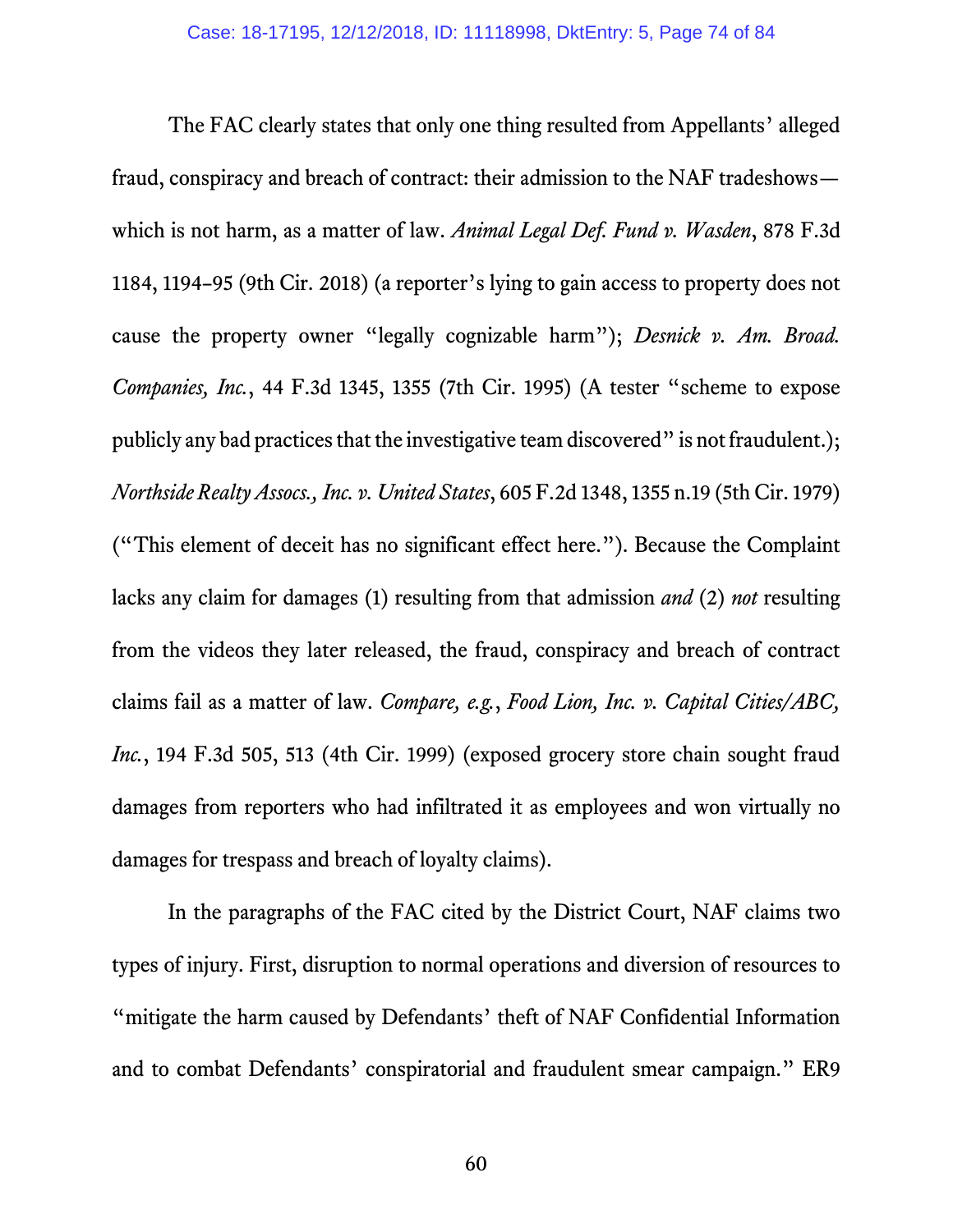The FAC clearly states that only one thing resulted from Appellants' alleged fraud, conspiracy and breach of contract: their admission to the NAF tradeshows—which is not harm, as a matter of law. *Animal Legal Def. Fund v. Wasden*, 878 F.3d 1184, 1194–95 (9th Cir. 2018) (a reporter's lying to gain access to property does not cause the property owner "legally cognizable harm"); *Desnick v. Am. Broad. Companies, Inc.*, 44 F.3d 1345, 1355 (7th Cir. 1995) (A tester "scheme to expose publicly any bad practices that the investigative team discovered" is not fraudulent.); *Northside Realty Assocs., Inc. v. United States*, 605 F.2d 1348, 1355 n.19 (5th Cir. 1979) ("This element of deceit has no significant effect here."). Because the Complaint lacks any claim for damages (1) resulting from that admission *and* (2) *not* resulting from the videos they later released, the fraud, conspiracy and breach of contract claims fail as a matter of law. *Compare, e.g.*, *Food Lion, Inc. v. Capital Cities/ABC, Inc.*, 194 F.3d 505, 513 (4th Cir. 1999) (exposed grocery store chain sought fraud damages from reporters who had infiltrated it as employees and won virtually no damages for trespass and breach of loyalty claims).

In the paragraphs of the FAC cited by the District Court, NAF claims two types of injury. First, disruption to normal operations and diversion of resources to "mitigate the harm caused by Defendants' theft of NAF Confidential Information and to combat Defendants' conspiratorial and fraudulent smear campaign." ER9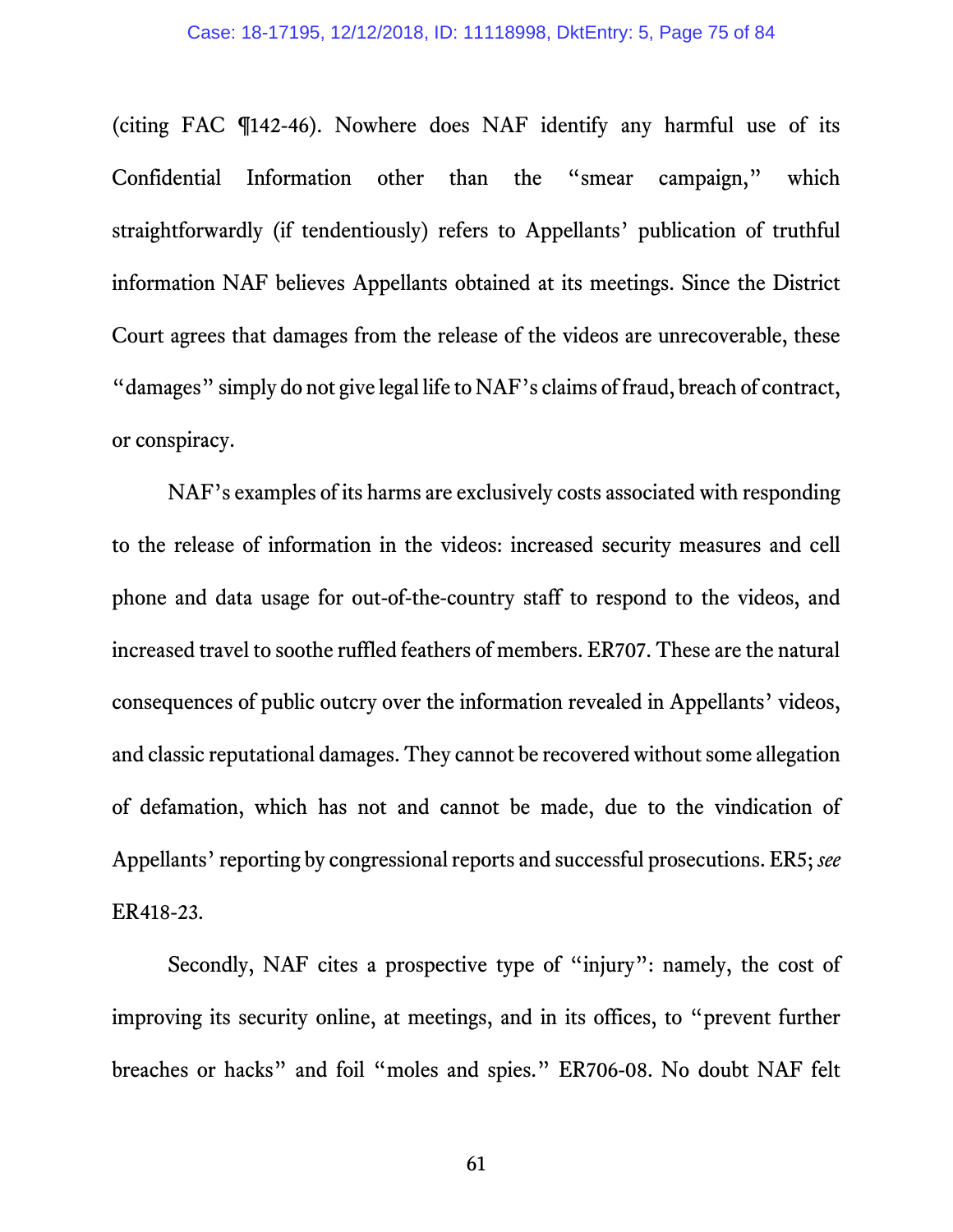(citing FAC ¶142-46). Nowhere does NAF identify any harmful use of its Confidential Information other than the "smear campaign," which straightforwardly (if tendentiously) refers to Appellants' publication of truthful information NAF believes Appellants obtained at its meetings. Since the District Court agrees that damages from the release of the videos are unrecoverable, these "damages" simply do not give legal life to NAF's claims of fraud, breach of contract, or conspiracy.

NAF's examples of its harms are exclusively costs associated with responding to the release of information in the videos: increased security measures and cell phone and data usage for out-of-the-country staff to respond to the videos, and increased travel to soothe ruffled feathers of members. ER707. These are the natural consequences of public outcry over the information revealed in Appellants' videos, and classic reputational damages. They cannot be recovered without some allegation of defamation, which has not and cannot be made, due to the vindication of Appellants' reporting by congressional reports and successful prosecutions. ER5; *see* ER418-23.

Secondly, NAF cites a prospective type of "injury": namely, the cost of improving its security online, at meetings, and in its offices, to "prevent further breaches or hacks" and foil "moles and spies." ER706-08. No doubt NAF felt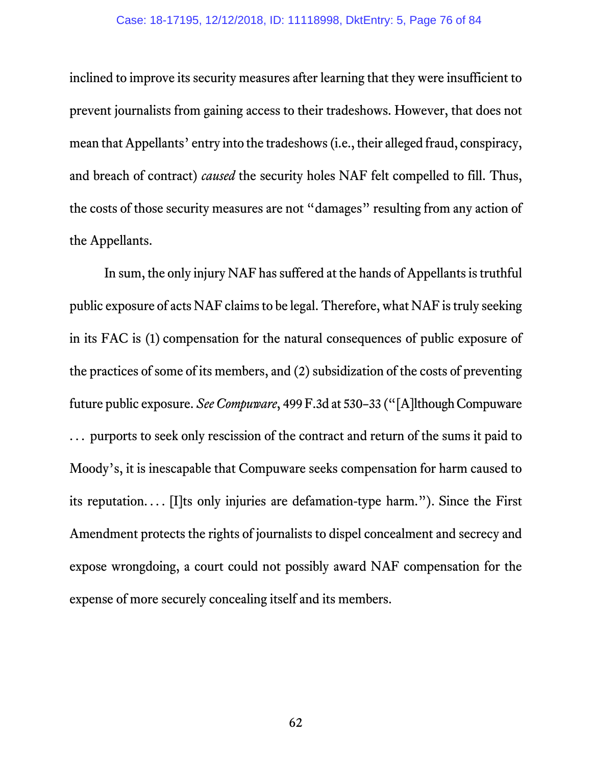inclined to improve its security measures after learning that they were insufficient to prevent journalists from gaining access to their tradeshows. However, that does not mean that Appellants' entry into the tradeshows (i.e., their alleged fraud, conspiracy, and breach of contract) *caused* the security holes NAF felt compelled to fill. Thus, the costs of those security measures are not "damages" resulting from any action of the Appellants.

In sum, the only injury NAF has suffered at the hands of Appellants is truthful public exposure of acts NAF claims to be legal. Therefore, what NAF is truly seeking in its FAC is (1) compensation for the natural consequences of public exposure of the practices of some of its members, and (2) subsidization of the costs of preventing future public exposure. *See Compuware*, 499 F.3d at 530–33 ("[A]lthough Compuware . . . purports to seek only rescission of the contract and return of the sums it paid to Moody's, it is inescapable that Compuware seeks compensation for harm caused to its reputation. . . . [I]ts only injuries are defamation-type harm."). Since the First Amendment protects the rights of journalists to dispel concealment and secrecy and expose wrongdoing, a court could not possibly award NAF compensation for the expense of more securely concealing itself and its members.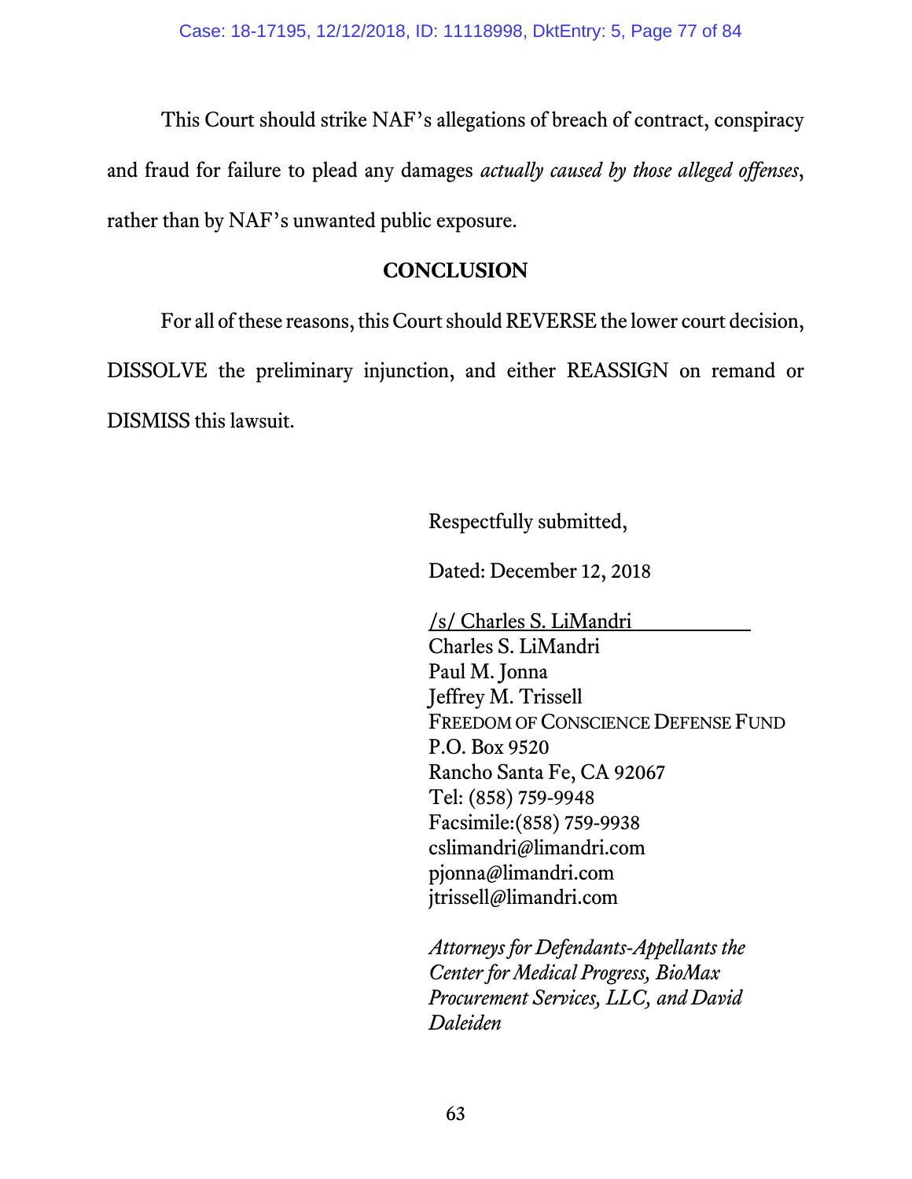This Court should strike NAF's allegations of breach of contract, conspiracy and fraud for failure to plead any damages *actually caused by those alleged offenses*, rather than by NAF's unwanted public exposure.

## CONCLUSION

For all of these reasons, this Court should REVERSE the lower court decision, DISSOLVE the preliminary injunction, and either REASSIGN on remand or DISMISS this lawsuit.

Respectfully submitted,

Dated: December 12, 2018

/s/ Charles S. LiMandri
Charles S. LiMandri
Paul M. Jonna
Jeffrey M. Trissell
FREEDOM OF CONSCIENCE DEFENSE FUND
P.O. Box 9520
Rancho Santa Fe, CA 92067
Tel: (858) 759-9948
Facsimile:(858) 759-9938
cslimandri@limandri.com
pjonna@limandri.com
jtrissell@limandri.com

*Attorneys for Defendants-Appellants the Center for Medical Progress, BioMax Procurement Services, LLC, and David Daleiden*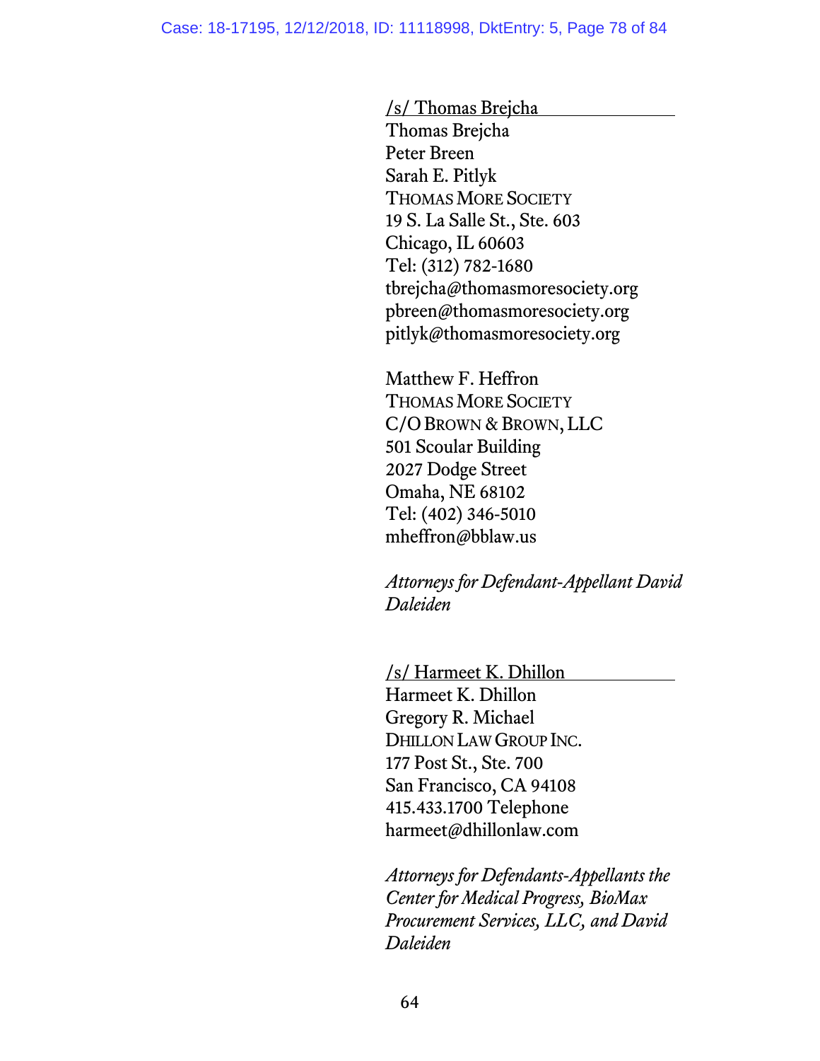/s/ Thomas Brejcha
Thomas Brejcha
Peter Breen
Sarah E. Pitlyk
THOMAS MORE SOCIETY
19 S. La Salle St., Ste. 603
Chicago, IL 60603
Tel: (312) 782-1680
tbrejcha@thomasmoresociety.org
pbreen@thomasmoresociety.org
pitlyk@thomasmoresociety.org

Matthew F. Heffron
THOMAS MORE SOCIETY
C/O BROWN & BROWN, LLC
501 Scoular Building
2027 Dodge Street
Omaha, NE 68102
Tel: (402) 346-5010
mheffron@bblaw.us

*Attorneys for Defendant-Appellant David Daleiden*

/s/ Harmeet K. Dhillon
Harmeet K. Dhillon
Gregory R. Michael
DHILLON LAW GROUP INC.
177 Post St., Ste. 700
San Francisco, CA 94108
415.433.1700 Telephone
harmeet@dhillonlaw.com

*Attorneys for Defendants-Appellants the Center for Medical Progress, BioMax Procurement Services, LLC, and David Daleiden*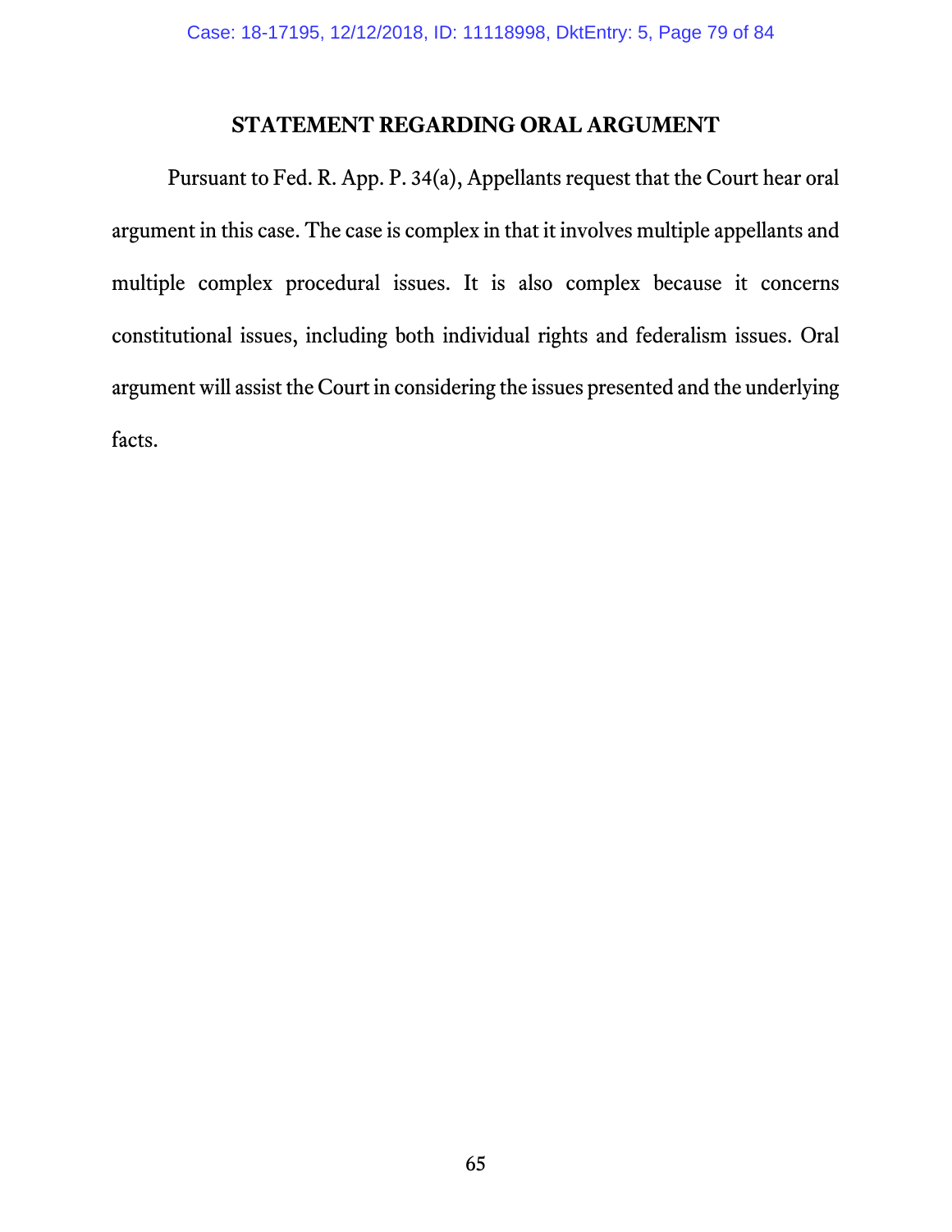## STATEMENT REGARDING ORAL ARGUMENT

Pursuant to Fed. R. App. P. 34(a), Appellants request that the Court hear oral argument in this case. The case is complex in that it involves multiple appellants and multiple complex procedural issues. It is also complex because it concerns constitutional issues, including both individual rights and federalism issues. Oral argument will assist the Court in considering the issues presented and the underlying facts.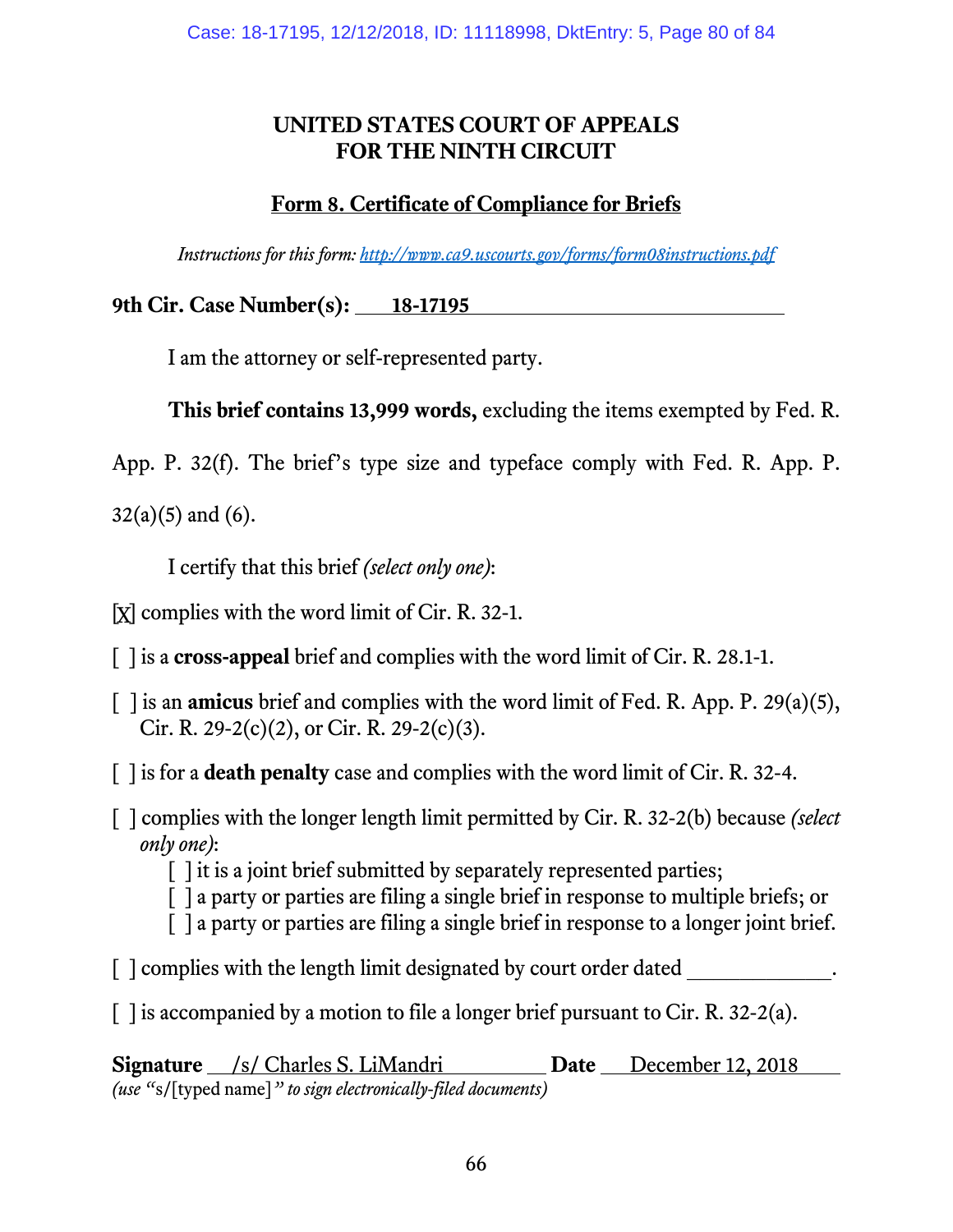# UNITED STATES COURT OF APPEALS
# FOR THE NINTH CIRCUIT

## Form 8. Certificate of Compliance for Briefs

*Instructions for this form: http://www.ca9.uscourts.gov/forms/form08instructions.pdf*

**9th Cir. Case Number(s):** 18-17195

I am the attorney or self-represented party.

**This brief contains 13,999 words,** excluding the items exempted by Fed. R. App. P. 32(f). The brief's type size and typeface comply with Fed. R. App. P. 32(a)(5) and (6).

I certify that this brief *(select only one)*:

[X] complies with the word limit of Cir. R. 32-1.

[ ] is a **cross-appeal** brief and complies with the word limit of Cir. R. 28.1-1.

[ ] is an **amicus** brief and complies with the word limit of Fed. R. App. P. 29(a)(5), Cir. R. 29-2(c)(2), or Cir. R. 29-2(c)(3).

[ ] is for a **death penalty** case and complies with the word limit of Cir. R. 32-4.

[ ] complies with the longer length limit permitted by Cir. R. 32-2(b) because *(select only one)*:
- [ ] it is a joint brief submitted by separately represented parties;
- [ ] a party or parties are filing a single brief in response to multiple briefs; or
- [ ] a party or parties are filing a single brief in response to a longer joint brief.

[ ] complies with the length limit designated by court order dated ______________.

[ ] is accompanied by a motion to file a longer brief pursuant to Cir. R. 32-2(a).

**Signature** /s/ Charles S. LiMandri **Date** December 12, 2018
*(use "s/[typed name]" to sign electronically-filed documents)*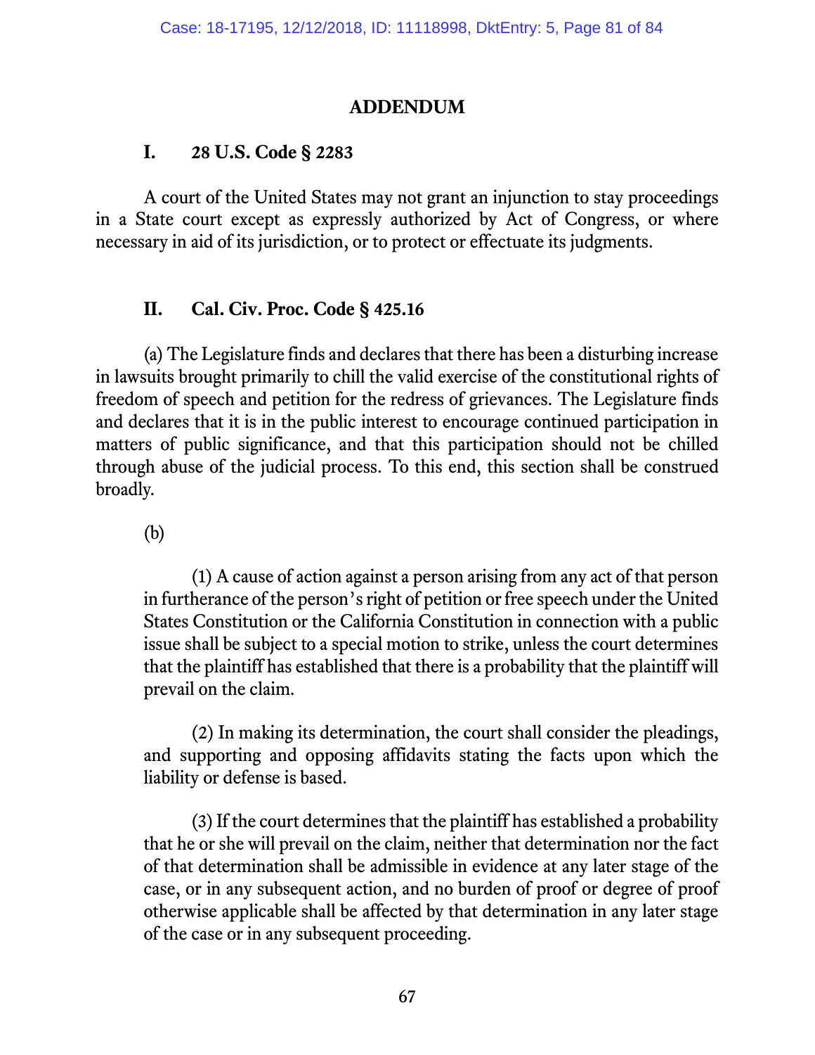## ADDENDUM

### I. 28 U.S. Code § 2283

A court of the United States may not grant an injunction to stay proceedings in a State court except as expressly authorized by Act of Congress, or where necessary in aid of its jurisdiction, or to protect or effectuate its judgments.

### II. Cal. Civ. Proc. Code § 425.16

(a) The Legislature finds and declares that there has been a disturbing increase in lawsuits brought primarily to chill the valid exercise of the constitutional rights of freedom of speech and petition for the redress of grievances. The Legislature finds and declares that it is in the public interest to encourage continued participation in matters of public significance, and that this participation should not be chilled through abuse of the judicial process. To this end, this section shall be construed broadly.

(b)

(1) A cause of action against a person arising from any act of that person in furtherance of the person's right of petition or free speech under the United States Constitution or the California Constitution in connection with a public issue shall be subject to a special motion to strike, unless the court determines that the plaintiff has established that there is a probability that the plaintiff will prevail on the claim.

(2) In making its determination, the court shall consider the pleadings, and supporting and opposing affidavits stating the facts upon which the liability or defense is based.

(3) If the court determines that the plaintiff has established a probability that he or she will prevail on the claim, neither that determination nor the fact of that determination shall be admissible in evidence at any later stage of the case, or in any subsequent action, and no burden of proof or degree of proof otherwise applicable shall be affected by that determination in any later stage of the case or in any subsequent proceeding.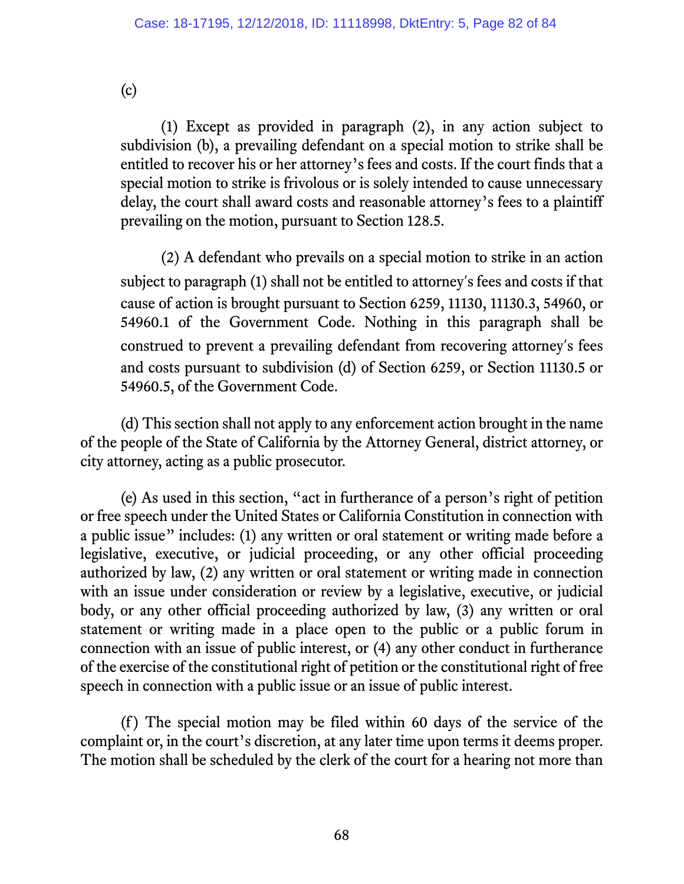(c)

(1) Except as provided in paragraph (2), in any action subject to subdivision (b), a prevailing defendant on a special motion to strike shall be entitled to recover his or her attorney's fees and costs. If the court finds that a special motion to strike is frivolous or is solely intended to cause unnecessary delay, the court shall award costs and reasonable attorney's fees to a plaintiff prevailing on the motion, pursuant to Section 128.5.

(2) A defendant who prevails on a special motion to strike in an action subject to paragraph (1) shall not be entitled to attorney's fees and costs if that cause of action is brought pursuant to Section 6259, 11130, 11130.3, 54960, or 54960.1 of the Government Code. Nothing in this paragraph shall be construed to prevent a prevailing defendant from recovering attorney's fees and costs pursuant to subdivision (d) of Section 6259, or Section 11130.5 or 54960.5, of the Government Code.

(d) This section shall not apply to any enforcement action brought in the name of the people of the State of California by the Attorney General, district attorney, or city attorney, acting as a public prosecutor.

(e) As used in this section, "act in furtherance of a person's right of petition or free speech under the United States or California Constitution in connection with a public issue" includes: (1) any written or oral statement or writing made before a legislative, executive, or judicial proceeding, or any other official proceeding authorized by law, (2) any written or oral statement or writing made in connection with an issue under consideration or review by a legislative, executive, or judicial body, or any other official proceeding authorized by law, (3) any written or oral statement or writing made in a place open to the public or a public forum in connection with an issue of public interest, or (4) any other conduct in furtherance of the exercise of the constitutional right of petition or the constitutional right of free speech in connection with a public issue or an issue of public interest.

(f) The special motion may be filed within 60 days of the service of the complaint or, in the court's discretion, at any later time upon terms it deems proper. The motion shall be scheduled by the clerk of the court for a hearing not more than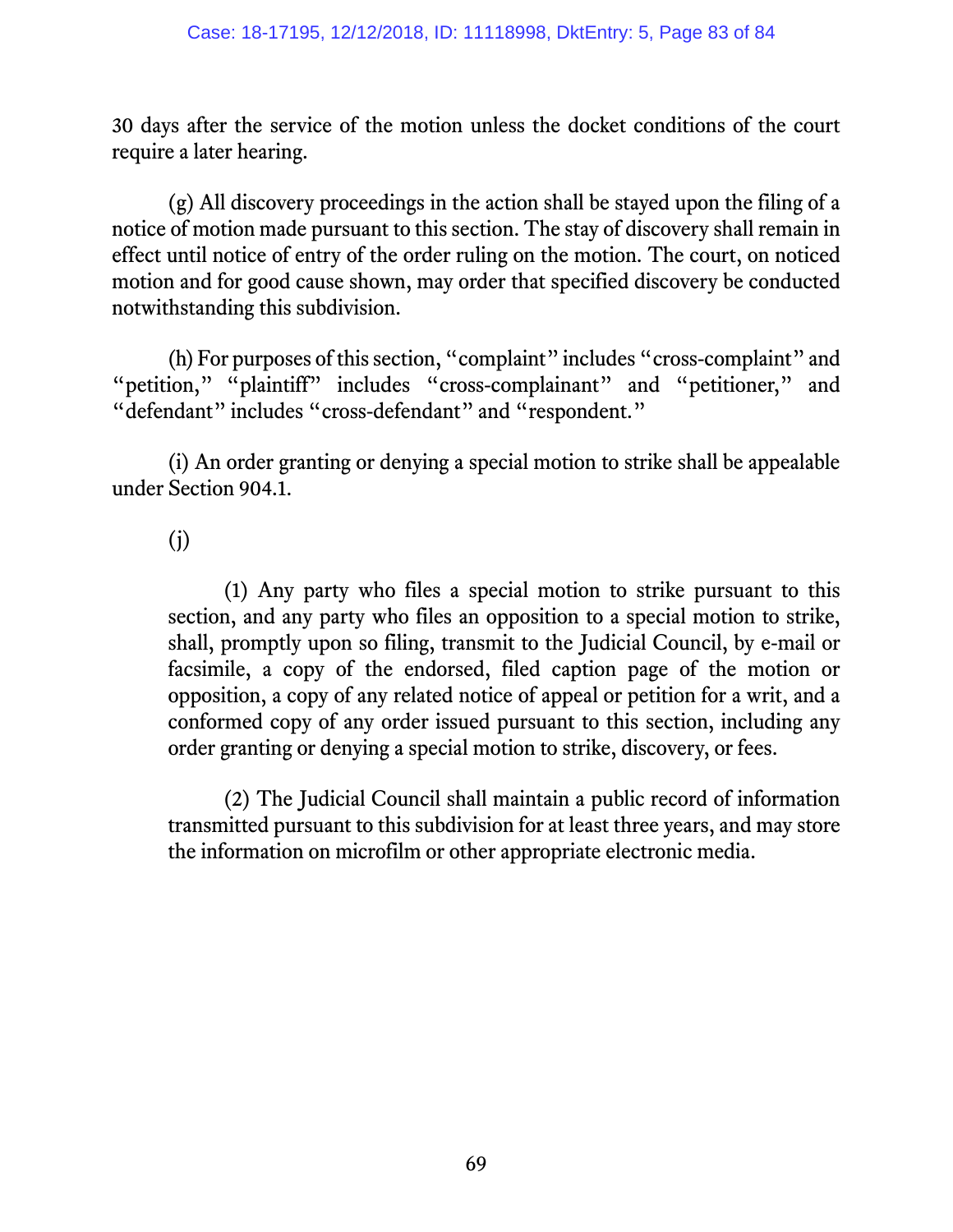30 days after the service of the motion unless the docket conditions of the court require a later hearing.

(g) All discovery proceedings in the action shall be stayed upon the filing of a notice of motion made pursuant to this section. The stay of discovery shall remain in effect until notice of entry of the order ruling on the motion. The court, on noticed motion and for good cause shown, may order that specified discovery be conducted notwithstanding this subdivision.

(h) For purposes of this section, "complaint" includes "cross-complaint" and "petition," "plaintiff" includes "cross-complainant" and "petitioner," and "defendant" includes "cross-defendant" and "respondent."

(i) An order granting or denying a special motion to strike shall be appealable under Section 904.1.

(j)

(1) Any party who files a special motion to strike pursuant to this section, and any party who files an opposition to a special motion to strike, shall, promptly upon so filing, transmit to the Judicial Council, by e-mail or facsimile, a copy of the endorsed, filed caption page of the motion or opposition, a copy of any related notice of appeal or petition for a writ, and a conformed copy of any order issued pursuant to this section, including any order granting or denying a special motion to strike, discovery, or fees.

(2) The Judicial Council shall maintain a public record of information transmitted pursuant to this subdivision for at least three years, and may store the information on microfilm or other appropriate electronic media.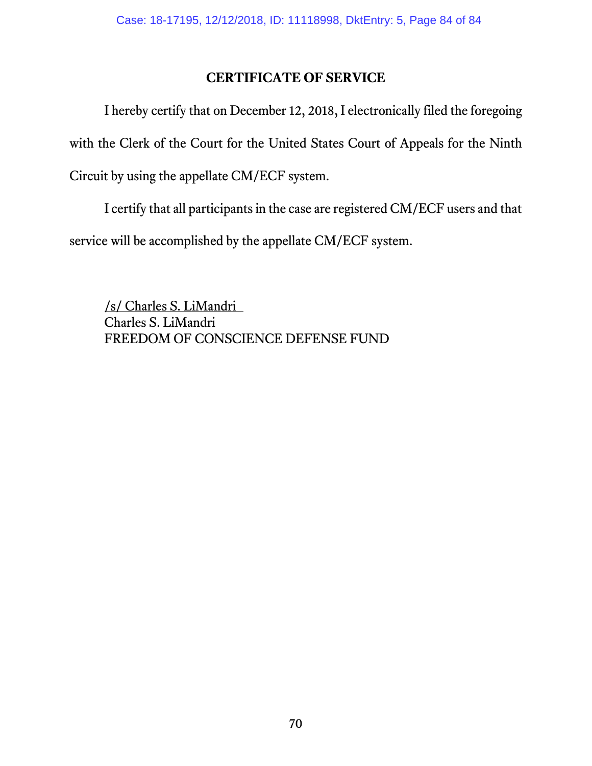## CERTIFICATE OF SERVICE

I hereby certify that on December 12, 2018, I electronically filed the foregoing with the Clerk of the Court for the United States Court of Appeals for the Ninth Circuit by using the appellate CM/ECF system.

I certify that all participants in the case are registered CM/ECF users and that service will be accomplished by the appellate CM/ECF system.

/s/ Charles S. LiMandri
Charles S. LiMandri
FREEDOM OF CONSCIENCE DEFENSE FUND